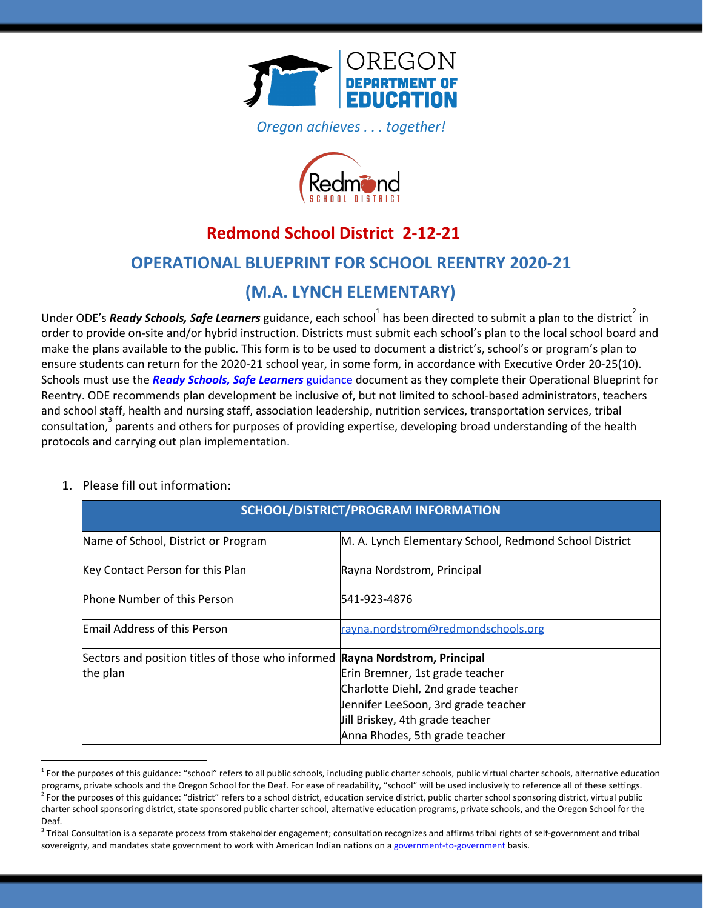OREGON DEPARTMENT OF EDUCATION

*Oregon achieves . . . together!*

Redmond SCHOOL DISTRICT

# Redmond School District 2-12-21

# OPERATIONAL BLUEPRINT FOR SCHOOL REENTRY 2020-21

# (M.A. LYNCH ELEMENTARY)

Under ODE's ***Ready Schools, Safe Learners*** guidance, each school[1] has been directed to submit a plan to the district[2] in order to provide on-site and/or hybrid instruction. Districts must submit each school's plan to the local school board and make the plans available to the public. This form is to be used to document a district's, school's or program's plan to ensure students can return for the 2020-21 school year, in some form, in accordance with Executive Order 20-25(10). Schools must use the ***Ready Schools, Safe Learners*** guidance document as they complete their Operational Blueprint for Reentry. ODE recommends plan development be inclusive of, but not limited to school-based administrators, teachers and school staff, health and nursing staff, association leadership, nutrition services, transportation services, tribal consultation,[3] parents and others for purposes of providing expertise, developing broad understanding of the health protocols and carrying out plan implementation.

1. Please fill out information:

| SCHOOL/DISTRICT/PROGRAM INFORMATION | |
|---|---|
| Name of School, District or Program | M. A. Lynch Elementary School, Redmond School District |
| Key Contact Person for this Plan | Rayna Nordstrom, Principal |
| Phone Number of this Person | 541-923-4876 |
| Email Address of this Person | rayna.nordstrom@redmondschools.org |
| Sectors and position titles of those who informed the plan | **Rayna Nordstrom, Principal**<br>Erin Bremner, 1st grade teacher<br>Charlotte Diehl, 2nd grade teacher<br>Jennifer LeeSoon, 3rd grade teacher<br>Jill Briskey, 4th grade teacher<br>Anna Rhodes, 5th grade teacher |

[1] For the purposes of this guidance: "school" refers to all public schools, including public charter schools, public virtual charter schools, alternative education programs, private schools and the Oregon School for the Deaf. For ease of readability, "school" will be used inclusively to reference all of these settings.
[2] For the purposes of this guidance: "district" refers to a school district, education service district, public charter school sponsoring district, virtual public charter school sponsoring district, state sponsored public charter school, alternative education programs, private schools, and the Oregon School for the Deaf.
[3] Tribal Consultation is a separate process from stakeholder engagement; consultation recognizes and affirms tribal rights of self-government and tribal sovereignty, and mandates state government to work with American Indian nations on a government-to-government basis.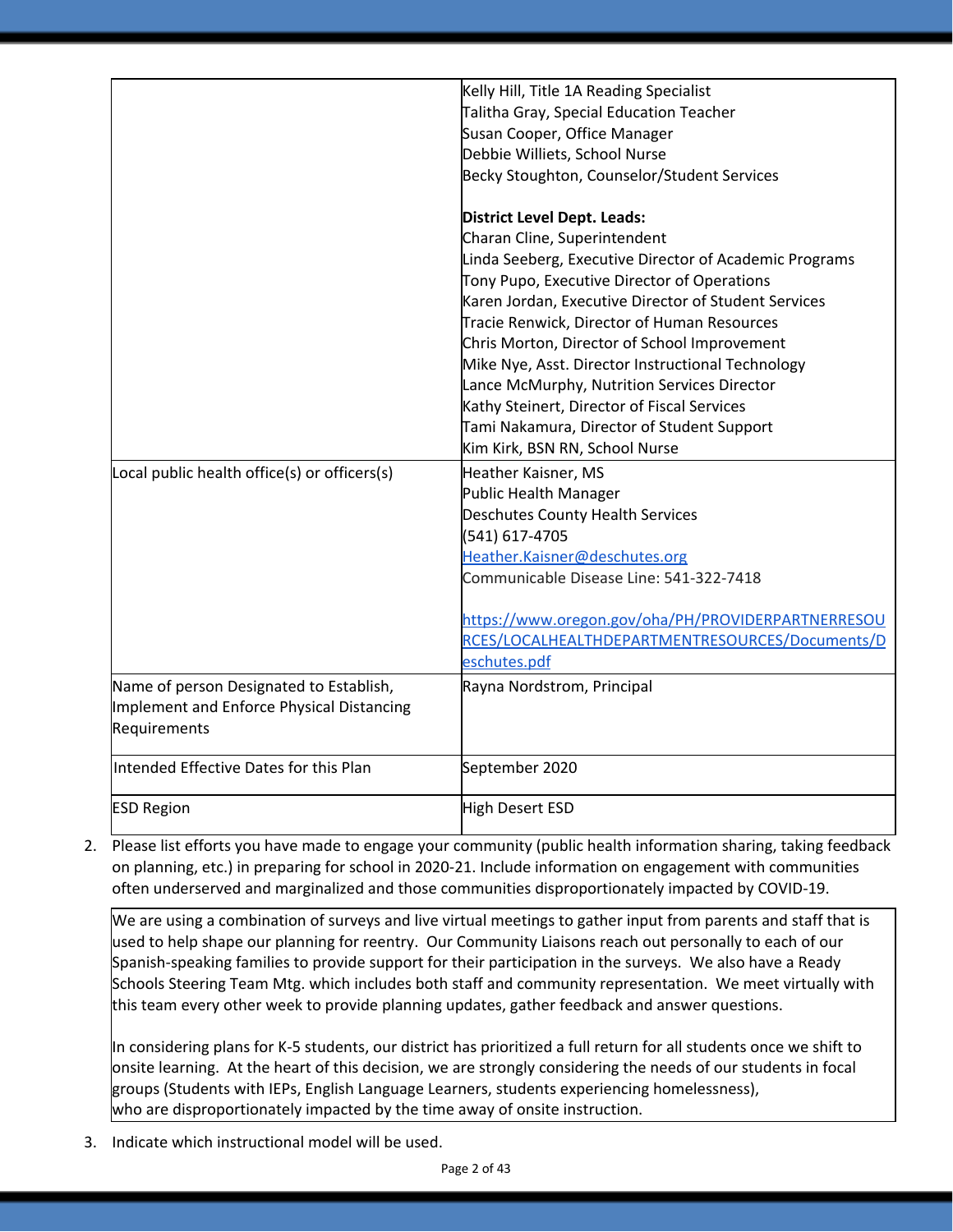| | |
|---|---|
| | Kelly Hill, Title 1A Reading Specialist<br>Talitha Gray, Special Education Teacher<br>Susan Cooper, Office Manager<br>Debbie Williets, School Nurse<br>Becky Stoughton, Counselor/Student Services<br><br>**District Level Dept. Leads:**<br>Charan Cline, Superintendent<br>Linda Seeberg, Executive Director of Academic Programs<br>Tony Pupo, Executive Director of Operations<br>Karen Jordan, Executive Director of Student Services<br>Tracie Renwick, Director of Human Resources<br>Chris Morton, Director of School Improvement<br>Mike Nye, Asst. Director Instructional Technology<br>Lance McMurphy, Nutrition Services Director<br>Kathy Steinert, Director of Fiscal Services<br>Tami Nakamura, Director of Student Support<br>Kim Kirk, BSN RN, School Nurse |
| Local public health office(s) or officers(s) | Heather Kaisner, MS<br>Public Health Manager<br>Deschutes County Health Services<br>(541) 617-4705<br>Heather.Kaisner@deschutes.org<br>Communicable Disease Line: 541-322-7418<br><br>https://www.oregon.gov/oha/PH/PROVIDERPARTNERRESOURCES/LOCALHEALTHDEPARTMENTRESOURCES/Documents/Deschutes.pdf |
| Name of person Designated to Establish, Implement and Enforce Physical Distancing Requirements | Rayna Nordstrom, Principal |
| Intended Effective Dates for this Plan | September 2020 |
| ESD Region | High Desert ESD |

2. Please list efforts you have made to engage your community (public health information sharing, taking feedback on planning, etc.) in preparing for school in 2020-21. Include information on engagement with communities often underserved and marginalized and those communities disproportionately impacted by COVID-19.

| |
|---|
| We are using a combination of surveys and live virtual meetings to gather input from parents and staff that is used to help shape our planning for reentry. Our Community Liaisons reach out personally to each of our Spanish-speaking families to provide support for their participation in the surveys. We also have a Ready Schools Steering Team Mtg. which includes both staff and community representation. We meet virtually with this team every other week to provide planning updates, gather feedback and answer questions.<br><br>In considering plans for K-5 students, our district has prioritized a full return for all students once we shift to onsite learning. At the heart of this decision, we are strongly considering the needs of our students in focal groups (Students with IEPs, English Language Learners, students experiencing homelessness), who are disproportionately impacted by the time away of onsite instruction. |

3. Indicate which instructional model will be used.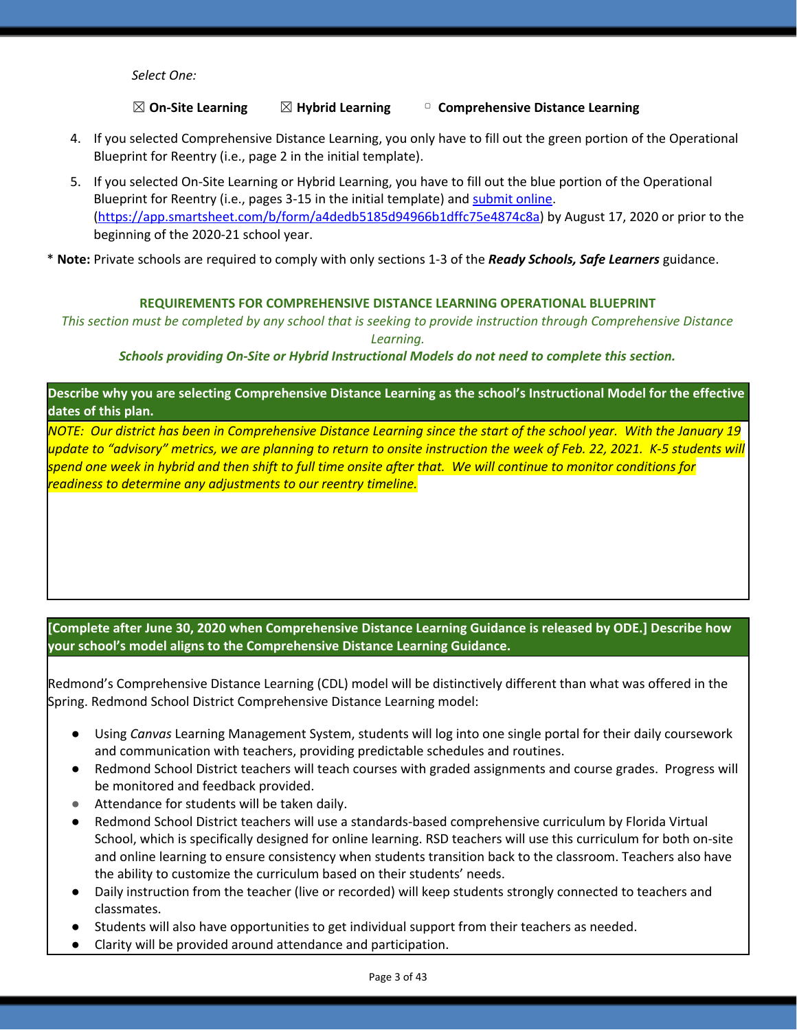*Select One:*

☒ **On-Site Learning** ☒ **Hybrid Learning** ▢ **Comprehensive Distance Learning**

4. If you selected Comprehensive Distance Learning, you only have to fill out the green portion of the Operational Blueprint for Reentry (i.e., page 2 in the initial template).
5. If you selected On-Site Learning or Hybrid Learning, you have to fill out the blue portion of the Operational Blueprint for Reentry (i.e., pages 3-15 in the initial template) and [submit online](https://app.smartsheet.com/b/form/a4dedb5185d94966b1dffc75e4874c8a). ([https://app.smartsheet.com/b/form/a4dedb5185d94966b1dffc75e4874c8a](https://app.smartsheet.com/b/form/a4dedb5185d94966b1dffc75e4874c8a)) by August 17, 2020 or prior to the beginning of the 2020-21 school year.

* **Note:** Private schools are required to comply with only sections 1-3 of the ***Ready Schools, Safe Learners*** guidance.

**REQUIREMENTS FOR COMPREHENSIVE DISTANCE LEARNING OPERATIONAL BLUEPRINT**

*This section must be completed by any school that is seeking to provide instruction through Comprehensive Distance Learning.*

***Schools providing On-Site or Hybrid Instructional Models do not need to complete this section.***

| **Describe why you are selecting Comprehensive Distance Learning as the school's Instructional Model for the effective dates of this plan.** |
| --- |
| *NOTE: Our district has been in Comprehensive Distance Learning since the start of the school year. With the January 19 update to "advisory" metrics, we are planning to return to onsite instruction the week of Feb. 22, 2021. K-5 students will spend one week in hybrid and then shift to full time onsite after that. We will continue to monitor conditions for readiness to determine any adjustments to our reentry timeline.* |

**[Complete after June 30, 2020 when Comprehensive Distance Learning Guidance is released by ODE.] Describe how your school's model aligns to the Comprehensive Distance Learning Guidance.**

Redmond's Comprehensive Distance Learning (CDL) model will be distinctively different than what was offered in the Spring. Redmond School District Comprehensive Distance Learning model:

- Using *Canvas* Learning Management System, students will log into one single portal for their daily coursework and communication with teachers, providing predictable schedules and routines.
- Redmond School District teachers will teach courses with graded assignments and course grades. Progress will be monitored and feedback provided.
- Attendance for students will be taken daily.
- Redmond School District teachers will use a standards-based comprehensive curriculum by Florida Virtual School, which is specifically designed for online learning. RSD teachers will use this curriculum for both on-site and online learning to ensure consistency when students transition back to the classroom. Teachers also have the ability to customize the curriculum based on their students' needs.
- Daily instruction from the teacher (live or recorded) will keep students strongly connected to teachers and classmates.
- Students will also have opportunities to get individual support from their teachers as needed.
- Clarity will be provided around attendance and participation.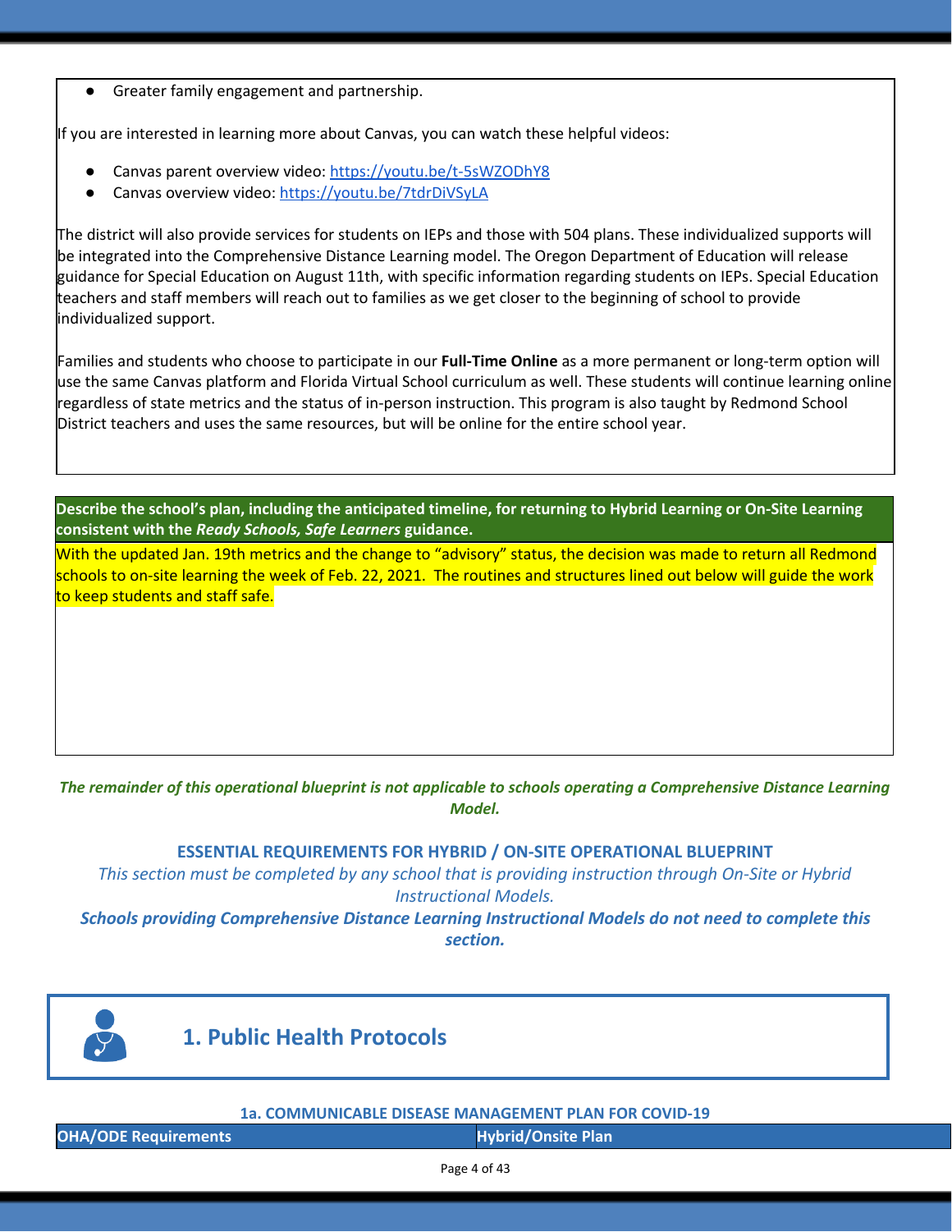- Greater family engagement and partnership.

If you are interested in learning more about Canvas, you can watch these helpful videos:

- Canvas parent overview video: https://youtu.be/t-5sWZODhY8
- Canvas overview video: https://youtu.be/7tdrDiVSyLA

The district will also provide services for students on IEPs and those with 504 plans. These individualized supports will be integrated into the Comprehensive Distance Learning model. The Oregon Department of Education will release guidance for Special Education on August 11th, with specific information regarding students on IEPs. Special Education teachers and staff members will reach out to families as we get closer to the beginning of school to provide individualized support.

Families and students who choose to participate in our **Full-Time Online** as a more permanent or long-term option will use the same Canvas platform and Florida Virtual School curriculum as well. These students will continue learning online regardless of state metrics and the status of in-person instruction. This program is also taught by Redmond School District teachers and uses the same resources, but will be online for the entire school year.

| Describe the school's plan, including the anticipated timeline, for returning to Hybrid Learning or On-Site Learning consistent with the *Ready Schools, Safe Learners* guidance. |
|---|
| With the updated Jan. 19th metrics and the change to "advisory" status, the decision was made to return all Redmond schools to on-site learning the week of Feb. 22, 2021. The routines and structures lined out below will guide the work to keep students and staff safe. |

***The remainder of this operational blueprint is not applicable to schools operating a Comprehensive Distance Learning Model.***

## ESSENTIAL REQUIREMENTS FOR HYBRID / ON-SITE OPERATIONAL BLUEPRINT

*This section must be completed by any school that is providing instruction through On-Site or Hybrid Instructional Models.*

***Schools providing Comprehensive Distance Learning Instructional Models do not need to complete this section.***

# 1. Public Health Protocols

### 1a. COMMUNICABLE DISEASE MANAGEMENT PLAN FOR COVID-19

| OHA/ODE Requirements | Hybrid/Onsite Plan |
|---|---|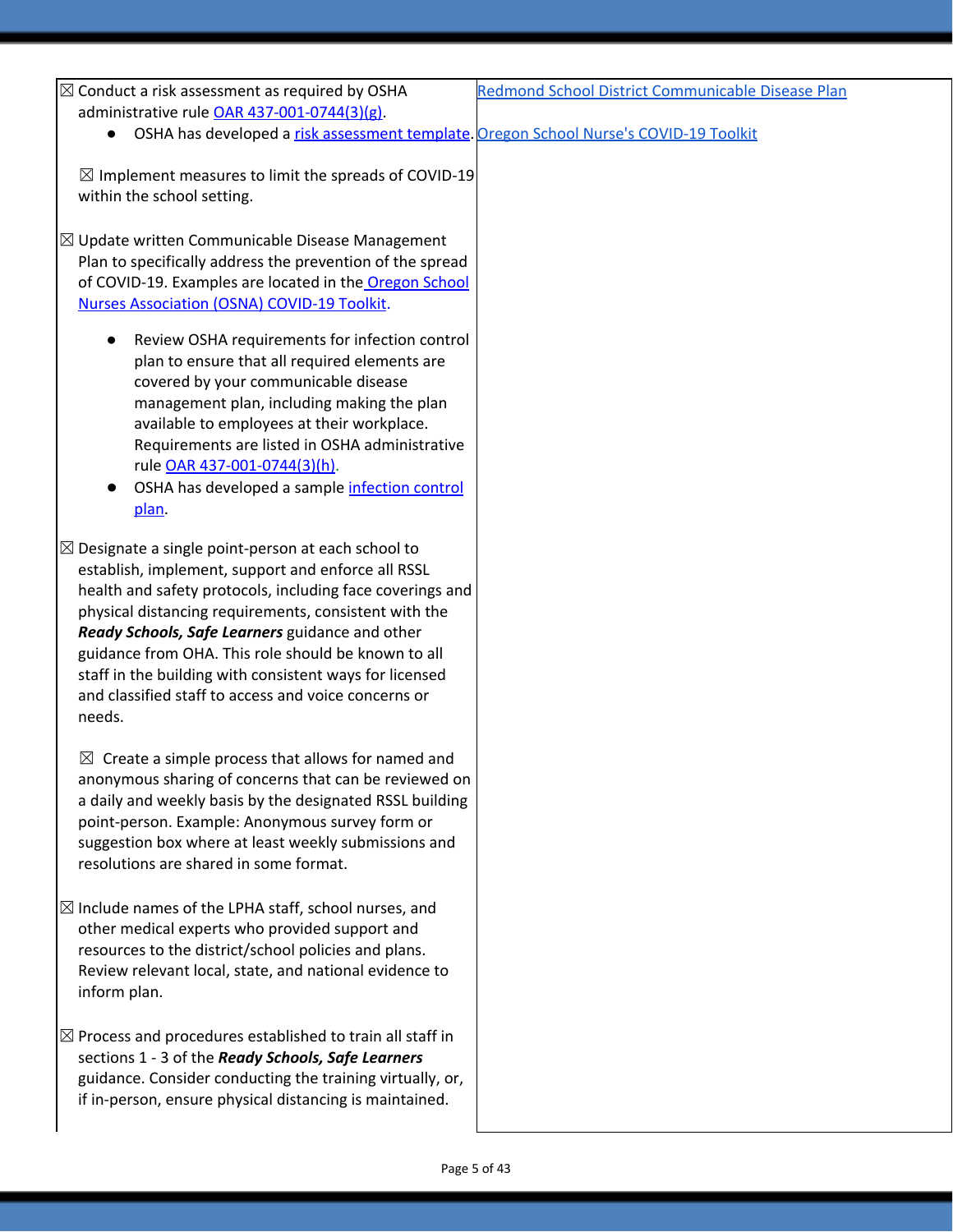| | |
|---|---|
| ☒ Conduct a risk assessment as required by OSHA administrative rule OAR 437-001-0744(3)(g).<br>● OSHA has developed a risk assessment template.<br><br>☒ Implement measures to limit the spreads of COVID-19 within the school setting.<br><br>☒ Update written Communicable Disease Management Plan to specifically address the prevention of the spread of COVID-19. Examples are located in the Oregon School Nurses Association (OSNA) COVID-19 Toolkit.<br>● Review OSHA requirements for infection control plan to ensure that all required elements are covered by your communicable disease management plan, including making the plan available to employees at their workplace. Requirements are listed in OSHA administrative rule OAR 437-001-0744(3)(h).<br>● OSHA has developed a sample infection control plan.<br><br>☒ Designate a single point-person at each school to establish, implement, support and enforce all RSSL health and safety protocols, including face coverings and physical distancing requirements, consistent with the ***Ready Schools, Safe Learners*** guidance and other guidance from OHA. This role should be known to all staff in the building with consistent ways for licensed and classified staff to access and voice concerns or needs.<br><br>☒ Create a simple process that allows for named and anonymous sharing of concerns that can be reviewed on a daily and weekly basis by the designated RSSL building point-person. Example: Anonymous survey form or suggestion box where at least weekly submissions and resolutions are shared in some format.<br><br>☒ Include names of the LPHA staff, school nurses, and other medical experts who provided support and resources to the district/school policies and plans. Review relevant local, state, and national evidence to inform plan.<br><br>☒ Process and procedures established to train all staff in sections 1 - 3 of the ***Ready Schools, Safe Learners*** guidance. Consider conducting the training virtually, or, if in-person, ensure physical distancing is maintained. | Redmond School District Communicable Disease Plan<br><br>Oregon School Nurse's COVID-19 Toolkit |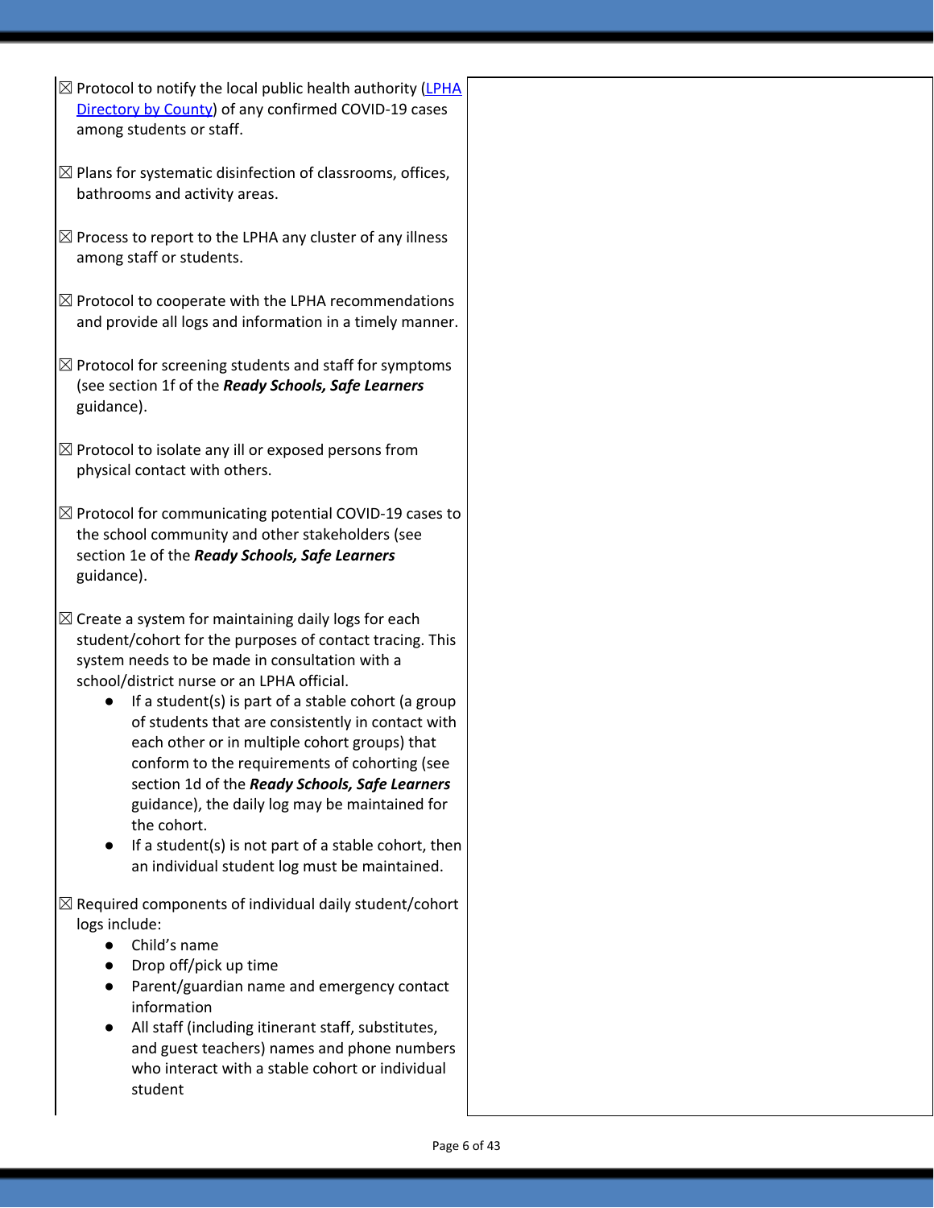| | |
|---|---|
| ☒ Protocol to notify the local public health authority ([LPHA Directory by County](LPHA Directory by County)) of any confirmed COVID-19 cases among students or staff.<br><br>☒ Plans for systematic disinfection of classrooms, offices, bathrooms and activity areas.<br><br>☒ Process to report to the LPHA any cluster of any illness among staff or students.<br><br>☒ Protocol to cooperate with the LPHA recommendations and provide all logs and information in a timely manner.<br><br>☒ Protocol for screening students and staff for symptoms (see section 1f of the ***Ready Schools, Safe Learners*** guidance).<br><br>☒ Protocol to isolate any ill or exposed persons from physical contact with others.<br><br>☒ Protocol for communicating potential COVID-19 cases to the school community and other stakeholders (see section 1e of the ***Ready Schools, Safe Learners*** guidance).<br><br>☒ Create a system for maintaining daily logs for each student/cohort for the purposes of contact tracing. This system needs to be made in consultation with a school/district nurse or an LPHA official.<br>● If a student(s) is part of a stable cohort (a group of students that are consistently in contact with each other or in multiple cohort groups) that conform to the requirements of cohorting (see section 1d of the ***Ready Schools, Safe Learners*** guidance), the daily log may be maintained for the cohort.<br>● If a student(s) is not part of a stable cohort, then an individual student log must be maintained.<br><br>☒ Required components of individual daily student/cohort logs include:<br>● Child's name<br>● Drop off/pick up time<br>● Parent/guardian name and emergency contact information<br>● All staff (including itinerant staff, substitutes, and guest teachers) names and phone numbers who interact with a stable cohort or individual student | |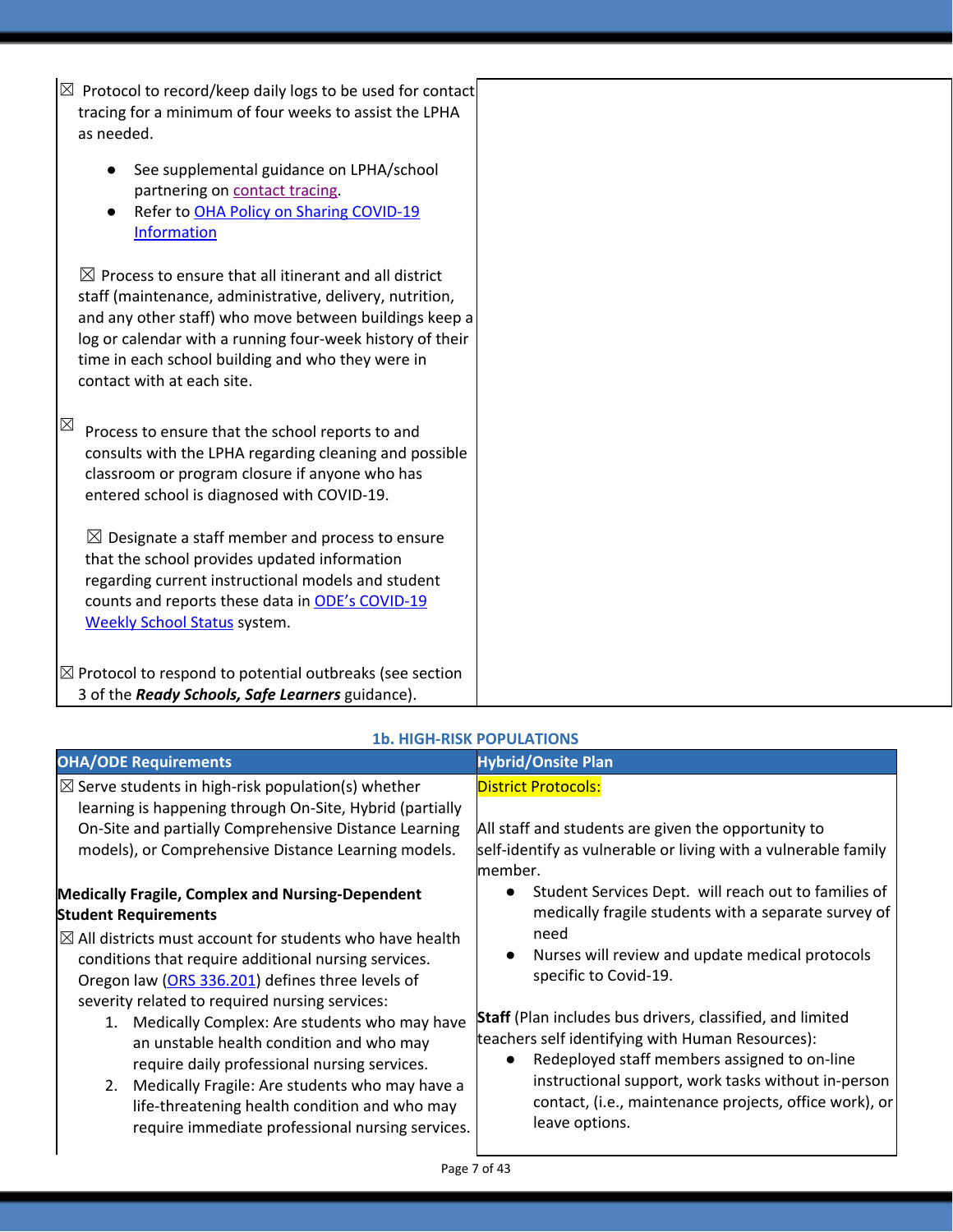| | |
|---|---|
| ☒ Protocol to record/keep daily logs to be used for contact tracing for a minimum of four weeks to assist the LPHA as needed.<br>• See supplemental guidance on LPHA/school partnering on contact tracing.<br>• Refer to OHA Policy on Sharing COVID-19 Information<br><br>☒ Process to ensure that all itinerant and all district staff (maintenance, administrative, delivery, nutrition, and any other staff) who move between buildings keep a log or calendar with a running four-week history of their time in each school building and who they were in contact with at each site.<br><br>☒ Process to ensure that the school reports to and consults with the LPHA regarding cleaning and possible classroom or program closure if anyone who has entered school is diagnosed with COVID-19.<br><br>☒ Designate a staff member and process to ensure that the school provides updated information regarding current instructional models and student counts and reports these data in ODE's COVID-19 Weekly School Status system.<br><br>☒ Protocol to respond to potential outbreaks (see section 3 of the ***Ready Schools, Safe Learners*** guidance). | |

### 1b. HIGH-RISK POPULATIONS

| OHA/ODE Requirements | Hybrid/Onsite Plan |
|---|---|
| ☒ Serve students in high-risk population(s) whether learning is happening through On-Site, Hybrid (partially On-Site and partially Comprehensive Distance Learning models), or Comprehensive Distance Learning models.<br><br>**Medically Fragile, Complex and Nursing-Dependent Student Requirements**<br>☒ All districts must account for students who have health conditions that require additional nursing services. Oregon law (ORS 336.201) defines three levels of severity related to required nursing services:<br>1. Medically Complex: Are students who may have an unstable health condition and who may require daily professional nursing services.<br>2. Medically Fragile: Are students who may have a life-threatening health condition and who may require immediate professional nursing services. | District Protocols:<br><br>All staff and students are given the opportunity to self-identify as vulnerable or living with a vulnerable family member.<br>• Student Services Dept. will reach out to families of medically fragile students with a separate survey of need<br>• Nurses will review and update medical protocols specific to Covid-19.<br><br>**Staff** (Plan includes bus drivers, classified, and limited teachers self identifying with Human Resources):<br>• Redeployed staff members assigned to on-line instructional support, work tasks without in-person contact, (i.e., maintenance projects, office work), or leave options. |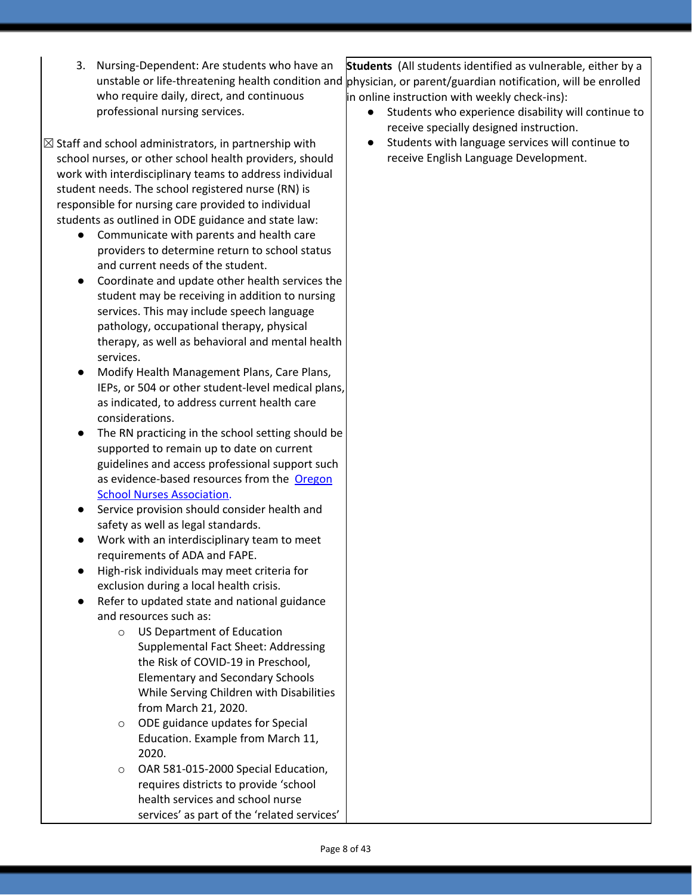| | |
|---|---|
| 3. Nursing-Dependent: Are students who have an unstable or life-threatening health condition and who require daily, direct, and continuous professional nursing services.<br><br>☒ Staff and school administrators, in partnership with school nurses, or other school health providers, should work with interdisciplinary teams to address individual student needs. The school registered nurse (RN) is responsible for nursing care provided to individual students as outlined in ODE guidance and state law:<br>● Communicate with parents and health care providers to determine return to school status and current needs of the student.<br>● Coordinate and update other health services the student may be receiving in addition to nursing services. This may include speech language pathology, occupational therapy, physical therapy, as well as behavioral and mental health services.<br>● Modify Health Management Plans, Care Plans, IEPs, or 504 or other student-level medical plans, as indicated, to address current health care considerations.<br>● The RN practicing in the school setting should be supported to remain up to date on current guidelines and access professional support such as evidence-based resources from the Oregon School Nurses Association.<br>● Service provision should consider health and safety as well as legal standards.<br>● Work with an interdisciplinary team to meet requirements of ADA and FAPE.<br>● High-risk individuals may meet criteria for exclusion during a local health crisis.<br>● Refer to updated state and national guidance and resources such as:<br>○ US Department of Education Supplemental Fact Sheet: Addressing the Risk of COVID-19 in Preschool, Elementary and Secondary Schools While Serving Children with Disabilities from March 21, 2020.<br>○ ODE guidance updates for Special Education. Example from March 11, 2020.<br>○ OAR 581-015-2000 Special Education, requires districts to provide 'school health services and school nurse services' as part of the 'related services' | **Students** (All students identified as vulnerable, either by a physician, or parent/guardian notification, will be enrolled in online instruction with weekly check-ins):<br>● Students who experience disability will continue to receive specially designed instruction.<br>● Students with language services will continue to receive English Language Development. |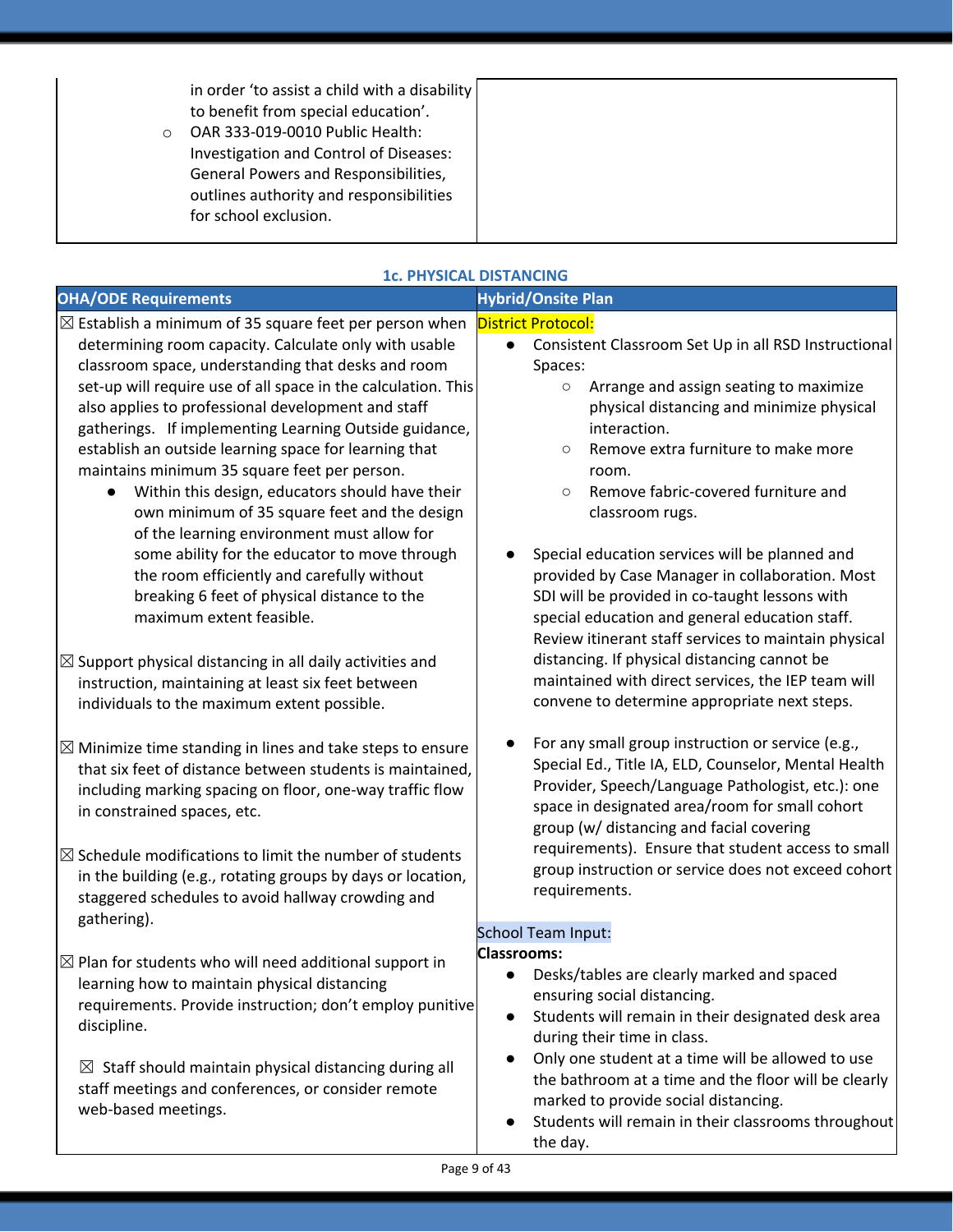|  |  |
|---|---|
| in order 'to assist a child with a disability to benefit from special education'.<br>○ OAR 333-019-0010 Public Health: Investigation and Control of Diseases: General Powers and Responsibilities, outlines authority and responsibilities for school exclusion. |  |

### 1c. PHYSICAL DISTANCING

| OHA/ODE Requirements | Hybrid/Onsite Plan |
|---|---|
| ☒ Establish a minimum of 35 square feet per person when determining room capacity. Calculate only with usable classroom space, understanding that desks and room set-up will require use of all space in the calculation. This also applies to professional development and staff gatherings. If implementing Learning Outside guidance, establish an outside learning space for learning that maintains minimum 35 square feet per person.<br>● Within this design, educators should have their own minimum of 35 square feet and the design of the learning environment must allow for some ability for the educator to move through the room efficiently and carefully without breaking 6 feet of physical distance to the maximum extent feasible.<br><br>☒ Support physical distancing in all daily activities and instruction, maintaining at least six feet between individuals to the maximum extent possible.<br><br>☒ Minimize time standing in lines and take steps to ensure that six feet of distance between students is maintained, including marking spacing on floor, one-way traffic flow in constrained spaces, etc.<br><br>☒ Schedule modifications to limit the number of students in the building (e.g., rotating groups by days or location, staggered schedules to avoid hallway crowding and gathering).<br><br>☒ Plan for students who will need additional support in learning how to maintain physical distancing requirements. Provide instruction; don't employ punitive discipline.<br><br>☒ Staff should maintain physical distancing during all staff meetings and conferences, or consider remote web-based meetings. | District Protocol:<br>● Consistent Classroom Set Up in all RSD Instructional Spaces:<br>○ Arrange and assign seating to maximize physical distancing and minimize physical interaction.<br>○ Remove extra furniture to make more room.<br>○ Remove fabric-covered furniture and classroom rugs.<br><br>● Special education services will be planned and provided by Case Manager in collaboration. Most SDI will be provided in co-taught lessons with special education and general education staff. Review itinerant staff services to maintain physical distancing. If physical distancing cannot be maintained with direct services, the IEP team will convene to determine appropriate next steps.<br><br>● For any small group instruction or service (e.g., Special Ed., Title IA, ELD, Counselor, Mental Health Provider, Speech/Language Pathologist, etc.): one space in designated area/room for small cohort group (w/ distancing and facial covering requirements). Ensure that student access to small group instruction or service does not exceed cohort requirements.<br><br>School Team Input:<br>**Classrooms:**<br>● Desks/tables are clearly marked and spaced ensuring social distancing.<br>● Students will remain in their designated desk area during their time in class.<br>● Only one student at a time will be allowed to use the bathroom at a time and the floor will be clearly marked to provide social distancing.<br>● Students will remain in their classrooms throughout the day. |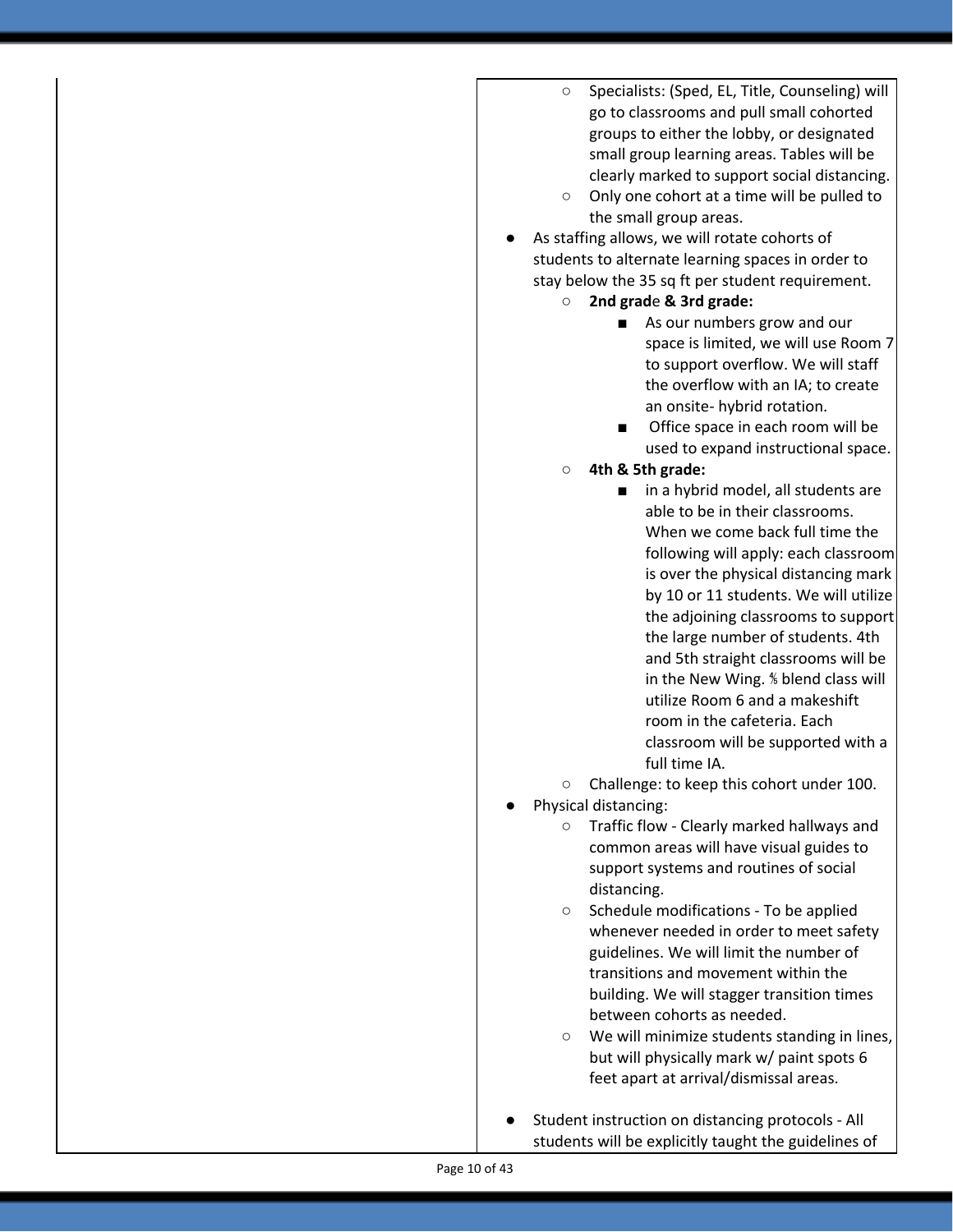- Specialists: (Sped, EL, Title, Counseling) will go to classrooms and pull small cohorted groups to either the lobby, or designated small group learning areas. Tables will be clearly marked to support social distancing.
    - Only one cohort at a time will be pulled to the small group areas.
- As staffing allows, we will rotate cohorts of students to alternate learning spaces in order to stay below the 35 sq ft per student requirement.
    - **2nd grade & 3rd grade:**
        - As our numbers grow and our space is limited, we will use Room 7 to support overflow. We will staff the overflow with an IA; to create an onsite- hybrid rotation.
        - Office space in each room will be used to expand instructional space.
    - **4th & 5th grade:**
        - in a hybrid model, all students are able to be in their classrooms. When we come back full time the following will apply: each classroom is over the physical distancing mark by 10 or 11 students. We will utilize the adjoining classrooms to support the large number of students. 4th and 5th straight classrooms will be in the New Wing. ⅘ blend class will utilize Room 6 and a makeshift room in the cafeteria. Each classroom will be supported with a full time IA.
    - Challenge: to keep this cohort under 100.
- Physical distancing:
    - Traffic flow - Clearly marked hallways and common areas will have visual guides to support systems and routines of social distancing.
    - Schedule modifications - To be applied whenever needed in order to meet safety guidelines. We will limit the number of transitions and movement within the building. We will stagger transition times between cohorts as needed.
    - We will minimize students standing in lines, but will physically mark w/ paint spots 6 feet apart at arrival/dismissal areas.

- Student instruction on distancing protocols - All students will be explicitly taught the guidelines of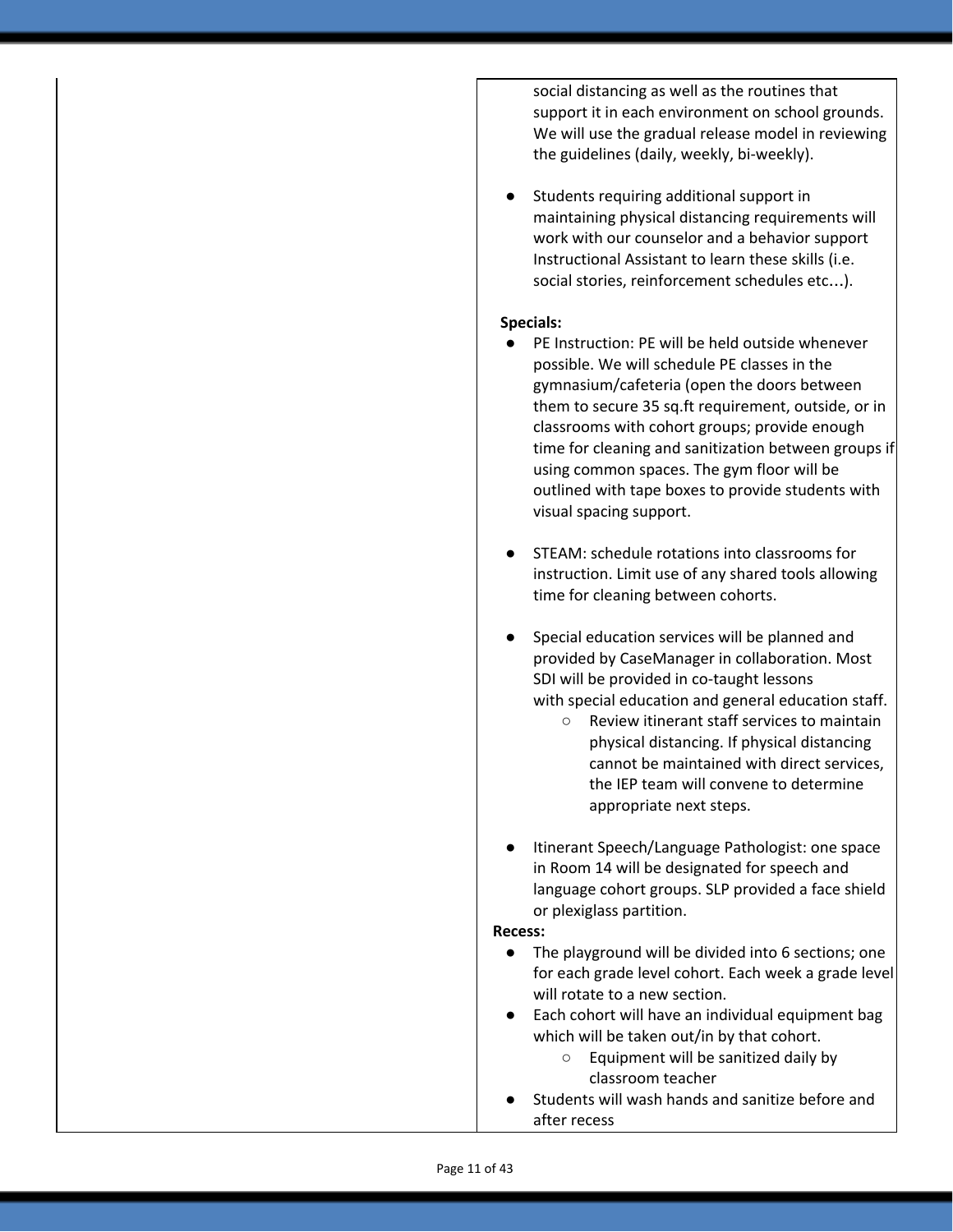| | |
|---|---|
| | social distancing as well as the routines that support it in each environment on school grounds. We will use the gradual release model in reviewing the guidelines (daily, weekly, bi-weekly).<br><br>● Students requiring additional support in maintaining physical distancing requirements will work with our counselor and a behavior support Instructional Assistant to learn these skills (i.e. social stories, reinforcement schedules etc…).<br><br>**Specials:**<br>● PE Instruction: PE will be held outside whenever possible. We will schedule PE classes in the gymnasium/cafeteria (open the doors between them to secure 35 sq.ft requirement, outside, or in classrooms with cohort groups; provide enough time for cleaning and sanitization between groups if using common spaces. The gym floor will be outlined with tape boxes to provide students with visual spacing support.<br><br>● STEAM: schedule rotations into classrooms for instruction. Limit use of any shared tools allowing time for cleaning between cohorts.<br><br>● Special education services will be planned and provided by CaseManager in collaboration. Most SDI will be provided in co-taught lessons with special education and general education staff.<br>○ Review itinerant staff services to maintain physical distancing. If physical distancing cannot be maintained with direct services, the IEP team will convene to determine appropriate next steps.<br><br>● Itinerant Speech/Language Pathologist: one space in Room 14 will be designated for speech and language cohort groups. SLP provided a face shield or plexiglass partition.<br><br>**Recess:**<br>● The playground will be divided into 6 sections; one for each grade level cohort. Each week a grade level will rotate to a new section.<br>● Each cohort will have an individual equipment bag which will be taken out/in by that cohort.<br>○ Equipment will be sanitized daily by classroom teacher<br>● Students will wash hands and sanitize before and after recess |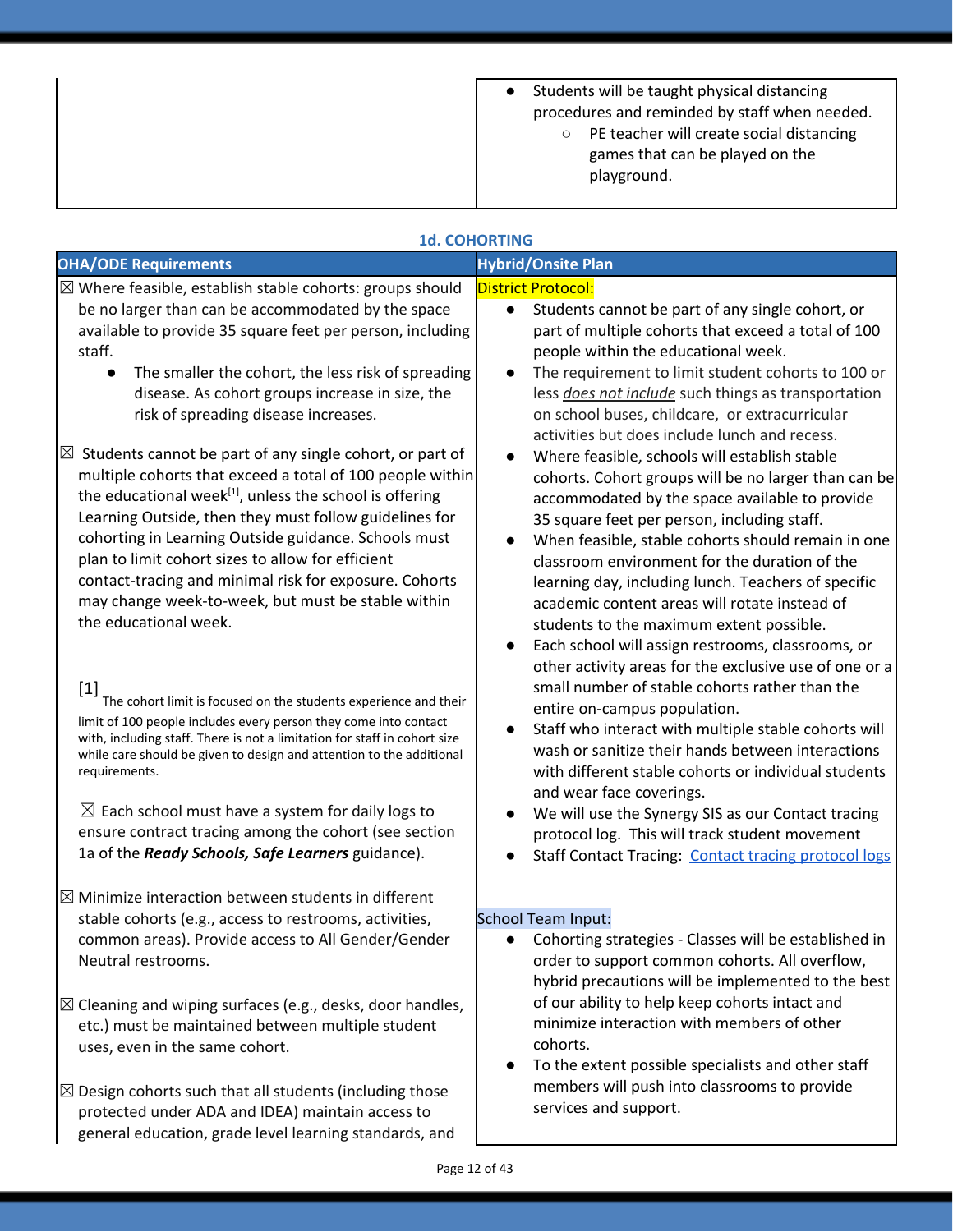| | |
|---|---|
| | • Students will be taught physical distancing procedures and reminded by staff when needed.<br>  ○ PE teacher will create social distancing games that can be played on the playground. |

### 1d. COHORTING

| OHA/ODE Requirements | Hybrid/Onsite Plan |
|---|---|
| ☒ Where feasible, establish stable cohorts: groups should be no larger than can be accommodated by the space available to provide 35 square feet per person, including staff.<br>• The smaller the cohort, the less risk of spreading disease. As cohort groups increase in size, the risk of spreading disease increases.<br><br>☒ Students cannot be part of any single cohort, or part of multiple cohorts that exceed a total of 100 people within the educational week[1], unless the school is offering Learning Outside, then they must follow guidelines for cohorting in Learning Outside guidance. Schools must plan to limit cohort sizes to allow for efficient contact-tracing and minimal risk for exposure. Cohorts may change week-to-week, but must be stable within the educational week.<br><br>[1] The cohort limit is focused on the students experience and their limit of 100 people includes every person they come into contact with, including staff. There is not a limitation for staff in cohort size while care should be given to design and attention to the additional requirements.<br><br>☒ Each school must have a system for daily logs to ensure contract tracing among the cohort (see section 1a of the ***Ready Schools, Safe Learners*** guidance).<br><br>☒ Minimize interaction between students in different stable cohorts (e.g., access to restrooms, activities, common areas). Provide access to All Gender/Gender Neutral restrooms.<br><br>☒ Cleaning and wiping surfaces (e.g., desks, door handles, etc.) must be maintained between multiple student uses, even in the same cohort.<br><br>☒ Design cohorts such that all students (including those protected under ADA and IDEA) maintain access to general education, grade level learning standards, and | District Protocol:<br>• Students cannot be part of any single cohort, or part of multiple cohorts that exceed a total of 100 people within the educational week.<br>• The requirement to limit student cohorts to 100 or less *does not include* such things as transportation on school buses, childcare, or extracurricular activities but does include lunch and recess.<br>• Where feasible, schools will establish stable cohorts. Cohort groups will be no larger than can be accommodated by the space available to provide 35 square feet per person, including staff.<br>• When feasible, stable cohorts should remain in one classroom environment for the duration of the learning day, including lunch. Teachers of specific academic content areas will rotate instead of students to the maximum extent possible.<br>• Each school will assign restrooms, classrooms, or other activity areas for the exclusive use of one or a small number of stable cohorts rather than the entire on-campus population.<br>• Staff who interact with multiple stable cohorts will wash or sanitize their hands between interactions with different stable cohorts or individual students and wear face coverings.<br>• We will use the Synergy SIS as our Contact tracing protocol log. This will track student movement<br>• Staff Contact Tracing: Contact tracing protocol logs<br><br>School Team Input:<br>• Cohorting strategies - Classes will be established in order to support common cohorts. All overflow, hybrid precautions will be implemented to the best of our ability to help keep cohorts intact and minimize interaction with members of other cohorts.<br>• To the extent possible specialists and other staff members will push into classrooms to provide services and support. |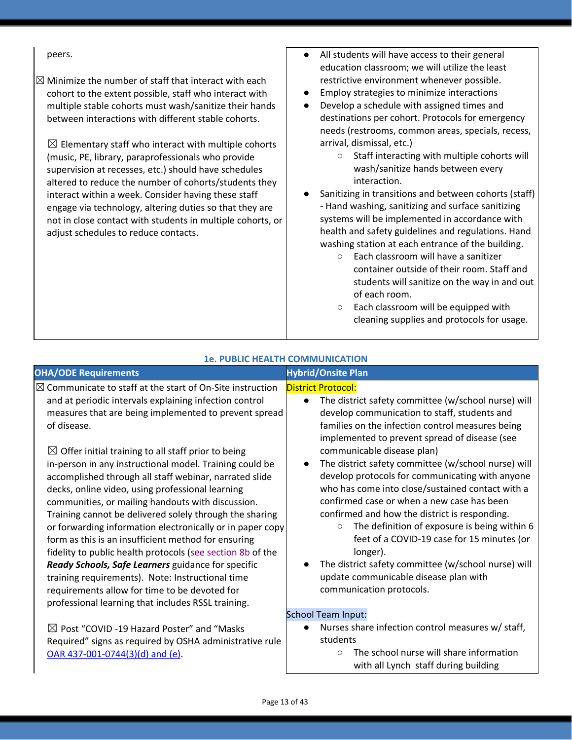| | |
|---|---|
| peers.<br><br>☒ Minimize the number of staff that interact with each cohort to the extent possible, staff who interact with multiple stable cohorts must wash/sanitize their hands between interactions with different stable cohorts.<br><br>☒ Elementary staff who interact with multiple cohorts (music, PE, library, paraprofessionals who provide supervision at recesses, etc.) should have schedules altered to reduce the number of cohorts/students they interact within a week. Consider having these staff engage via technology, altering duties so that they are not in close contact with students in multiple cohorts, or adjust schedules to reduce contacts. | • All students will have access to their general education classroom; we will utilize the least restrictive environment whenever possible.<br>• Employ strategies to minimize interactions<br>• Develop a schedule with assigned times and destinations per cohort. Protocols for emergency needs (restrooms, common areas, specials, recess, arrival, dismissal, etc.)<br>&nbsp;&nbsp;&nbsp;&nbsp;○ Staff interacting with multiple cohorts will wash/sanitize hands between every interaction.<br>• Sanitizing in transitions and between cohorts (staff) - Hand washing, sanitizing and surface sanitizing systems will be implemented in accordance with health and safety guidelines and regulations. Hand washing station at each entrance of the building.<br>&nbsp;&nbsp;&nbsp;&nbsp;○ Each classroom will have a sanitizer container outside of their room. Staff and students will sanitize on the way in and out of each room.<br>&nbsp;&nbsp;&nbsp;&nbsp;○ Each classroom will be equipped with cleaning supplies and protocols for usage. |

### 1e. PUBLIC HEALTH COMMUNICATION

| OHA/ODE Requirements | Hybrid/Onsite Plan |
|---|---|
| ☒ Communicate to staff at the start of On-Site instruction and at periodic intervals explaining infection control measures that are being implemented to prevent spread of disease.<br><br>☒ Offer initial training to all staff prior to being in-person in any instructional model. Training could be accomplished through all staff webinar, narrated slide decks, online video, using professional learning communities, or mailing handouts with discussion. Training cannot be delivered solely through the sharing or forwarding information electronically or in paper copy form as this is an insufficient method for ensuring fidelity to public health protocols (see section 8b of the ***Ready Schools, Safe Learners*** guidance for specific training requirements). Note: Instructional time requirements allow for time to be devoted for professional learning that includes RSSL training.<br><br>☒ Post "COVID -19 Hazard Poster" and "Masks Required" signs as required by OSHA administrative rule [OAR 437-001-0744(3)(d) and (e)](). | District Protocol:<br>• The district safety committee (w/school nurse) will develop communication to staff, students and families on the infection control measures being implemented to prevent spread of disease (see communicable disease plan)<br>• The district safety committee (w/school nurse) will develop protocols for communicating with anyone who has come into close/sustained contact with a confirmed case or when a new case has been confirmed and how the district is responding.<br>&nbsp;&nbsp;&nbsp;&nbsp;○ The definition of exposure is being within 6 feet of a COVID-19 case for 15 minutes (or longer).<br>• The district safety committee (w/school nurse) will update communicable disease plan with communication protocols.<br><br>School Team Input:<br>• Nurses share infection control measures w/ staff, students<br>&nbsp;&nbsp;&nbsp;&nbsp;○ The school nurse will share information with all Lynch staff during building |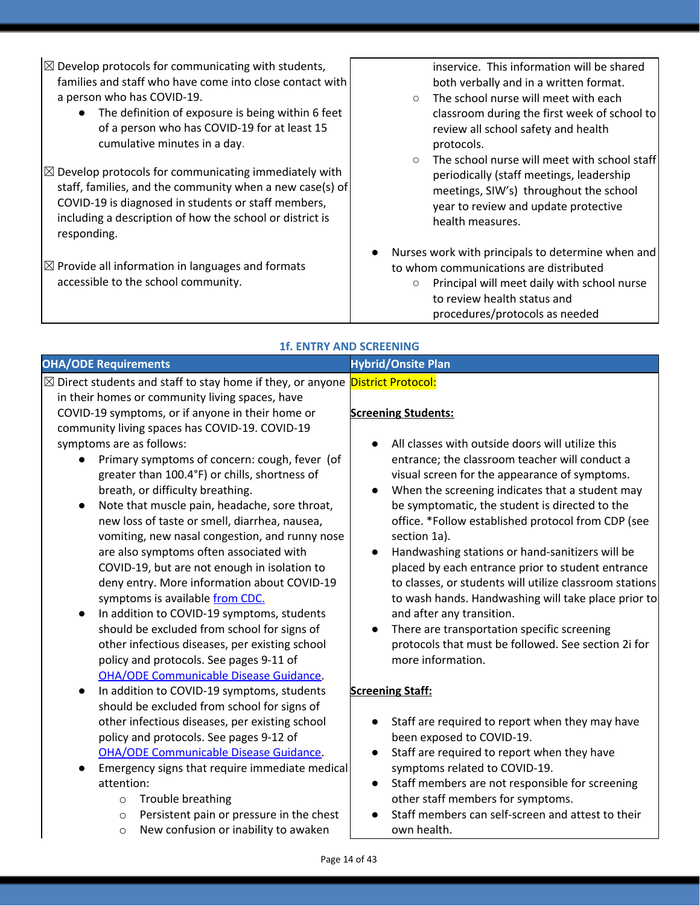| | |
|---|---|
| ☒ Develop protocols for communicating with students, families and staff who have come into close contact with a person who has COVID-19.<br>• The definition of exposure is being within 6 feet of a person who has COVID-19 for at least 15 cumulative minutes in a day.<br><br>☒ Develop protocols for communicating immediately with staff, families, and the community when a new case(s) of COVID-19 is diagnosed in students or staff members, including a description of how the school or district is responding.<br><br>☒ Provide all information in languages and formats accessible to the school community. | inservice. This information will be shared both verbally and in a written format.<br>○ The school nurse will meet with each classroom during the first week of school to review all school safety and health protocols.<br>○ The school nurse will meet with school staff periodically (staff meetings, leadership meetings, SIW's) throughout the school year to review and update protective health measures.<br><br>• Nurses work with principals to determine when and to whom communications are distributed<br>○ Principal will meet daily with school nurse to review health status and procedures/protocols as needed |

### 1f. ENTRY AND SCREENING

| OHA/ODE Requirements | Hybrid/Onsite Plan |
|---|---|
| ☒ Direct students and staff to stay home if they, or anyone in their homes or community living spaces, have COVID-19 symptoms, or if anyone in their home or community living spaces has COVID-19. COVID-19 symptoms are as follows:<br>• Primary symptoms of concern: cough, fever (of greater than 100.4°F) or chills, shortness of breath, or difficulty breathing.<br>• Note that muscle pain, headache, sore throat, new loss of taste or smell, diarrhea, nausea, vomiting, new nasal congestion, and runny nose are also symptoms often associated with COVID-19, but are not enough in isolation to deny entry. More information about COVID-19 symptoms is available from CDC.<br>• In addition to COVID-19 symptoms, students should be excluded from school for signs of other infectious diseases, per existing school policy and protocols. See pages 9-11 of OHA/ODE Communicable Disease Guidance.<br>• In addition to COVID-19 symptoms, students should be excluded from school for signs of other infectious diseases, per existing school policy and protocols. See pages 9-12 of OHA/ODE Communicable Disease Guidance.<br>• Emergency signs that require immediate medical attention:<br>○ Trouble breathing<br>○ Persistent pain or pressure in the chest<br>○ New confusion or inability to awaken | District Protocol:<br><br>**Screening Students:**<br><br>• All classes with outside doors will utilize this entrance; the classroom teacher will conduct a visual screen for the appearance of symptoms.<br>• When the screening indicates that a student may be symptomatic, the student is directed to the office. *Follow established protocol from CDP (see section 1a).<br>• Handwashing stations or hand-sanitizers will be placed by each entrance prior to student entrance to classes, or students will utilize classroom stations to wash hands. Handwashing will take place prior to and after any transition.<br>• There are transportation specific screening protocols that must be followed. See section 2i for more information.<br><br>**Screening Staff:**<br><br>• Staff are required to report when they may have been exposed to COVID-19.<br>• Staff are required to report when they have symptoms related to COVID-19.<br>• Staff members are not responsible for screening other staff members for symptoms.<br>• Staff members can self-screen and attest to their own health. |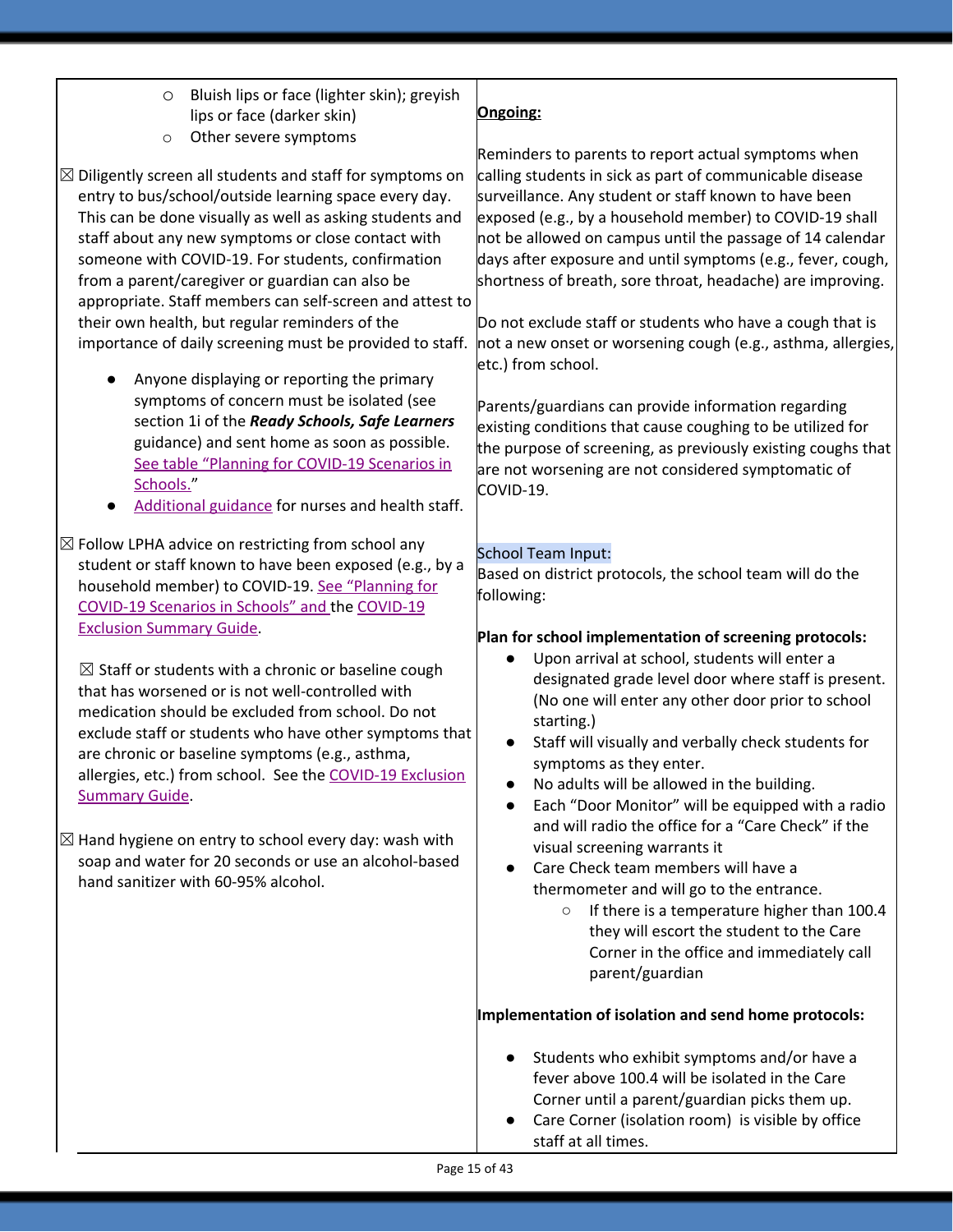| | |
|---|---|
| ○ Bluish lips or face (lighter skin); greyish lips or face (darker skin)<br>○ Other severe symptoms<br><br>☒ Diligently screen all students and staff for symptoms on entry to bus/school/outside learning space every day. This can be done visually as well as asking students and staff about any new symptoms or close contact with someone with COVID-19. For students, confirmation from a parent/caregiver or guardian can also be appropriate. Staff members can self-screen and attest to their own health, but regular reminders of the importance of daily screening must be provided to staff.<br><br>● Anyone displaying or reporting the primary symptoms of concern must be isolated (see section 1i of the ***Ready Schools, Safe Learners*** guidance) and sent home as soon as possible. See table "Planning for COVID-19 Scenarios in Schools."<br>● Additional guidance for nurses and health staff.<br><br>☒ Follow LPHA advice on restricting from school any student or staff known to have been exposed (e.g., by a household member) to COVID-19. See "Planning for COVID-19 Scenarios in Schools" and the COVID-19 Exclusion Summary Guide.<br><br>☒ Staff or students with a chronic or baseline cough that has worsened or is not well-controlled with medication should be excluded from school. Do not exclude staff or students who have other symptoms that are chronic or baseline symptoms (e.g., asthma, allergies, etc.) from school. See the COVID-19 Exclusion Summary Guide.<br><br>☒ Hand hygiene on entry to school every day: wash with soap and water for 20 seconds or use an alcohol-based hand sanitizer with 60-95% alcohol. | **Ongoing:**<br><br>Reminders to parents to report actual symptoms when calling students in sick as part of communicable disease surveillance. Any student or staff known to have been exposed (e.g., by a household member) to COVID-19 shall not be allowed on campus until the passage of 14 calendar days after exposure and until symptoms (e.g., fever, cough, shortness of breath, sore throat, headache) are improving.<br><br>Do not exclude staff or students who have a cough that is not a new onset or worsening cough (e.g., asthma, allergies, etc.) from school.<br><br>Parents/guardians can provide information regarding existing conditions that cause coughing to be utilized for the purpose of screening, as previously existing coughs that are not worsening are not considered symptomatic of COVID-19.<br><br>School Team Input:<br>Based on district protocols, the school team will do the following:<br><br>**Plan for school implementation of screening protocols:**<br>● Upon arrival at school, students will enter a designated grade level door where staff is present. (No one will enter any other door prior to school starting.)<br>● Staff will visually and verbally check students for symptoms as they enter.<br>● No adults will be allowed in the building.<br>● Each "Door Monitor" will be equipped with a radio and will radio the office for a "Care Check" if the visual screening warrants it<br>● Care Check team members will have a thermometer and will go to the entrance.<br>○ If there is a temperature higher than 100.4 they will escort the student to the Care Corner in the office and immediately call parent/guardian<br><br>**Implementation of isolation and send home protocols:**<br><br>● Students who exhibit symptoms and/or have a fever above 100.4 will be isolated in the Care Corner until a parent/guardian picks them up.<br>● Care Corner (isolation room) is visible by office staff at all times. |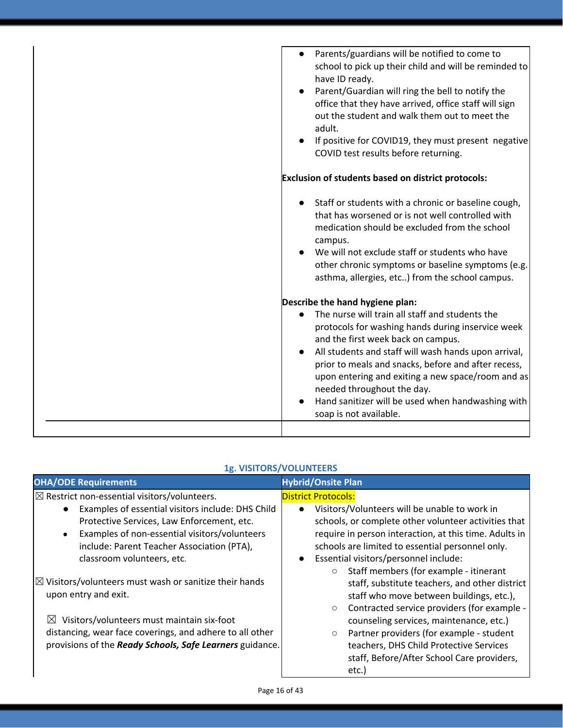| | |
|---|---|
| | - Parents/guardians will be notified to come to school to pick up their child and will be reminded to have ID ready.<br>- Parent/Guardian will ring the bell to notify the office that they have arrived, office staff will sign out the student and walk them out to meet the adult.<br>- If positive for COVID19, they must present negative COVID test results before returning.<br><br>**Exclusion of students based on district protocols:**<br><br>- Staff or students with a chronic or baseline cough, that has worsened or is not well controlled with medication should be excluded from the school campus.<br>- We will not exclude staff or students who have other chronic symptoms or baseline symptoms (e.g. asthma, allergies, etc..) from the school campus.<br><br>**Describe the hand hygiene plan:**<br>- The nurse will train all staff and students the protocols for washing hands during inservice week and the first week back on campus.<br>- All students and staff will wash hands upon arrival, prior to meals and snacks, before and after recess, upon entering and exiting a new space/room and as needed throughout the day.<br>- Hand sanitizer will be used when handwashing with soap is not available. |
| | |

### 1g. VISITORS/VOLUNTEERS

| OHA/ODE Requirements | Hybrid/Onsite Plan |
|---|---|
| ☒ Restrict non-essential visitors/volunteers.<br>- Examples of essential visitors include: DHS Child Protective Services, Law Enforcement, etc.<br>- Examples of non-essential visitors/volunteers include: Parent Teacher Association (PTA), classroom volunteers, etc.<br><br>☒ Visitors/volunteers must wash or sanitize their hands upon entry and exit.<br><br>☒ Visitors/volunteers must maintain six-foot distancing, wear face coverings, and adhere to all other provisions of the ***Ready Schools, Safe Learners*** guidance. | District Protocols:<br>- Visitors/Volunteers will be unable to work in schools, or complete other volunteer activities that require in person interaction, at this time. Adults in schools are limited to essential personnel only.<br>- Essential visitors/personnel include:<br>  - Staff members (for example - itinerant staff, substitute teachers, and other district staff who move between buildings, etc.),<br>  - Contracted service providers (for example - counseling services, maintenance, etc.)<br>  - Partner providers (for example - student teachers, DHS Child Protective Services staff, Before/After School Care providers, etc.) |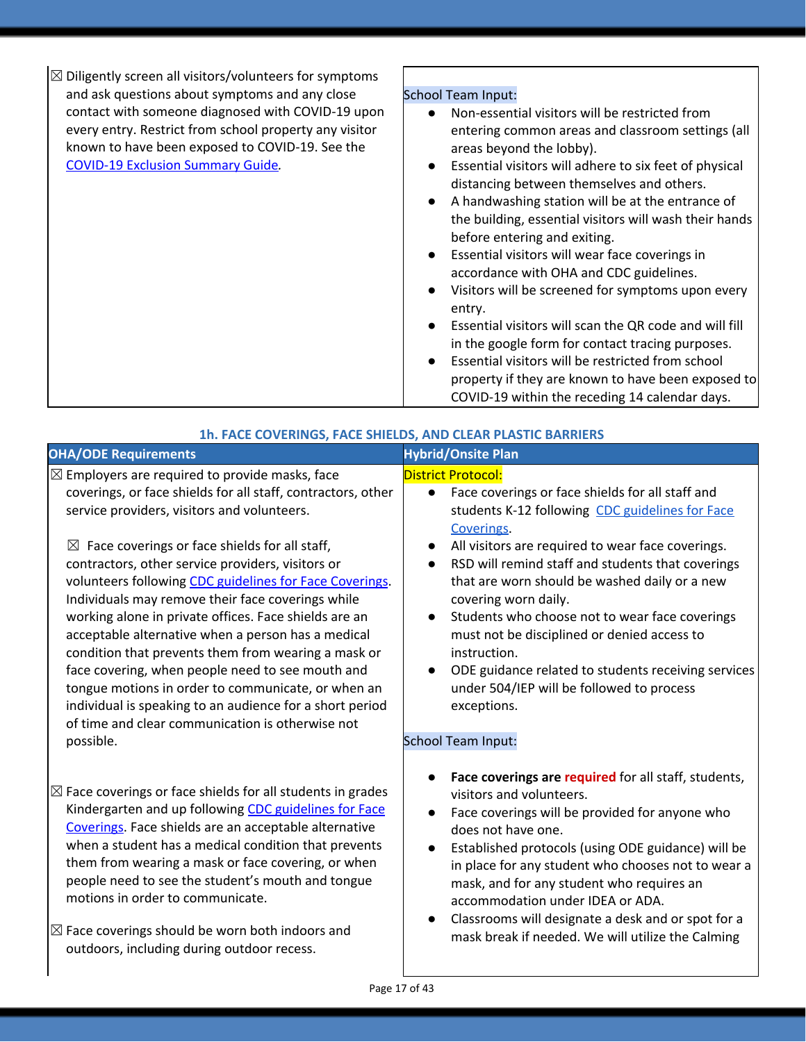| | |
|---|---|
| ☒ Diligently screen all visitors/volunteers for symptoms and ask questions about symptoms and any close contact with someone diagnosed with COVID-19 upon every entry. Restrict from school property any visitor known to have been exposed to COVID-19. See the COVID-19 Exclusion Summary Guide. | School Team Input:<br>● Non-essential visitors will be restricted from entering common areas and classroom settings (all areas beyond the lobby).<br>● Essential visitors will adhere to six feet of physical distancing between themselves and others.<br>● A handwashing station will be at the entrance of the building, essential visitors will wash their hands before entering and exiting.<br>● Essential visitors will wear face coverings in accordance with OHA and CDC guidelines.<br>● Visitors will be screened for symptoms upon every entry.<br>● Essential visitors will scan the QR code and will fill in the google form for contact tracing purposes.<br>● Essential visitors will be restricted from school property if they are known to have been exposed to COVID-19 within the receding 14 calendar days. |

### 1h. FACE COVERINGS, FACE SHIELDS, AND CLEAR PLASTIC BARRIERS

| OHA/ODE Requirements | Hybrid/Onsite Plan |
|---|---|
| ☒ Employers are required to provide masks, face coverings, or face shields for all staff, contractors, other service providers, visitors and volunteers.<br><br>☒ Face coverings or face shields for all staff, contractors, other service providers, visitors or volunteers following CDC guidelines for Face Coverings. Individuals may remove their face coverings while working alone in private offices. Face shields are an acceptable alternative when a person has a medical condition that prevents them from wearing a mask or face covering, when people need to see mouth and tongue motions in order to communicate, or when an individual is speaking to an audience for a short period of time and clear communication is otherwise not possible.<br><br>☒ Face coverings or face shields for all students in grades Kindergarten and up following CDC guidelines for Face Coverings. Face shields are an acceptable alternative when a student has a medical condition that prevents them from wearing a mask or face covering, or when people need to see the student's mouth and tongue motions in order to communicate.<br><br>☒ Face coverings should be worn both indoors and outdoors, including during outdoor recess. | District Protocol:<br>● Face coverings or face shields for all staff and students K-12 following CDC guidelines for Face Coverings.<br>● All visitors are required to wear face coverings.<br>● RSD will remind staff and students that coverings that are worn should be washed daily or a new covering worn daily.<br>● Students who choose not to wear face coverings must not be disciplined or denied access to instruction.<br>● ODE guidance related to students receiving services under 504/IEP will be followed to process exceptions.<br><br>School Team Input:<br>● **Face coverings are required** for all staff, students, visitors and volunteers.<br>● Face coverings will be provided for anyone who does not have one.<br>● Established protocols (using ODE guidance) will be in place for any student who chooses not to wear a mask, and for any student who requires an accommodation under IDEA or ADA.<br>● Classrooms will designate a desk and or spot for a mask break if needed. We will utilize the Calming |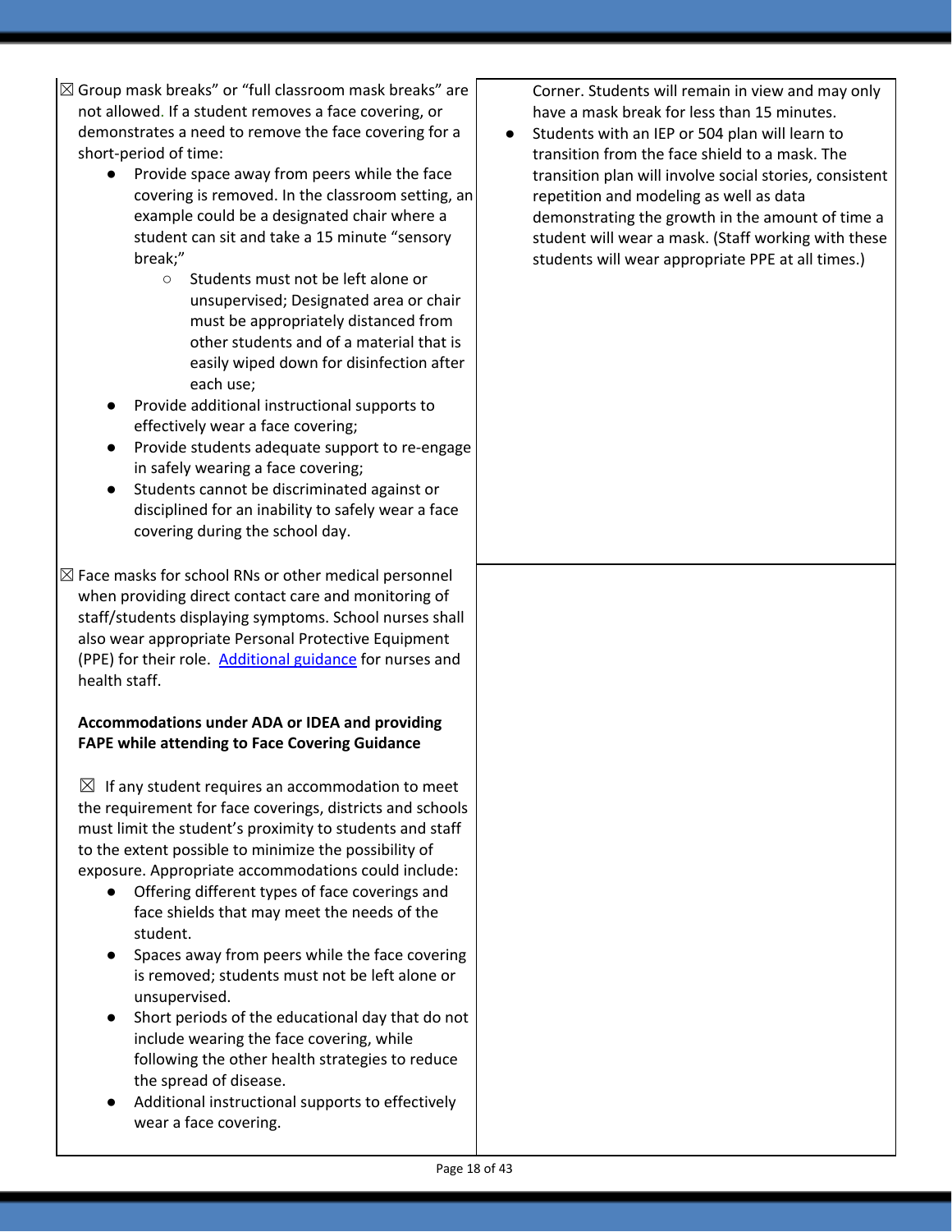| | |
|---|---|
| ☒ Group mask breaks" or "full classroom mask breaks" are not allowed. If a student removes a face covering, or demonstrates a need to remove the face covering for a short-period of time:<br>● Provide space away from peers while the face covering is removed. In the classroom setting, an example could be a designated chair where a student can sit and take a 15 minute "sensory break;"<br>○ Students must not be left alone or unsupervised; Designated area or chair must be appropriately distanced from other students and of a material that is easily wiped down for disinfection after each use;<br>● Provide additional instructional supports to effectively wear a face covering;<br>● Provide students adequate support to re-engage in safely wearing a face covering;<br>● Students cannot be discriminated against or disciplined for an inability to safely wear a face covering during the school day. | Corner. Students will remain in view and may only have a mask break for less than 15 minutes.<br>● Students with an IEP or 504 plan will learn to transition from the face shield to a mask. The transition plan will involve social stories, consistent repetition and modeling as well as data demonstrating the growth in the amount of time a student will wear a mask. (Staff working with these students will wear appropriate PPE at all times.) |
| ☒ Face masks for school RNs or other medical personnel when providing direct contact care and monitoring of staff/students displaying symptoms. School nurses shall also wear appropriate Personal Protective Equipment (PPE) for their role. Additional guidance for nurses and health staff.<br><br>**Accommodations under ADA or IDEA and providing FAPE while attending to Face Covering Guidance**<br><br>☒ If any student requires an accommodation to meet the requirement for face coverings, districts and schools must limit the student's proximity to students and staff to the extent possible to minimize the possibility of exposure. Appropriate accommodations could include:<br>● Offering different types of face coverings and face shields that may meet the needs of the student.<br>● Spaces away from peers while the face covering is removed; students must not be left alone or unsupervised.<br>● Short periods of the educational day that do not include wearing the face covering, while following the other health strategies to reduce the spread of disease.<br>● Additional instructional supports to effectively wear a face covering. | |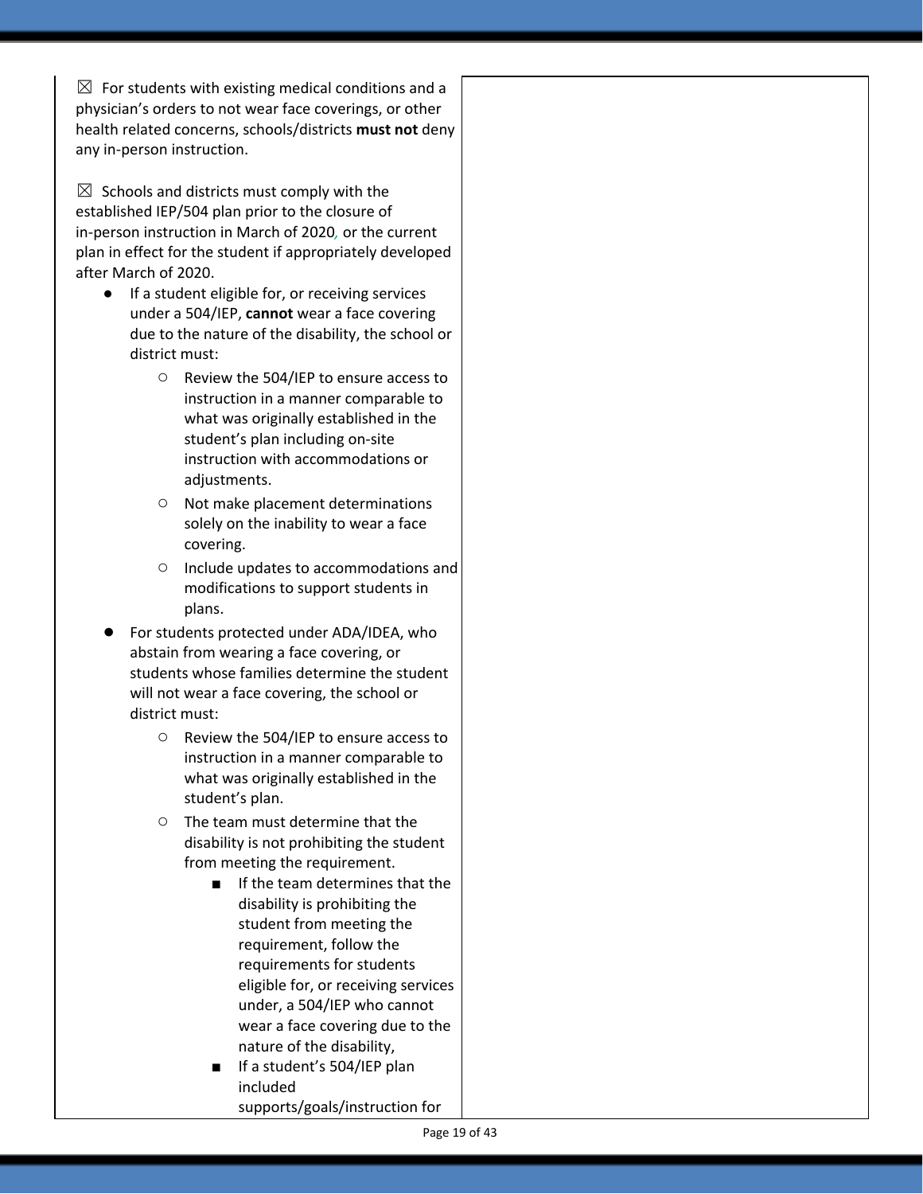| | |
|---|---|
| ☒ For students with existing medical conditions and a physician's orders to not wear face coverings, or other health related concerns, schools/districts **must not** deny any in-person instruction.<br><br>☒ Schools and districts must comply with the established IEP/504 plan prior to the closure of in-person instruction in March of 2020, or the current plan in effect for the student if appropriately developed after March of 2020.<br>● If a student eligible for, or receiving services under a 504/IEP, **cannot** wear a face covering due to the nature of the disability, the school or district must:<br>○ Review the 504/IEP to ensure access to instruction in a manner comparable to what was originally established in the student's plan including on-site instruction with accommodations or adjustments.<br>○ Not make placement determinations solely on the inability to wear a face covering.<br>○ Include updates to accommodations and modifications to support students in plans.<br>● For students protected under ADA/IDEA, who abstain from wearing a face covering, or students whose families determine the student will not wear a face covering, the school or district must:<br>○ Review the 504/IEP to ensure access to instruction in a manner comparable to what was originally established in the student's plan.<br>○ The team must determine that the disability is not prohibiting the student from meeting the requirement.<br>■ If the team determines that the disability is prohibiting the student from meeting the requirement, follow the requirements for students eligible for, or receiving services under, a 504/IEP who cannot wear a face covering due to the nature of the disability,<br>■ If a student's 504/IEP plan included supports/goals/instruction for | |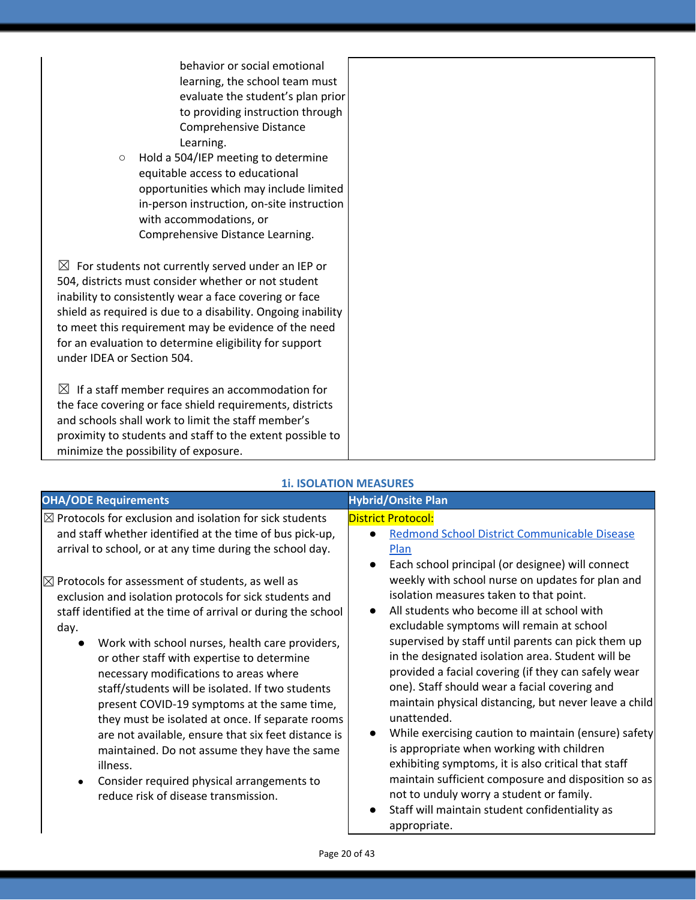| | |
|---|---|
| behavior or social emotional learning, the school team must evaluate the student's plan prior to providing instruction through Comprehensive Distance Learning.<br>○ Hold a 504/IEP meeting to determine equitable access to educational opportunities which may include limited in-person instruction, on-site instruction with accommodations, or Comprehensive Distance Learning.<br><br>☒ For students not currently served under an IEP or 504, districts must consider whether or not student inability to consistently wear a face covering or face shield as required is due to a disability. Ongoing inability to meet this requirement may be evidence of the need for an evaluation to determine eligibility for support under IDEA or Section 504.<br><br>☒ If a staff member requires an accommodation for the face covering or face shield requirements, districts and schools shall work to limit the staff member's proximity to students and staff to the extent possible to minimize the possibility of exposure. | |

### 1i. ISOLATION MEASURES

| OHA/ODE Requirements | Hybrid/Onsite Plan |
|---|---|
| ☒ Protocols for exclusion and isolation for sick students and staff whether identified at the time of bus pick-up, arrival to school, or at any time during the school day.<br><br>☒ Protocols for assessment of students, as well as exclusion and isolation protocols for sick students and staff identified at the time of arrival or during the school day.<br>• Work with school nurses, health care providers, or other staff with expertise to determine necessary modifications to areas where staff/students will be isolated. If two students present COVID-19 symptoms at the same time, they must be isolated at once. If separate rooms are not available, ensure that six feet distance is maintained. Do not assume they have the same illness.<br>• Consider required physical arrangements to reduce risk of disease transmission. | District Protocol:<br>• [Redmond School District Communicable Disease Plan]<br>• Each school principal (or designee) will connect weekly with school nurse on updates for plan and isolation measures taken to that point.<br>• All students who become ill at school with excludable symptoms will remain at school supervised by staff until parents can pick them up in the designated isolation area. Student will be provided a facial covering (if they can safely wear one). Staff should wear a facial covering and maintain physical distancing, but never leave a child unattended.<br>• While exercising caution to maintain (ensure) safety is appropriate when working with children exhibiting symptoms, it is also critical that staff maintain sufficient composure and disposition so as not to unduly worry a student or family.<br>• Staff will maintain student confidentiality as appropriate. |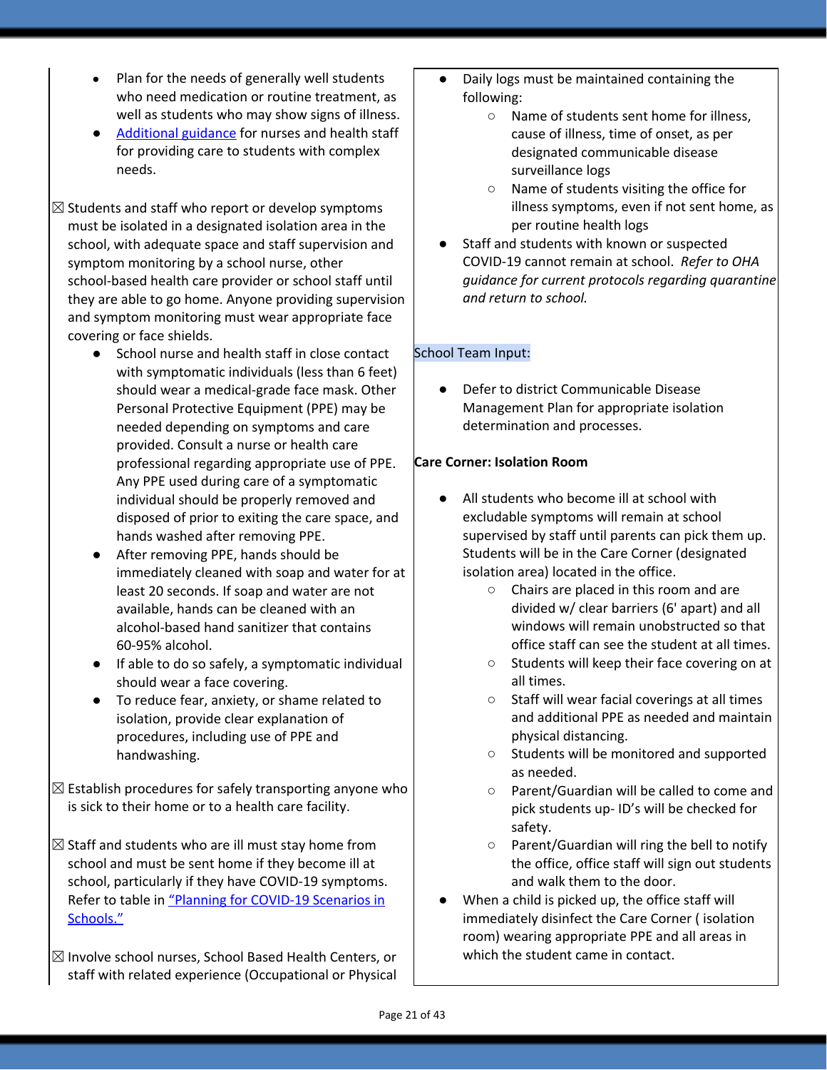- Plan for the needs of generally well students who need medication or routine treatment, as well as students who may show signs of illness.
- Additional guidance for nurses and health staff for providing care to students with complex needs.

☒ Students and staff who report or develop symptoms must be isolated in a designated isolation area in the school, with adequate space and staff supervision and symptom monitoring by a school nurse, other school-based health care provider or school staff until they are able to go home. Anyone providing supervision and symptom monitoring must wear appropriate face covering or face shields.

- School nurse and health staff in close contact with symptomatic individuals (less than 6 feet) should wear a medical-grade face mask. Other Personal Protective Equipment (PPE) may be needed depending on symptoms and care provided. Consult a nurse or health care professional regarding appropriate use of PPE. Any PPE used during care of a symptomatic individual should be properly removed and disposed of prior to exiting the care space, and hands washed after removing PPE.
- After removing PPE, hands should be immediately cleaned with soap and water for at least 20 seconds. If soap and water are not available, hands can be cleaned with an alcohol-based hand sanitizer that contains 60-95% alcohol.
- If able to do so safely, a symptomatic individual should wear a face covering.
- To reduce fear, anxiety, or shame related to isolation, provide clear explanation of procedures, including use of PPE and handwashing.

☒ Establish procedures for safely transporting anyone who is sick to their home or to a health care facility.

☒ Staff and students who are ill must stay home from school and must be sent home if they become ill at school, particularly if they have COVID-19 symptoms. Refer to table in "Planning for COVID-19 Scenarios in Schools."

☒ Involve school nurses, School Based Health Centers, or staff with related experience (Occupational or Physical

- Daily logs must be maintained containing the following:
  - Name of students sent home for illness, cause of illness, time of onset, as per designated communicable disease surveillance logs
  - Name of students visiting the office for illness symptoms, even if not sent home, as per routine health logs
- Staff and students with known or suspected COVID-19 cannot remain at school. *Refer to OHA guidance for current protocols regarding quarantine and return to school.*

School Team Input:

- Defer to district Communicable Disease Management Plan for appropriate isolation determination and processes.

**Care Corner: Isolation Room**

- All students who become ill at school with excludable symptoms will remain at school supervised by staff until parents can pick them up. Students will be in the Care Corner (designated isolation area) located in the office.
  - Chairs are placed in this room and are divided w/ clear barriers (6' apart) and all windows will remain unobstructed so that office staff can see the student at all times.
  - Students will keep their face covering on at all times.
  - Staff will wear facial coverings at all times and additional PPE as needed and maintain physical distancing.
  - Students will be monitored and supported as needed.
  - Parent/Guardian will be called to come and pick students up- ID's will be checked for safety.
  - Parent/Guardian will ring the bell to notify the office, office staff will sign out students and walk them to the door.
- When a child is picked up, the office staff will immediately disinfect the Care Corner ( isolation room) wearing appropriate PPE and all areas in which the student came in contact.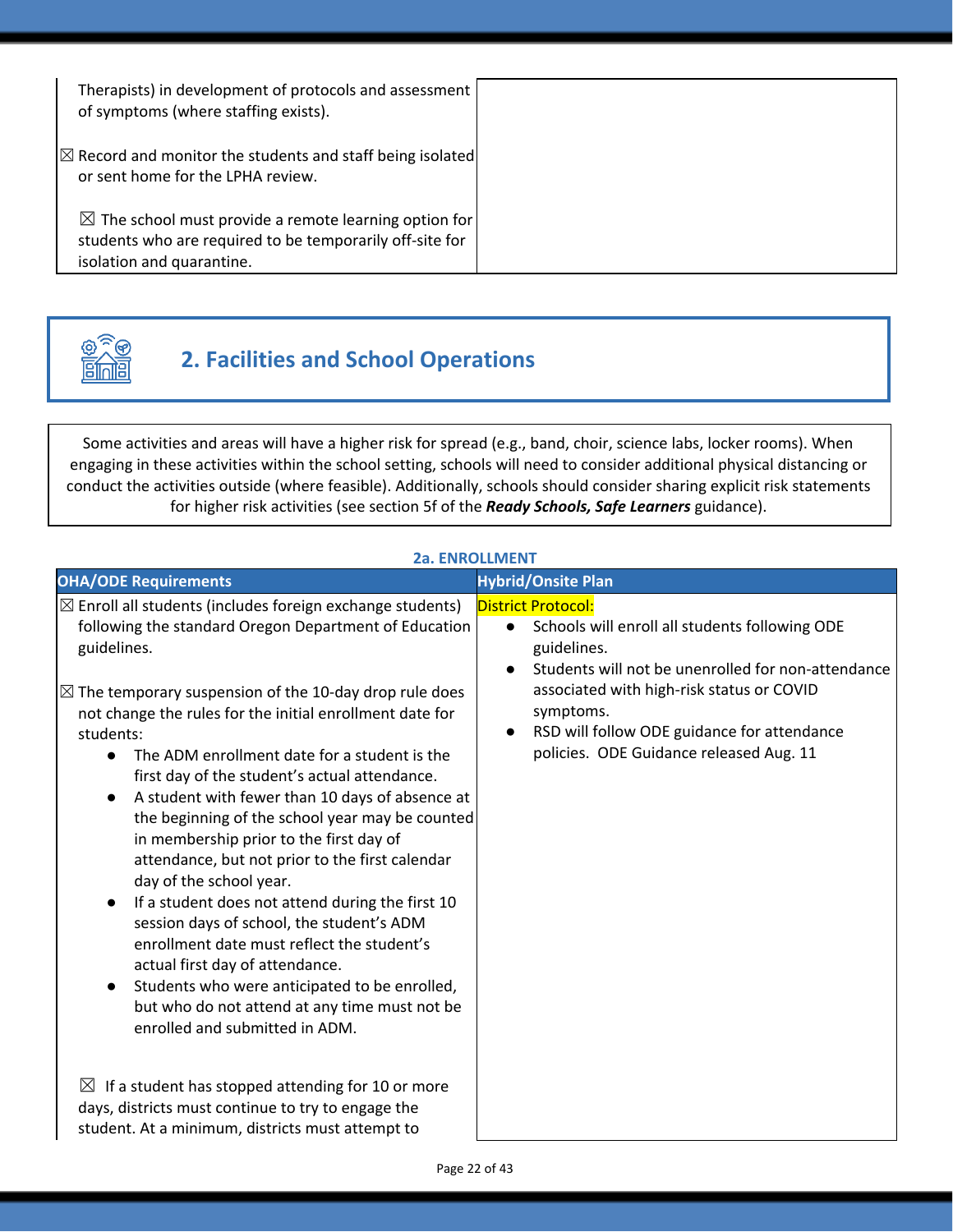| | |
|---|---|
| Therapists) in development of protocols and assessment of symptoms (where staffing exists).<br><br>☒ Record and monitor the students and staff being isolated or sent home for the LPHA review.<br><br>☒ The school must provide a remote learning option for students who are required to be temporarily off-site for isolation and quarantine. | |

## 2. Facilities and School Operations

Some activities and areas will have a higher risk for spread (e.g., band, choir, science labs, locker rooms). When engaging in these activities within the school setting, schools will need to consider additional physical distancing or conduct the activities outside (where feasible). Additionally, schools should consider sharing explicit risk statements for higher risk activities (see section 5f of the ***Ready Schools, Safe Learners*** guidance).

### 2a. ENROLLMENT

| OHA/ODE Requirements | Hybrid/Onsite Plan |
|---|---|
| ☒ Enroll all students (includes foreign exchange students) following the standard Oregon Department of Education guidelines.<br><br>☒ The temporary suspension of the 10-day drop rule does not change the rules for the initial enrollment date for students:<br>• The ADM enrollment date for a student is the first day of the student's actual attendance.<br>• A student with fewer than 10 days of absence at the beginning of the school year may be counted in membership prior to the first day of attendance, but not prior to the first calendar day of the school year.<br>• If a student does not attend during the first 10 session days of school, the student's ADM enrollment date must reflect the student's actual first day of attendance.<br>• Students who were anticipated to be enrolled, but who do not attend at any time must not be enrolled and submitted in ADM.<br><br>☒ If a student has stopped attending for 10 or more days, districts must continue to try to engage the student. At a minimum, districts must attempt to | District Protocol:<br>• Schools will enroll all students following ODE guidelines.<br>• Students will not be unenrolled for non-attendance associated with high-risk status or COVID symptoms.<br>• RSD will follow ODE guidance for attendance policies. ODE Guidance released Aug. 11 |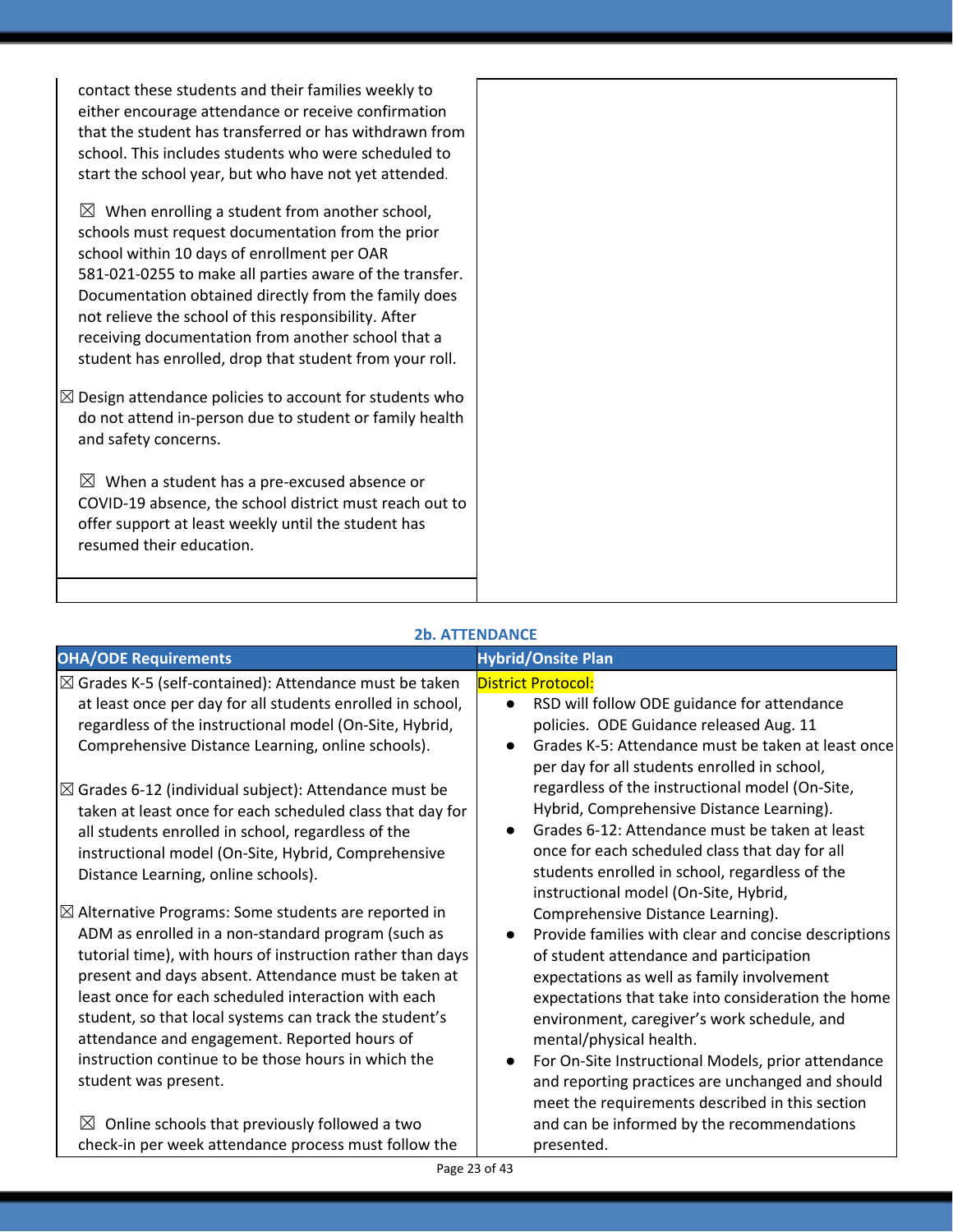| | |
|---|---|
| contact these students and their families weekly to either encourage attendance or receive confirmation that the student has transferred or has withdrawn from school. This includes students who were scheduled to start the school year, but who have not yet attended.<br><br>☒ When enrolling a student from another school, schools must request documentation from the prior school within 10 days of enrollment per OAR 581-021-0255 to make all parties aware of the transfer. Documentation obtained directly from the family does not relieve the school of this responsibility. After receiving documentation from another school that a student has enrolled, drop that student from your roll.<br><br>☒ Design attendance policies to account for students who do not attend in-person due to student or family health and safety concerns.<br><br>☒ When a student has a pre-excused absence or COVID-19 absence, the school district must reach out to offer support at least weekly until the student has resumed their education. | |

## 2b. ATTENDANCE

| OHA/ODE Requirements | Hybrid/Onsite Plan |
|---|---|
| ☒ Grades K-5 (self-contained): Attendance must be taken at least once per day for all students enrolled in school, regardless of the instructional model (On-Site, Hybrid, Comprehensive Distance Learning, online schools).<br><br>☒ Grades 6-12 (individual subject): Attendance must be taken at least once for each scheduled class that day for all students enrolled in school, regardless of the instructional model (On-Site, Hybrid, Comprehensive Distance Learning, online schools).<br><br>☒ Alternative Programs: Some students are reported in ADM as enrolled in a non-standard program (such as tutorial time), with hours of instruction rather than days present and days absent. Attendance must be taken at least once for each scheduled interaction with each student, so that local systems can track the student's attendance and engagement. Reported hours of instruction continue to be those hours in which the student was present.<br><br>☒ Online schools that previously followed a two check-in per week attendance process must follow the | District Protocol:<br>● RSD will follow ODE guidance for attendance policies. ODE Guidance released Aug. 11<br>● Grades K-5: Attendance must be taken at least once per day for all students enrolled in school, regardless of the instructional model (On-Site, Hybrid, Comprehensive Distance Learning).<br>● Grades 6-12: Attendance must be taken at least once for each scheduled class that day for all students enrolled in school, regardless of the instructional model (On-Site, Hybrid, Comprehensive Distance Learning).<br>● Provide families with clear and concise descriptions of student attendance and participation expectations as well as family involvement expectations that take into consideration the home environment, caregiver's work schedule, and mental/physical health.<br>● For On-Site Instructional Models, prior attendance and reporting practices are unchanged and should meet the requirements described in this section and can be informed by the recommendations presented. |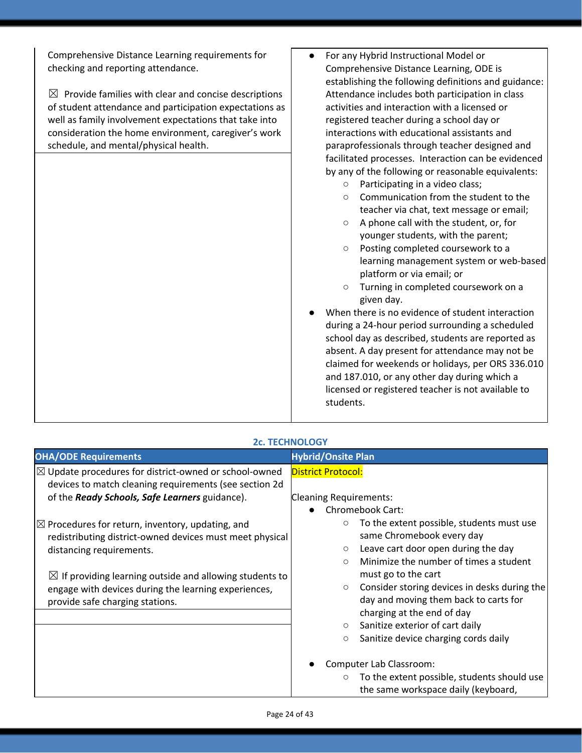| | |
|---|---|
| Comprehensive Distance Learning requirements for checking and reporting attendance.<br><br>☒ Provide families with clear and concise descriptions of student attendance and participation expectations as well as family involvement expectations that take into consideration the home environment, caregiver's work schedule, and mental/physical health. | ● For any Hybrid Instructional Model or Comprehensive Distance Learning, ODE is establishing the following definitions and guidance: Attendance includes both participation in class activities and interaction with a licensed or registered teacher during a school day or interactions with educational assistants and paraprofessionals through teacher designed and facilitated processes. Interaction can be evidenced by any of the following or reasonable equivalents:<br>○ Participating in a video class;<br>○ Communication from the student to the teacher via chat, text message or email;<br>○ A phone call with the student, or, for younger students, with the parent;<br>○ Posting completed coursework to a learning management system or web-based platform or via email; or<br>○ Turning in completed coursework on a given day.<br>● When there is no evidence of student interaction during a 24-hour period surrounding a scheduled school day as described, students are reported as absent. A day present for attendance may not be claimed for weekends or holidays, per ORS 336.010 and 187.010, or any other day during which a licensed or registered teacher is not available to students. |

### 2c. TECHNOLOGY

| OHA/ODE Requirements | Hybrid/Onsite Plan |
|---|---|
| ☒ Update procedures for district-owned or school-owned devices to match cleaning requirements (see section 2d of the ***Ready Schools, Safe Learners*** guidance).<br><br>☒ Procedures for return, inventory, updating, and redistributing district-owned devices must meet physical distancing requirements.<br><br>☒ If providing learning outside and allowing students to engage with devices during the learning experiences, provide safe charging stations. | District Protocol:<br><br>Cleaning Requirements:<br>● Chromebook Cart:<br>○ To the extent possible, students must use same Chromebook every day<br>○ Leave cart door open during the day<br>○ Minimize the number of times a student must go to the cart<br>○ Consider storing devices in desks during the day and moving them back to carts for charging at the end of day<br>○ Sanitize exterior of cart daily<br>○ Sanitize device charging cords daily<br><br>● Computer Lab Classroom:<br>○ To the extent possible, students should use the same workspace daily (keyboard, |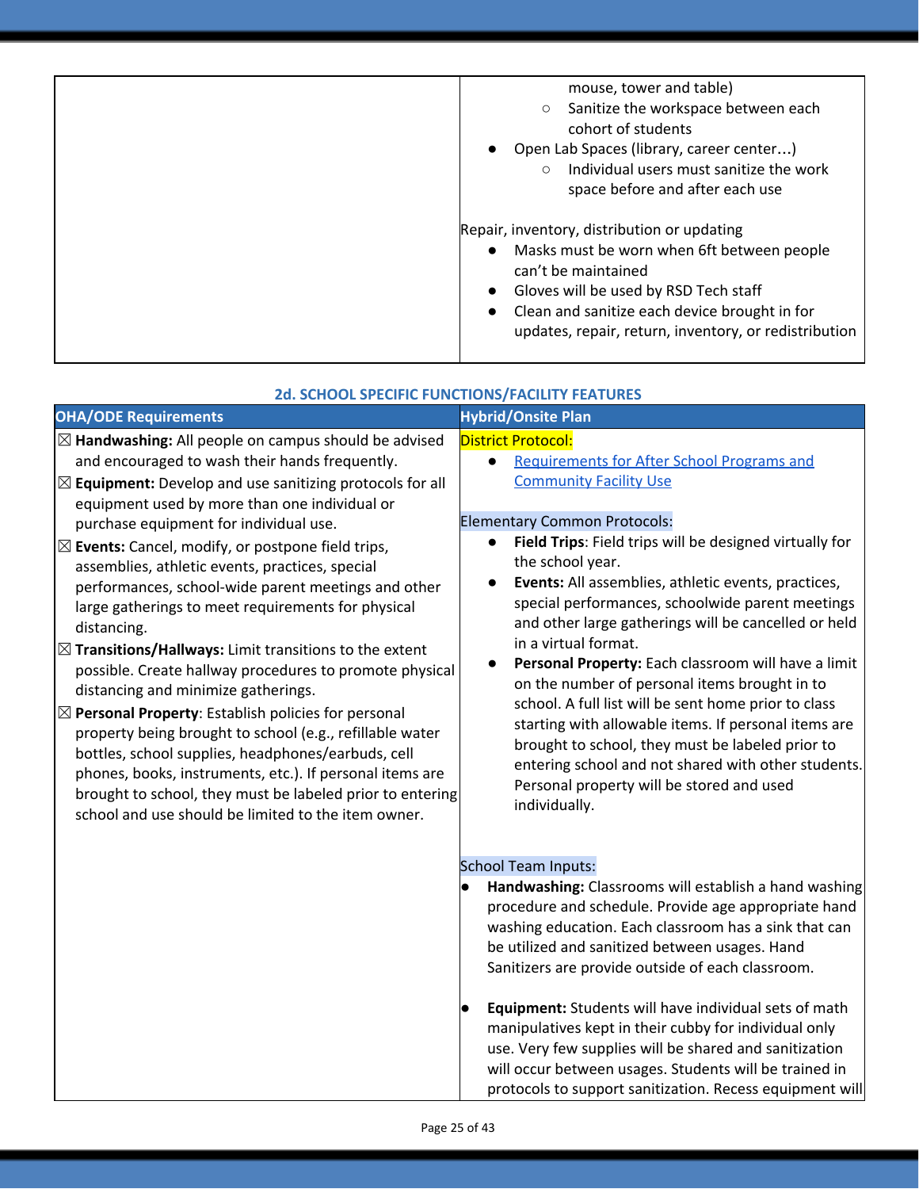| | |
|---|---|
| | mouse, tower and table)<br>○ Sanitize the workspace between each cohort of students<br>● Open Lab Spaces (library, career center…)<br>○ Individual users must sanitize the work space before and after each use<br><br>Repair, inventory, distribution or updating<br>● Masks must be worn when 6ft between people can't be maintained<br>● Gloves will be used by RSD Tech staff<br>● Clean and sanitize each device brought in for updates, repair, return, inventory, or redistribution |

### 2d. SCHOOL SPECIFIC FUNCTIONS/FACILITY FEATURES

| OHA/ODE Requirements | Hybrid/Onsite Plan |
|---|---|
| ☒ **Handwashing:** All people on campus should be advised and encouraged to wash their hands frequently.<br>☒ **Equipment:** Develop and use sanitizing protocols for all equipment used by more than one individual or purchase equipment for individual use.<br>☒ **Events:** Cancel, modify, or postpone field trips, assemblies, athletic events, practices, special performances, school-wide parent meetings and other large gatherings to meet requirements for physical distancing.<br>☒ **Transitions/Hallways:** Limit transitions to the extent possible. Create hallway procedures to promote physical distancing and minimize gatherings.<br>☒ **Personal Property**: Establish policies for personal property being brought to school (e.g., refillable water bottles, school supplies, headphones/earbuds, cell phones, books, instruments, etc.). If personal items are brought to school, they must be labeled prior to entering school and use should be limited to the item owner. | District Protocol:<br>● Requirements for After School Programs and Community Facility Use<br><br>Elementary Common Protocols:<br>● **Field Trips**: Field trips will be designed virtually for the school year.<br>● **Events:** All assemblies, athletic events, practices, special performances, schoolwide parent meetings and other large gatherings will be cancelled or held in a virtual format.<br>● **Personal Property:** Each classroom will have a limit on the number of personal items brought in to school. A full list will be sent home prior to class starting with allowable items. If personal items are brought to school, they must be labeled prior to entering school and not shared with other students. Personal property will be stored and used individually.<br><br>School Team Inputs:<br>● **Handwashing:** Classrooms will establish a hand washing procedure and schedule. Provide age appropriate hand washing education. Each classroom has a sink that can be utilized and sanitized between usages. Hand Sanitizers are provide outside of each classroom.<br><br>● **Equipment:** Students will have individual sets of math manipulatives kept in their cubby for individual only use. Very few supplies will be shared and sanitization will occur between usages. Students will be trained in protocols to support sanitization. Recess equipment will |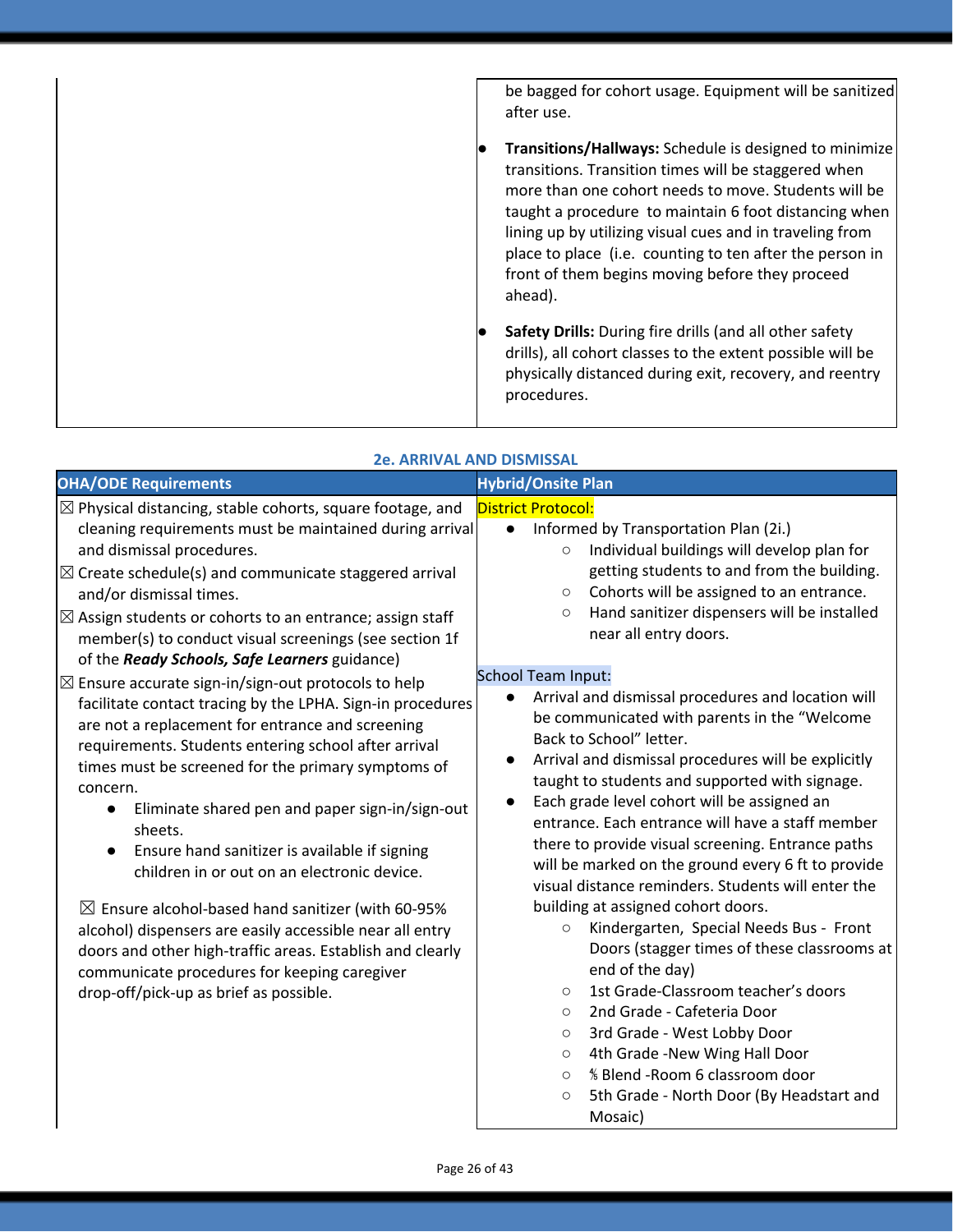| | |
|---|---|
| | be bagged for cohort usage. Equipment will be sanitized after use.<br><br>● **Transitions/Hallways:** Schedule is designed to minimize transitions. Transition times will be staggered when more than one cohort needs to move. Students will be taught a procedure to maintain 6 foot distancing when lining up by utilizing visual cues and in traveling from place to place (i.e. counting to ten after the person in front of them begins moving before they proceed ahead).<br><br>● **Safety Drills:** During fire drills (and all other safety drills), all cohort classes to the extent possible will be physically distanced during exit, recovery, and reentry procedures. |

### 2e. ARRIVAL AND DISMISSAL

| OHA/ODE Requirements | Hybrid/Onsite Plan |
|---|---|
| ☒ Physical distancing, stable cohorts, square footage, and cleaning requirements must be maintained during arrival and dismissal procedures.<br>☒ Create schedule(s) and communicate staggered arrival and/or dismissal times.<br>☒ Assign students or cohorts to an entrance; assign staff member(s) to conduct visual screenings (see section 1f of the ***Ready Schools, Safe Learners*** guidance)<br>☒ Ensure accurate sign-in/sign-out protocols to help facilitate contact tracing by the LPHA. Sign-in procedures are not a replacement for entrance and screening requirements. Students entering school after arrival times must be screened for the primary symptoms of concern.<br>● Eliminate shared pen and paper sign-in/sign-out sheets.<br>● Ensure hand sanitizer is available if signing children in or out on an electronic device.<br><br>☒ Ensure alcohol-based hand sanitizer (with 60-95% alcohol) dispensers are easily accessible near all entry doors and other high-traffic areas. Establish and clearly communicate procedures for keeping caregiver drop-off/pick-up as brief as possible. | District Protocol:<br>● Informed by Transportation Plan (2i.)<br>○ Individual buildings will develop plan for getting students to and from the building.<br>○ Cohorts will be assigned to an entrance.<br>○ Hand sanitizer dispensers will be installed near all entry doors.<br><br>School Team Input:<br>● Arrival and dismissal procedures and location will be communicated with parents in the "Welcome Back to School" letter.<br>● Arrival and dismissal procedures will be explicitly taught to students and supported with signage.<br>● Each grade level cohort will be assigned an entrance. Each entrance will have a staff member there to provide visual screening. Entrance paths will be marked on the ground every 6 ft to provide visual distance reminders. Students will enter the building at assigned cohort doors.<br>○ Kindergarten, Special Needs Bus - Front Doors (stagger times of these classrooms at end of the day)<br>○ 1st Grade-Classroom teacher's doors<br>○ 2nd Grade - Cafeteria Door<br>○ 3rd Grade - West Lobby Door<br>○ 4th Grade -New Wing Hall Door<br>○ ⅘ Blend -Room 6 classroom door<br>○ 5th Grade - North Door (By Headstart and Mosaic) |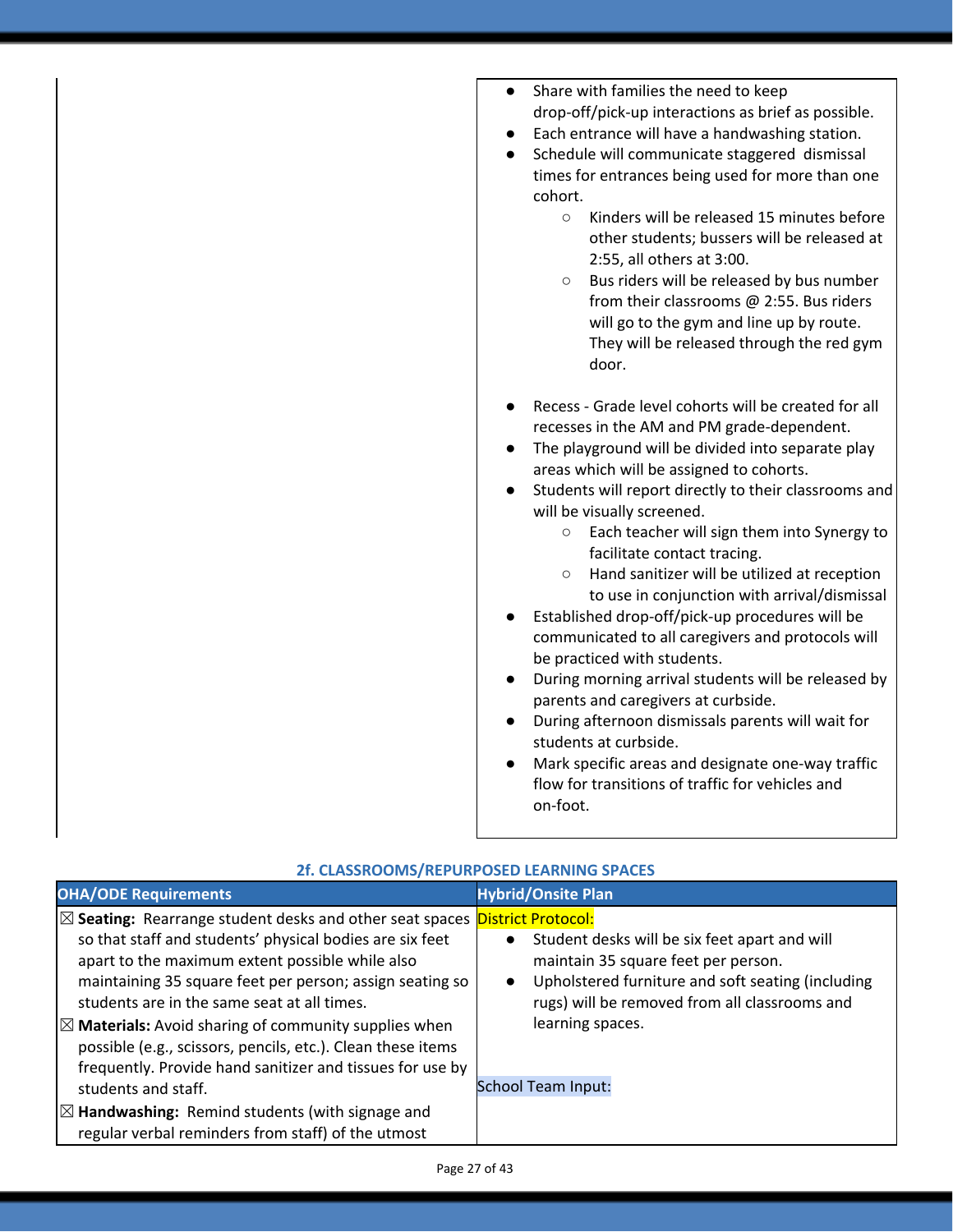| | |
|---|---|
| | ● Share with families the need to keep drop-off/pick-up interactions as brief as possible.<br>● Each entrance will have a handwashing station.<br>● Schedule will communicate staggered dismissal times for entrances being used for more than one cohort.<br>&nbsp;&nbsp;&nbsp;&nbsp;○ Kinders will be released 15 minutes before other students; bussers will be released at 2:55, all others at 3:00.<br>&nbsp;&nbsp;&nbsp;&nbsp;○ Bus riders will be released by bus number from their classrooms @ 2:55. Bus riders will go to the gym and line up by route. They will be released through the red gym door.<br><br>● Recess - Grade level cohorts will be created for all recesses in the AM and PM grade-dependent.<br>● The playground will be divided into separate play areas which will be assigned to cohorts.<br>● Students will report directly to their classrooms and will be visually screened.<br>&nbsp;&nbsp;&nbsp;&nbsp;○ Each teacher will sign them into Synergy to facilitate contact tracing.<br>&nbsp;&nbsp;&nbsp;&nbsp;○ Hand sanitizer will be utilized at reception to use in conjunction with arrival/dismissal<br>● Established drop-off/pick-up procedures will be communicated to all caregivers and protocols will be practiced with students.<br>● During morning arrival students will be released by parents and caregivers at curbside.<br>● During afternoon dismissals parents will wait for students at curbside.<br>● Mark specific areas and designate one-way traffic flow for transitions of traffic for vehicles and on-foot. |

### 2f. CLASSROOMS/REPURPOSED LEARNING SPACES

| OHA/ODE Requirements | Hybrid/Onsite Plan |
|---|---|
| ☒ **Seating:** Rearrange student desks and other seat spaces so that staff and students' physical bodies are six feet apart to the maximum extent possible while also maintaining 35 square feet per person; assign seating so students are in the same seat at all times.<br>☒ **Materials:** Avoid sharing of community supplies when possible (e.g., scissors, pencils, etc.). Clean these items frequently. Provide hand sanitizer and tissues for use by students and staff.<br>☒ **Handwashing:** Remind students (with signage and regular verbal reminders from staff) of the utmost | District Protocol:<br>● Student desks will be six feet apart and will maintain 35 square feet per person.<br>● Upholstered furniture and soft seating (including rugs) will be removed from all classrooms and learning spaces.<br><br>School Team Input: |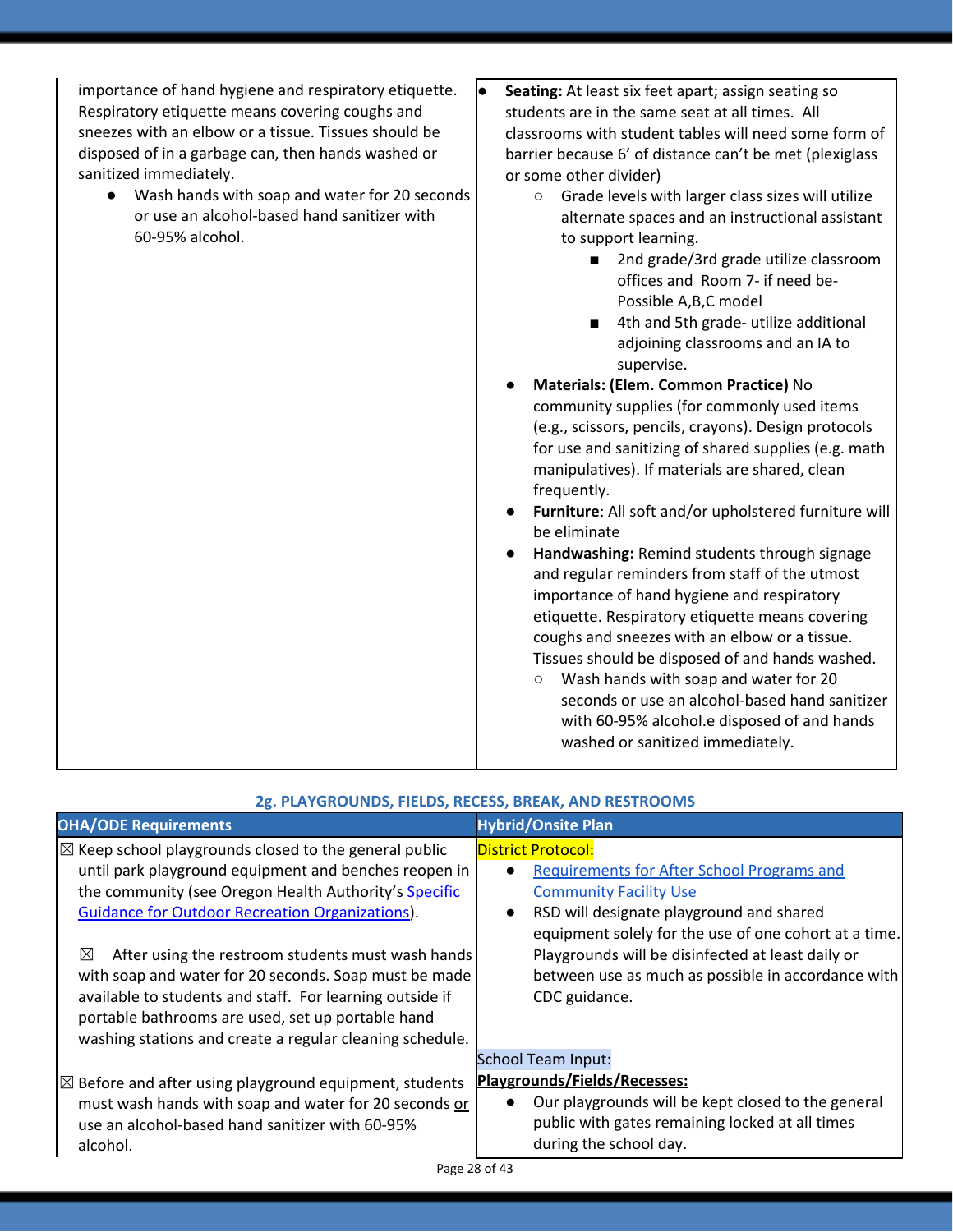| | |
|---|---|
| importance of hand hygiene and respiratory etiquette. Respiratory etiquette means covering coughs and sneezes with an elbow or a tissue. Tissues should be disposed of in a garbage can, then hands washed or sanitized immediately.<br>● Wash hands with soap and water for 20 seconds or use an alcohol-based hand sanitizer with 60-95% alcohol. | ● **Seating:** At least six feet apart; assign seating so students are in the same seat at all times. All classrooms with student tables will need some form of barrier because 6' of distance can't be met (plexiglass or some other divider)<br>○ Grade levels with larger class sizes will utilize alternate spaces and an instructional assistant to support learning.<br>■ 2nd grade/3rd grade utilize classroom offices and Room 7- if need be- Possible A,B,C model<br>■ 4th and 5th grade- utilize additional adjoining classrooms and an IA to supervise.<br>● **Materials: (Elem. Common Practice)** No community supplies (for commonly used items (e.g., scissors, pencils, crayons). Design protocols for use and sanitizing of shared supplies (e.g. math manipulatives). If materials are shared, clean frequently.<br>● **Furniture**: All soft and/or upholstered furniture will be eliminate<br>● **Handwashing:** Remind students through signage and regular reminders from staff of the utmost importance of hand hygiene and respiratory etiquette. Respiratory etiquette means covering coughs and sneezes with an elbow or a tissue. Tissues should be disposed of and hands washed.<br>○ Wash hands with soap and water for 20 seconds or use an alcohol-based hand sanitizer with 60-95% alcohol.e disposed of and hands washed or sanitized immediately. |

### 2g. PLAYGROUNDS, FIELDS, RECESS, BREAK, AND RESTROOMS

| OHA/ODE Requirements | Hybrid/Onsite Plan |
|---|---|
| ☒ Keep school playgrounds closed to the general public until park playground equipment and benches reopen in the community (see Oregon Health Authority's [Specific Guidance for Outdoor Recreation Organizations](#)).<br><br>☒ After using the restroom students must wash hands with soap and water for 20 seconds. Soap must be made available to students and staff. For learning outside if portable bathrooms are used, set up portable hand washing stations and create a regular cleaning schedule.<br><br>☒ Before and after using playground equipment, students must wash hands with soap and water for 20 seconds or use an alcohol-based hand sanitizer with 60-95% alcohol. | District Protocol:<br>● [Requirements for After School Programs and Community Facility Use](#)<br>● RSD will designate playground and shared equipment solely for the use of one cohort at a time. Playgrounds will be disinfected at least daily or between use as much as possible in accordance with CDC guidance.<br><br>School Team Input:<br>**Playgrounds/Fields/Recesses:**<br>● Our playgrounds will be kept closed to the general public with gates remaining locked at all times during the school day. |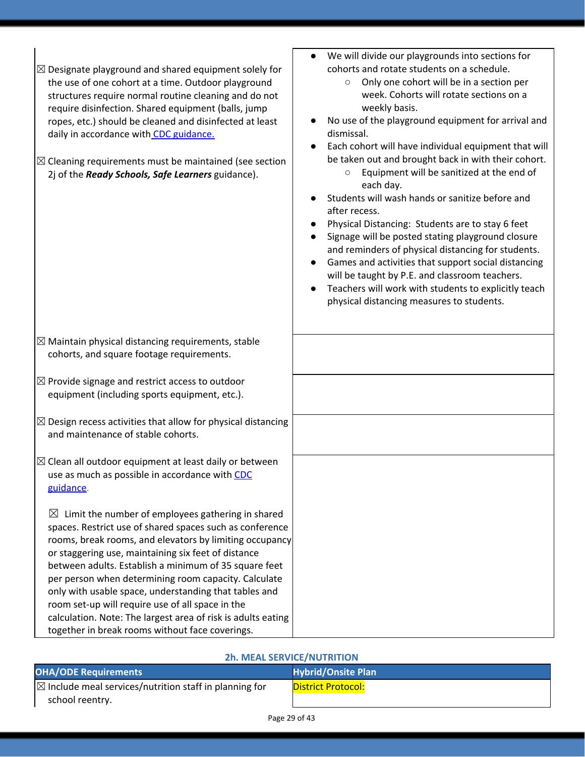| | |
|---|---|
| ☒ Designate playground and shared equipment solely for the use of one cohort at a time. Outdoor playground structures require normal routine cleaning and do not require disinfection. Shared equipment (balls, jump ropes, etc.) should be cleaned and disinfected at least daily in accordance with CDC guidance.<br><br>☒ Cleaning requirements must be maintained (see section 2j of the ***Ready Schools, Safe Learners*** guidance). | • We will divide our playgrounds into sections for cohorts and rotate students on a schedule.<br>  ○ Only one cohort will be in a section per week. Cohorts will rotate sections on a weekly basis.<br>• No use of the playground equipment for arrival and dismissal.<br>• Each cohort will have individual equipment that will be taken out and brought back in with their cohort.<br>  ○ Equipment will be sanitized at the end of each day.<br>• Students will wash hands or sanitize before and after recess.<br>• Physical Distancing: Students are to stay 6 feet<br>• Signage will be posted stating playground closure and reminders of physical distancing for students.<br>• Games and activities that support social distancing will be taught by P.E. and classroom teachers.<br>• Teachers will work with students to explicitly teach physical distancing measures to students. |
| ☒ Maintain physical distancing requirements, stable cohorts, and square footage requirements. | |
| ☒ Provide signage and restrict access to outdoor equipment (including sports equipment, etc.). | |
| ☒ Design recess activities that allow for physical distancing and maintenance of stable cohorts. | |
| ☒ Clean all outdoor equipment at least daily or between use as much as possible in accordance with CDC guidance.<br><br>☒ Limit the number of employees gathering in shared spaces. Restrict use of shared spaces such as conference rooms, break rooms, and elevators by limiting occupancy or staggering use, maintaining six feet of distance between adults. Establish a minimum of 35 square feet per person when determining room capacity. Calculate only with usable space, understanding that tables and room set-up will require use of all space in the calculation. Note: The largest area of risk is adults eating together in break rooms without face coverings. | |

## 2h. MEAL SERVICE/NUTRITION

| OHA/ODE Requirements | Hybrid/Onsite Plan |
|---|---|
| ☒ Include meal services/nutrition staff in planning for school reentry. | District Protocol: |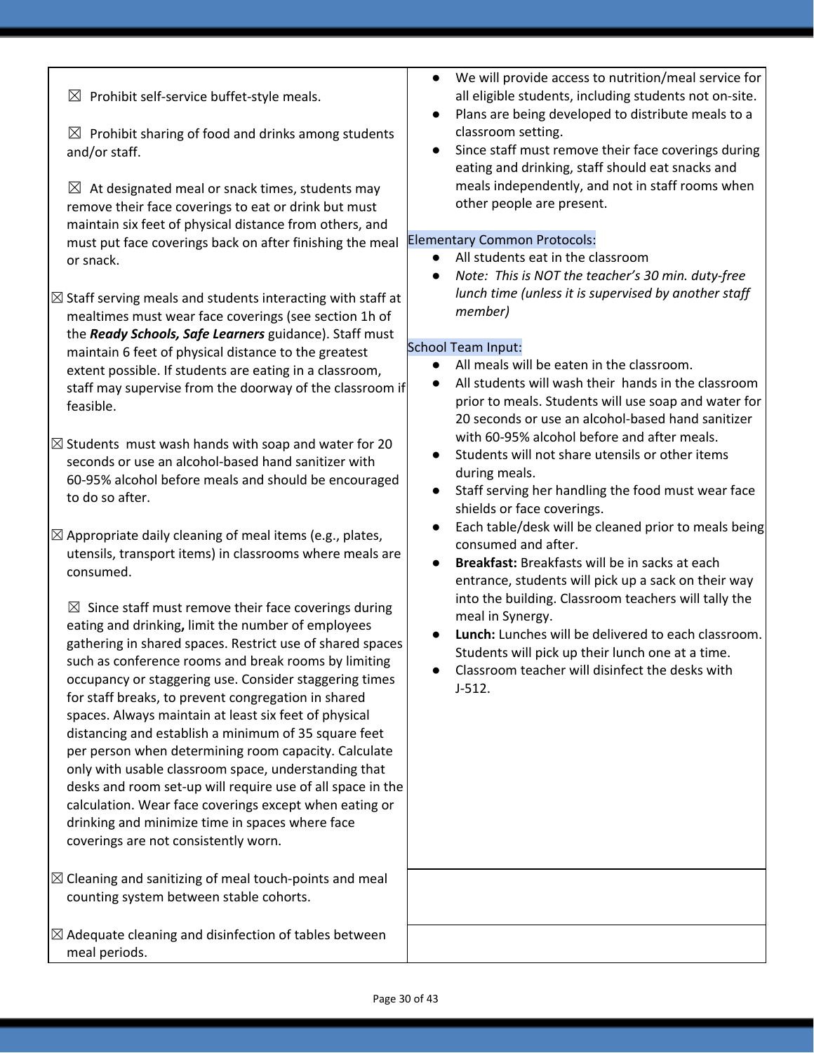| | |
|---|---|
| ☒ Prohibit self-service buffet-style meals.<br><br>☒ Prohibit sharing of food and drinks among students and/or staff.<br><br>☒ At designated meal or snack times, students may remove their face coverings to eat or drink but must maintain six feet of physical distance from others, and must put face coverings back on after finishing the meal or snack.<br><br>☒ Staff serving meals and students interacting with staff at mealtimes must wear face coverings (see section 1h of the ***Ready Schools, Safe Learners*** guidance). Staff must maintain 6 feet of physical distance to the greatest extent possible. If students are eating in a classroom, staff may supervise from the doorway of the classroom if feasible.<br><br>☒ Students must wash hands with soap and water for 20 seconds or use an alcohol-based hand sanitizer with 60-95% alcohol before meals and should be encouraged to do so after.<br><br>☒ Appropriate daily cleaning of meal items (e.g., plates, utensils, transport items) in classrooms where meals are consumed.<br><br>☒ Since staff must remove their face coverings during eating and drinking**,** limit the number of employees gathering in shared spaces. Restrict use of shared spaces such as conference rooms and break rooms by limiting occupancy or staggering use. Consider staggering times for staff breaks, to prevent congregation in shared spaces. Always maintain at least six feet of physical distancing and establish a minimum of 35 square feet per person when determining room capacity. Calculate only with usable classroom space, understanding that desks and room set-up will require use of all space in the calculation. Wear face coverings except when eating or drinking and minimize time in spaces where face coverings are not consistently worn. | • We will provide access to nutrition/meal service for all eligible students, including students not on-site.<br>• Plans are being developed to distribute meals to a classroom setting.<br>• Since staff must remove their face coverings during eating and drinking, staff should eat snacks and meals independently, and not in staff rooms when other people are present.<br><br>Elementary Common Protocols:<br>• All students eat in the classroom<br>• *Note: This is NOT the teacher's 30 min. duty-free lunch time (unless it is supervised by another staff member)*<br><br>School Team Input:<br>• All meals will be eaten in the classroom.<br>• All students will wash their hands in the classroom prior to meals. Students will use soap and water for 20 seconds or use an alcohol-based hand sanitizer with 60-95% alcohol before and after meals.<br>• Students will not share utensils or other items during meals.<br>• Staff serving her handling the food must wear face shields or face coverings.<br>• Each table/desk will be cleaned prior to meals being consumed and after.<br>• **Breakfast:** Breakfasts will be in sacks at each entrance, students will pick up a sack on their way into the building. Classroom teachers will tally the meal in Synergy.<br>• **Lunch:** Lunches will be delivered to each classroom. Students will pick up their lunch one at a time.<br>• Classroom teacher will disinfect the desks with J-512. |
| ☒ Cleaning and sanitizing of meal touch-points and meal counting system between stable cohorts. | |
| ☒ Adequate cleaning and disinfection of tables between meal periods. | |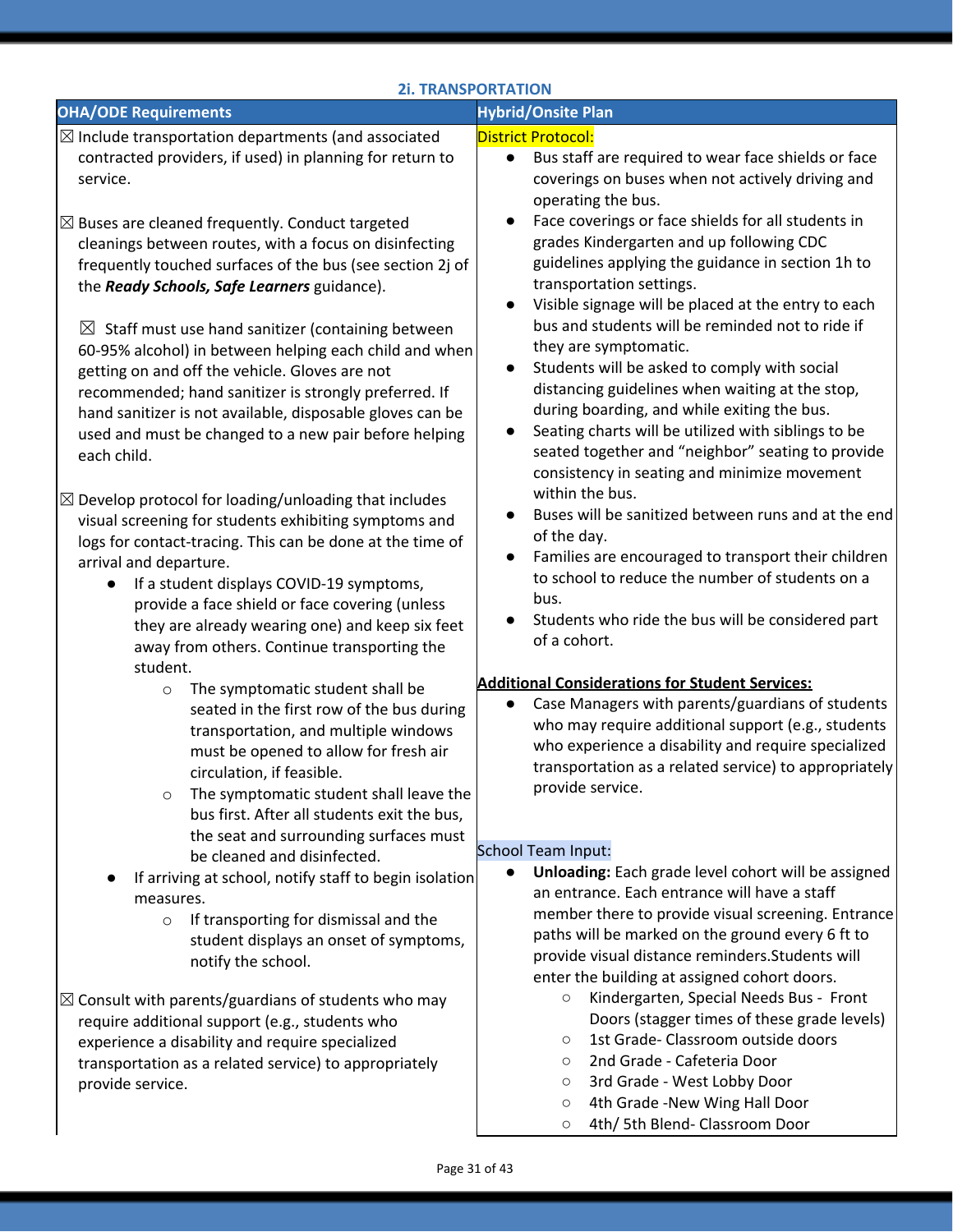## 2i. TRANSPORTATION

| OHA/ODE Requirements | Hybrid/Onsite Plan |
|---|---|
| ☒ Include transportation departments (and associated contracted providers, if used) in planning for return to service.<br><br>☒ Buses are cleaned frequently. Conduct targeted cleanings between routes, with a focus on disinfecting frequently touched surfaces of the bus (see section 2j of the ***Ready Schools, Safe Learners*** guidance).<br><br>☒ Staff must use hand sanitizer (containing between 60-95% alcohol) in between helping each child and when getting on and off the vehicle. Gloves are not recommended; hand sanitizer is strongly preferred. If hand sanitizer is not available, disposable gloves can be used and must be changed to a new pair before helping each child.<br><br>☒ Develop protocol for loading/unloading that includes visual screening for students exhibiting symptoms and logs for contact-tracing. This can be done at the time of arrival and departure.<br>• If a student displays COVID-19 symptoms, provide a face shield or face covering (unless they are already wearing one) and keep six feet away from others. Continue transporting the student.<br>&nbsp;&nbsp;&nbsp;&nbsp;○ The symptomatic student shall be seated in the first row of the bus during transportation, and multiple windows must be opened to allow for fresh air circulation, if feasible.<br>&nbsp;&nbsp;&nbsp;&nbsp;○ The symptomatic student shall leave the bus first. After all students exit the bus, the seat and surrounding surfaces must be cleaned and disinfected.<br>• If arriving at school, notify staff to begin isolation measures.<br>&nbsp;&nbsp;&nbsp;&nbsp;○ If transporting for dismissal and the student displays an onset of symptoms, notify the school.<br><br>☒ Consult with parents/guardians of students who may require additional support (e.g., students who experience a disability and require specialized transportation as a related service) to appropriately provide service. | District Protocol:<br>• Bus staff are required to wear face shields or face coverings on buses when not actively driving and operating the bus.<br>• Face coverings or face shields for all students in grades Kindergarten and up following CDC guidelines applying the guidance in section 1h to transportation settings.<br>• Visible signage will be placed at the entry to each bus and students will be reminded not to ride if they are symptomatic.<br>• Students will be asked to comply with social distancing guidelines when waiting at the stop, during boarding, and while exiting the bus.<br>• Seating charts will be utilized with siblings to be seated together and "neighbor" seating to provide consistency in seating and minimize movement within the bus.<br>• Buses will be sanitized between runs and at the end of the day.<br>• Families are encouraged to transport their children to school to reduce the number of students on a bus.<br>• Students who ride the bus will be considered part of a cohort.<br><br>**Additional Considerations for Student Services:**<br>• Case Managers with parents/guardians of students who may require additional support (e.g., students who experience a disability and require specialized transportation as a related service) to appropriately provide service.<br><br>School Team Input:<br>• **Unloading:** Each grade level cohort will be assigned an entrance. Each entrance will have a staff member there to provide visual screening. Entrance paths will be marked on the ground every 6 ft to provide visual distance reminders.Students will enter the building at assigned cohort doors.<br>&nbsp;&nbsp;&nbsp;&nbsp;○ Kindergarten, Special Needs Bus - Front Doors (stagger times of these grade levels)<br>&nbsp;&nbsp;&nbsp;&nbsp;○ 1st Grade- Classroom outside doors<br>&nbsp;&nbsp;&nbsp;&nbsp;○ 2nd Grade - Cafeteria Door<br>&nbsp;&nbsp;&nbsp;&nbsp;○ 3rd Grade - West Lobby Door<br>&nbsp;&nbsp;&nbsp;&nbsp;○ 4th Grade -New Wing Hall Door<br>&nbsp;&nbsp;&nbsp;&nbsp;○ 4th/ 5th Blend- Classroom Door |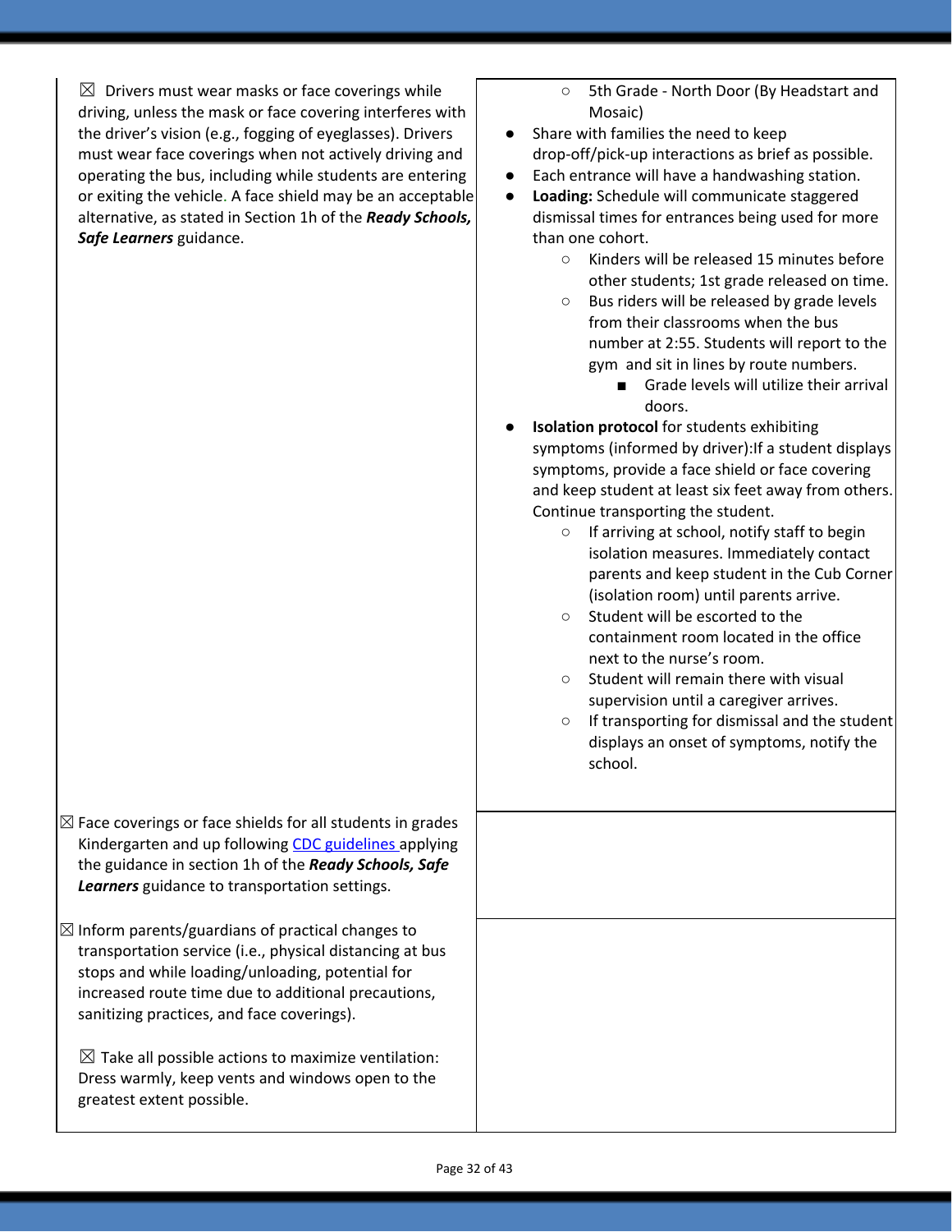| | |
|---|---|
| ☒ Drivers must wear masks or face coverings while driving, unless the mask or face covering interferes with the driver's vision (e.g., fogging of eyeglasses). Drivers must wear face coverings when not actively driving and operating the bus, including while students are entering or exiting the vehicle. A face shield may be an acceptable alternative, as stated in Section 1h of the ***Ready Schools, Safe Learners*** guidance. | ○ 5th Grade - North Door (By Headstart and Mosaic)<br>● Share with families the need to keep drop-off/pick-up interactions as brief as possible.<br>● Each entrance will have a handwashing station.<br>● **Loading:** Schedule will communicate staggered dismissal times for entrances being used for more than one cohort.<br>&nbsp;&nbsp;○ Kinders will be released 15 minutes before other students; 1st grade released on time.<br>&nbsp;&nbsp;○ Bus riders will be released by grade levels from their classrooms when the bus number at 2:55. Students will report to the gym and sit in lines by route numbers.<br>&nbsp;&nbsp;&nbsp;&nbsp;■ Grade levels will utilize their arrival doors.<br>● **Isolation protocol** for students exhibiting symptoms (informed by driver):If a student displays symptoms, provide a face shield or face covering and keep student at least six feet away from others. Continue transporting the student.<br>&nbsp;&nbsp;○ If arriving at school, notify staff to begin isolation measures. Immediately contact parents and keep student in the Cub Corner (isolation room) until parents arrive.<br>&nbsp;&nbsp;○ Student will be escorted to the containment room located in the office next to the nurse's room.<br>&nbsp;&nbsp;○ Student will remain there with visual supervision until a caregiver arrives.<br>&nbsp;&nbsp;○ If transporting for dismissal and the student displays an onset of symptoms, notify the school. |
| ☒ Face coverings or face shields for all students in grades Kindergarten and up following CDC guidelines applying the guidance in section 1h of the ***Ready Schools, Safe Learners*** guidance to transportation settings. | |
| ☒ Inform parents/guardians of practical changes to transportation service (i.e., physical distancing at bus stops and while loading/unloading, potential for increased route time due to additional precautions, sanitizing practices, and face coverings).<br><br>☒ Take all possible actions to maximize ventilation: Dress warmly, keep vents and windows open to the greatest extent possible. | |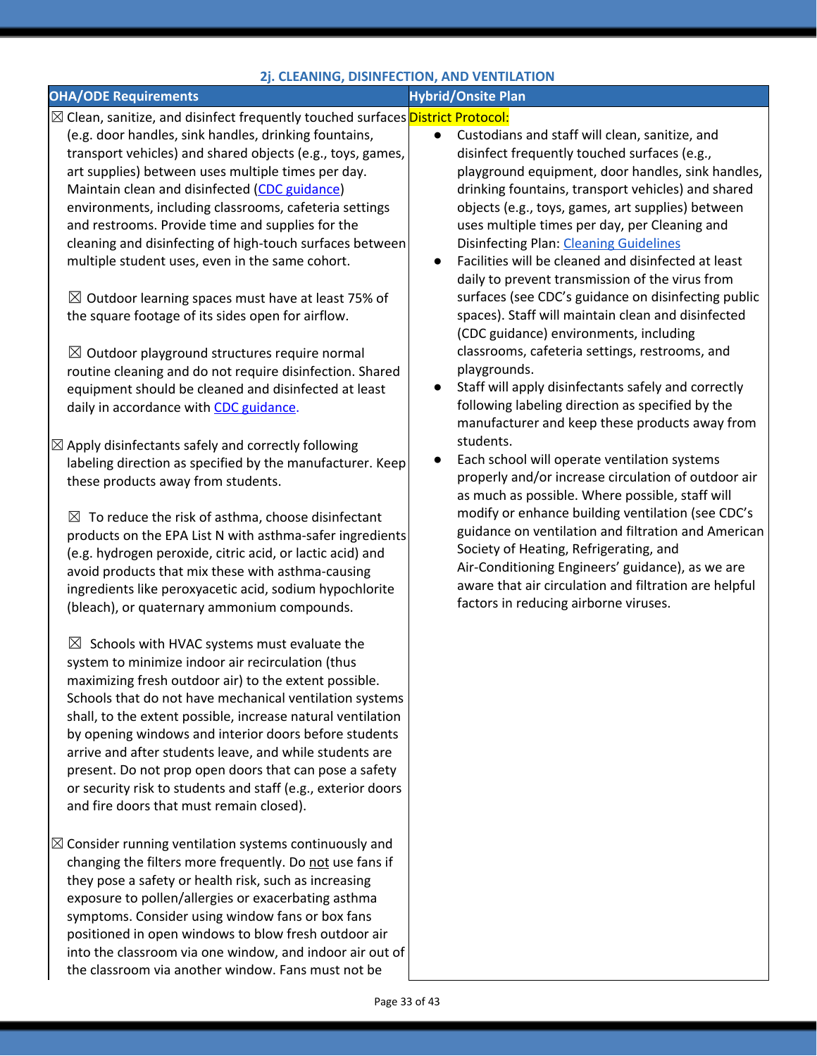### 2j. CLEANING, DISINFECTION, AND VENTILATION

| OHA/ODE Requirements | Hybrid/Onsite Plan |
|---|---|
| ☒ Clean, sanitize, and disinfect frequently touched surfaces (e.g. door handles, sink handles, drinking fountains, transport vehicles) and shared objects (e.g., toys, games, art supplies) between uses multiple times per day. Maintain clean and disinfected (CDC guidance) environments, including classrooms, cafeteria settings and restrooms. Provide time and supplies for the cleaning and disinfecting of high-touch surfaces between multiple student uses, even in the same cohort.<br><br>☒ Outdoor learning spaces must have at least 75% of the square footage of its sides open for airflow.<br><br>☒ Outdoor playground structures require normal routine cleaning and do not require disinfection. Shared equipment should be cleaned and disinfected at least daily in accordance with CDC guidance.<br><br>☒ Apply disinfectants safely and correctly following labeling direction as specified by the manufacturer. Keep these products away from students.<br><br>☒ To reduce the risk of asthma, choose disinfectant products on the EPA List N with asthma-safer ingredients (e.g. hydrogen peroxide, citric acid, or lactic acid) and avoid products that mix these with asthma-causing ingredients like peroxyacetic acid, sodium hypochlorite (bleach), or quaternary ammonium compounds.<br><br>☒ Schools with HVAC systems must evaluate the system to minimize indoor air recirculation (thus maximizing fresh outdoor air) to the extent possible. Schools that do not have mechanical ventilation systems shall, to the extent possible, increase natural ventilation by opening windows and interior doors before students arrive and after students leave, and while students are present. Do not prop open doors that can pose a safety or security risk to students and staff (e.g., exterior doors and fire doors that must remain closed).<br><br>☒ Consider running ventilation systems continuously and changing the filters more frequently. Do <u>not</u> use fans if they pose a safety or health risk, such as increasing exposure to pollen/allergies or exacerbating asthma symptoms. Consider using window fans or box fans positioned in open windows to blow fresh outdoor air into the classroom via one window, and indoor air out of the classroom via another window. Fans must not be | District Protocol:<br>• Custodians and staff will clean, sanitize, and disinfect frequently touched surfaces (e.g., playground equipment, door handles, sink handles, drinking fountains, transport vehicles) and shared objects (e.g., toys, games, art supplies) between uses multiple times per day, per Cleaning and Disinfecting Plan: Cleaning Guidelines<br>• Facilities will be cleaned and disinfected at least daily to prevent transmission of the virus from surfaces (see CDC's guidance on disinfecting public spaces). Staff will maintain clean and disinfected (CDC guidance) environments, including classrooms, cafeteria settings, restrooms, and playgrounds.<br>• Staff will apply disinfectants safely and correctly following labeling direction as specified by the manufacturer and keep these products away from students.<br>• Each school will operate ventilation systems properly and/or increase circulation of outdoor air as much as possible. Where possible, staff will modify or enhance building ventilation (see CDC's guidance on ventilation and filtration and American Society of Heating, Refrigerating, and Air-Conditioning Engineers' guidance), as we are aware that air circulation and filtration are helpful factors in reducing airborne viruses. |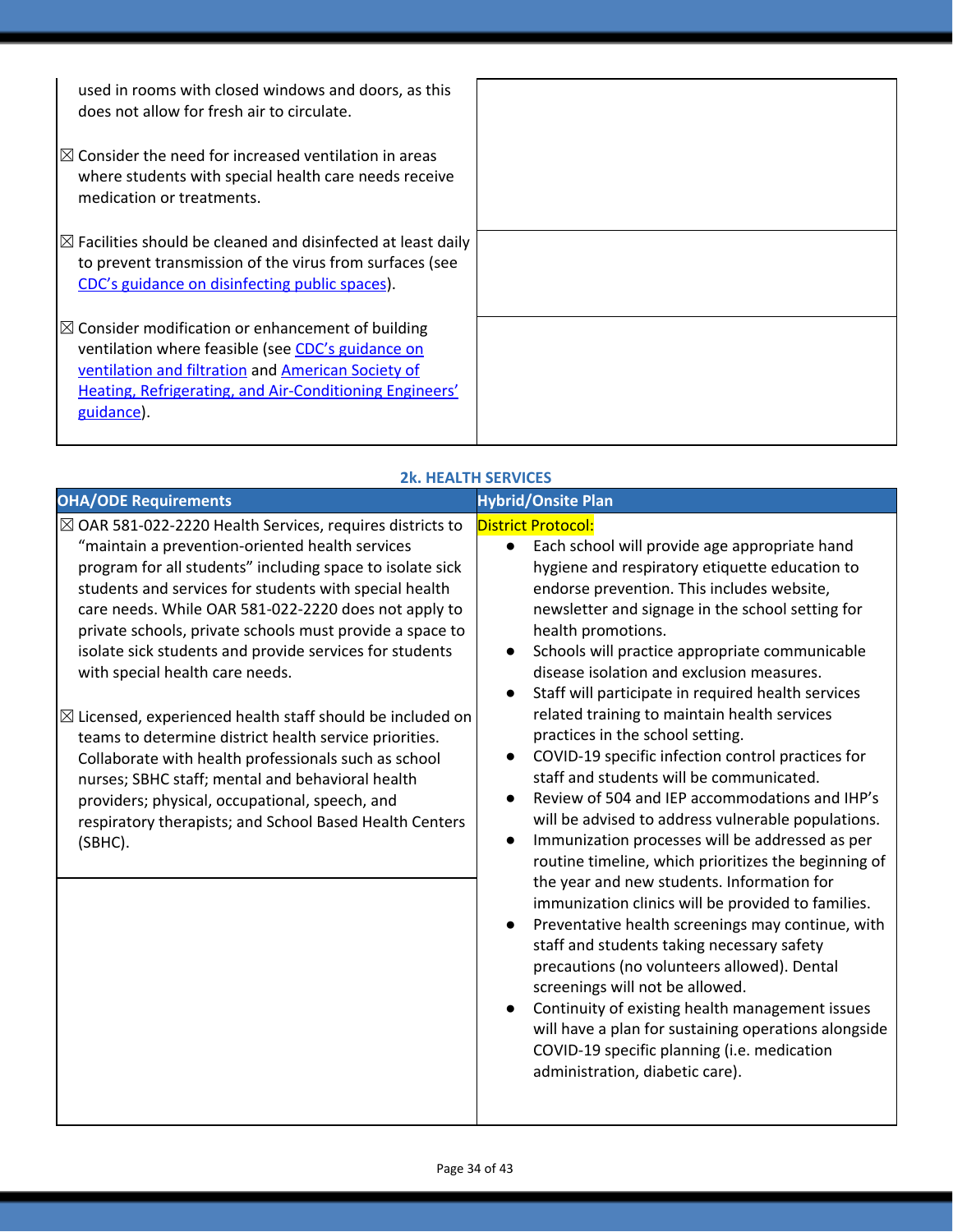| | |
|---|---|
| used in rooms with closed windows and doors, as this does not allow for fresh air to circulate.<br><br>☒ Consider the need for increased ventilation in areas where students with special health care needs receive medication or treatments. | |
| ☒ Facilities should be cleaned and disinfected at least daily to prevent transmission of the virus from surfaces (see CDC's guidance on disinfecting public spaces). | |
| ☒ Consider modification or enhancement of building ventilation where feasible (see CDC's guidance on ventilation and filtration and American Society of Heating, Refrigerating, and Air-Conditioning Engineers' guidance). | |

### 2k. HEALTH SERVICES

| OHA/ODE Requirements | Hybrid/Onsite Plan |
|---|---|
| ☒ OAR 581-022-2220 Health Services, requires districts to "maintain a prevention-oriented health services program for all students" including space to isolate sick students and services for students with special health care needs. While OAR 581-022-2220 does not apply to private schools, private schools must provide a space to isolate sick students and provide services for students with special health care needs.<br><br>☒ Licensed, experienced health staff should be included on teams to determine district health service priorities. Collaborate with health professionals such as school nurses; SBHC staff; mental and behavioral health providers; physical, occupational, speech, and respiratory therapists; and School Based Health Centers (SBHC). | District Protocol:<br>● Each school will provide age appropriate hand hygiene and respiratory etiquette education to endorse prevention. This includes website, newsletter and signage in the school setting for health promotions.<br>● Schools will practice appropriate communicable disease isolation and exclusion measures.<br>● Staff will participate in required health services related training to maintain health services practices in the school setting.<br>● COVID-19 specific infection control practices for staff and students will be communicated.<br>● Review of 504 and IEP accommodations and IHP's will be advised to address vulnerable populations.<br>● Immunization processes will be addressed as per routine timeline, which prioritizes the beginning of the year and new students. Information for immunization clinics will be provided to families.<br>● Preventative health screenings may continue, with staff and students taking necessary safety precautions (no volunteers allowed). Dental screenings will not be allowed.<br>● Continuity of existing health management issues will have a plan for sustaining operations alongside COVID-19 specific planning (i.e. medication administration, diabetic care). |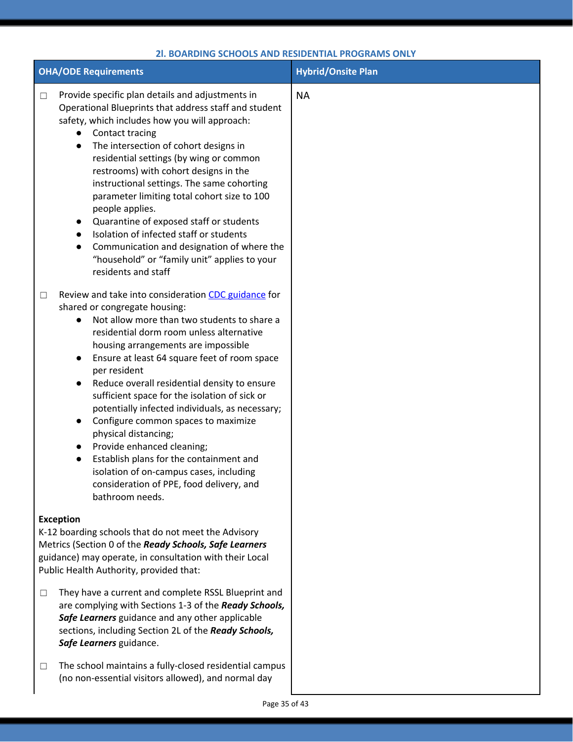### 2l. BOARDING SCHOOLS AND RESIDENTIAL PROGRAMS ONLY

| OHA/ODE Requirements | Hybrid/Onsite Plan |
|---|---|
| ☐ Provide specific plan details and adjustments in Operational Blueprints that address staff and student safety, which includes how you will approach:<br>● Contact tracing<br>● The intersection of cohort designs in residential settings (by wing or common restrooms) with cohort designs in the instructional settings. The same cohorting parameter limiting total cohort size to 100 people applies.<br>● Quarantine of exposed staff or students<br>● Isolation of infected staff or students<br>● Communication and designation of where the "household" or "family unit" applies to your residents and staff<br><br>☐ Review and take into consideration CDC guidance for shared or congregate housing:<br>● Not allow more than two students to share a residential dorm room unless alternative housing arrangements are impossible<br>● Ensure at least 64 square feet of room space per resident<br>● Reduce overall residential density to ensure sufficient space for the isolation of sick or potentially infected individuals, as necessary;<br>● Configure common spaces to maximize physical distancing;<br>● Provide enhanced cleaning;<br>● Establish plans for the containment and isolation of on-campus cases, including consideration of PPE, food delivery, and bathroom needs.<br><br>**Exception**<br>K-12 boarding schools that do not meet the Advisory Metrics (Section 0 of the ***Ready Schools, Safe Learners*** guidance) may operate, in consultation with their Local Public Health Authority, provided that:<br><br>☐ They have a current and complete RSSL Blueprint and are complying with Sections 1-3 of the ***Ready Schools, Safe Learners*** guidance and any other applicable sections, including Section 2L of the ***Ready Schools, Safe Learners*** guidance.<br><br>☐ The school maintains a fully-closed residential campus (no non-essential visitors allowed), and normal day | NA |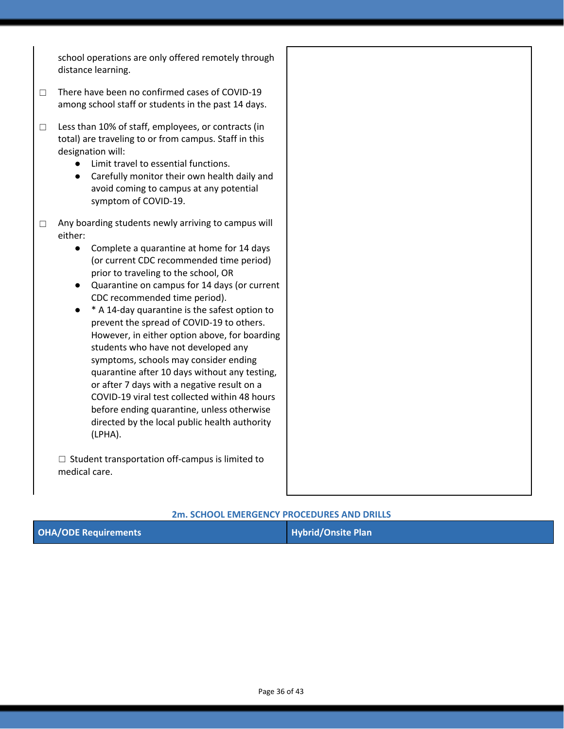| | |
|---|---|
| school operations are only offered remotely through distance learning.<br><br>☐ There have been no confirmed cases of COVID-19 among school staff or students in the past 14 days.<br><br>☐ Less than 10% of staff, employees, or contracts (in total) are traveling to or from campus. Staff in this designation will:<br>● Limit travel to essential functions.<br>● Carefully monitor their own health daily and avoid coming to campus at any potential symptom of COVID-19.<br><br>☐ Any boarding students newly arriving to campus will either:<br>● Complete a quarantine at home for 14 days (or current CDC recommended time period) prior to traveling to the school, OR<br>● Quarantine on campus for 14 days (or current CDC recommended time period).<br>● * A 14-day quarantine is the safest option to prevent the spread of COVID-19 to others. However, in either option above, for boarding students who have not developed any symptoms, schools may consider ending quarantine after 10 days without any testing, or after 7 days with a negative result on a COVID-19 viral test collected within 48 hours before ending quarantine, unless otherwise directed by the local public health authority (LPHA).<br><br>☐ Student transportation off-campus is limited to medical care. | |

### 2m. SCHOOL EMERGENCY PROCEDURES AND DRILLS

| OHA/ODE Requirements | Hybrid/Onsite Plan |
|---|---|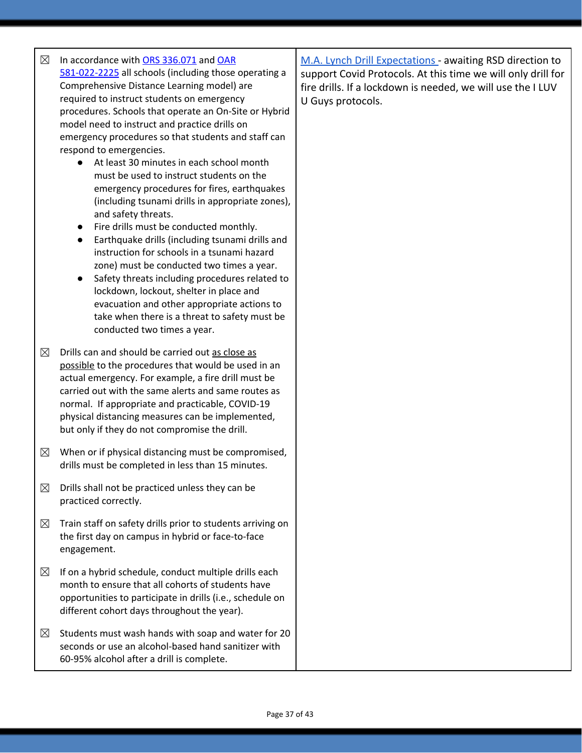| | |
|---|---|
| ☒ In accordance with ORS 336.071 and OAR 581-022-2225 all schools (including those operating a Comprehensive Distance Learning model) are required to instruct students on emergency procedures. Schools that operate an On-Site or Hybrid model need to instruct and practice drills on emergency procedures so that students and staff can respond to emergencies.<br>• At least 30 minutes in each school month must be used to instruct students on the emergency procedures for fires, earthquakes (including tsunami drills in appropriate zones), and safety threats.<br>• Fire drills must be conducted monthly.<br>• Earthquake drills (including tsunami drills and instruction for schools in a tsunami hazard zone) must be conducted two times a year.<br>• Safety threats including procedures related to lockdown, lockout, shelter in place and evacuation and other appropriate actions to take when there is a threat to safety must be conducted two times a year.<br><br>☒ Drills can and should be carried out as close as possible to the procedures that would be used in an actual emergency. For example, a fire drill must be carried out with the same alerts and same routes as normal. If appropriate and practicable, COVID-19 physical distancing measures can be implemented, but only if they do not compromise the drill.<br><br>☒ When or if physical distancing must be compromised, drills must be completed in less than 15 minutes.<br><br>☒ Drills shall not be practiced unless they can be practiced correctly.<br><br>☒ Train staff on safety drills prior to students arriving on the first day on campus in hybrid or face-to-face engagement.<br><br>☒ If on a hybrid schedule, conduct multiple drills each month to ensure that all cohorts of students have opportunities to participate in drills (i.e., schedule on different cohort days throughout the year).<br><br>☒ Students must wash hands with soap and water for 20 seconds or use an alcohol-based hand sanitizer with 60-95% alcohol after a drill is complete. | M.A. Lynch Drill Expectations - awaiting RSD direction to support Covid Protocols. At this time we will only drill for fire drills. If a lockdown is needed, we will use the I LUV U Guys protocols. |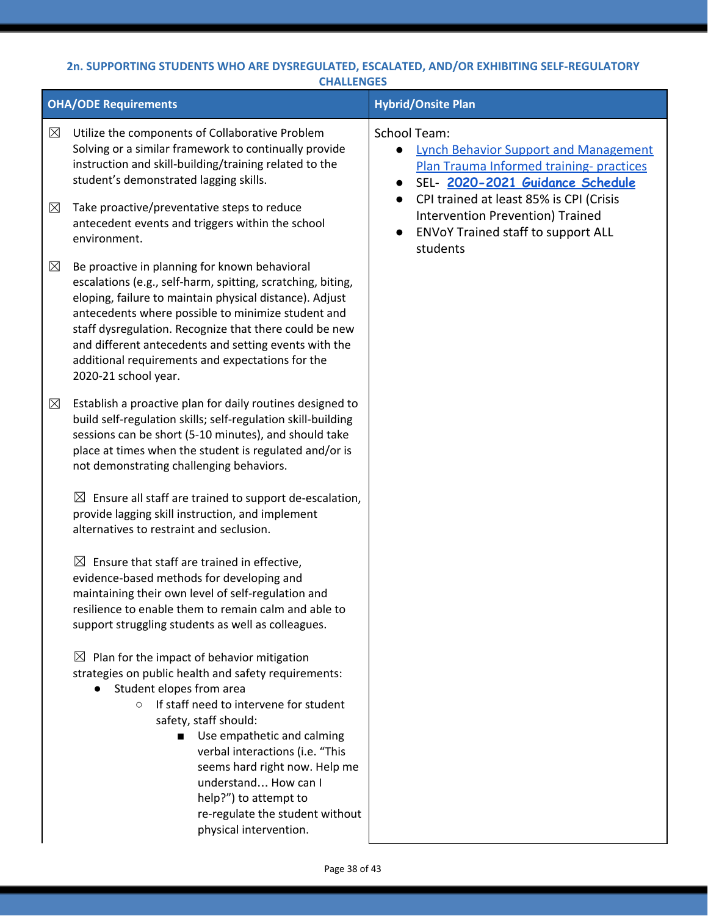### 2n. SUPPORTING STUDENTS WHO ARE DYSREGULATED, ESCALATED, AND/OR EXHIBITING SELF-REGULATORY CHALLENGES

| OHA/ODE Requirements | Hybrid/Onsite Plan |
|---|---|
| ☒ Utilize the components of Collaborative Problem Solving or a similar framework to continually provide instruction and skill-building/training related to the student's demonstrated lagging skills.<br><br>☒ Take proactive/preventative steps to reduce antecedent events and triggers within the school environment.<br><br>☒ Be proactive in planning for known behavioral escalations (e.g., self-harm, spitting, scratching, biting, eloping, failure to maintain physical distance). Adjust antecedents where possible to minimize student and staff dysregulation. Recognize that there could be new and different antecedents and setting events with the additional requirements and expectations for the 2020-21 school year.<br><br>☒ Establish a proactive plan for daily routines designed to build self-regulation skills; self-regulation skill-building sessions can be short (5-10 minutes), and should take place at times when the student is regulated and/or is not demonstrating challenging behaviors.<br><br>☒ Ensure all staff are trained to support de-escalation, provide lagging skill instruction, and implement alternatives to restraint and seclusion.<br><br>☒ Ensure that staff are trained in effective, evidence-based methods for developing and maintaining their own level of self-regulation and resilience to enable them to remain calm and able to support struggling students as well as colleagues.<br><br>☒ Plan for the impact of behavior mitigation strategies on public health and safety requirements:<br>● Student elopes from area<br>○ If staff need to intervene for student safety, staff should:<br>■ Use empathetic and calming verbal interactions (i.e. "This seems hard right now. Help me understand… How can I help?") to attempt to re-regulate the student without physical intervention. | School Team:<br>● Lynch Behavior Support and Management Plan Trauma Informed training- practices<br>● SEL- **2020-2021 Guidance Schedule**<br>● CPI trained at least 85% is CPI (Crisis Intervention Prevention) Trained<br>● ENVoY Trained staff to support ALL students |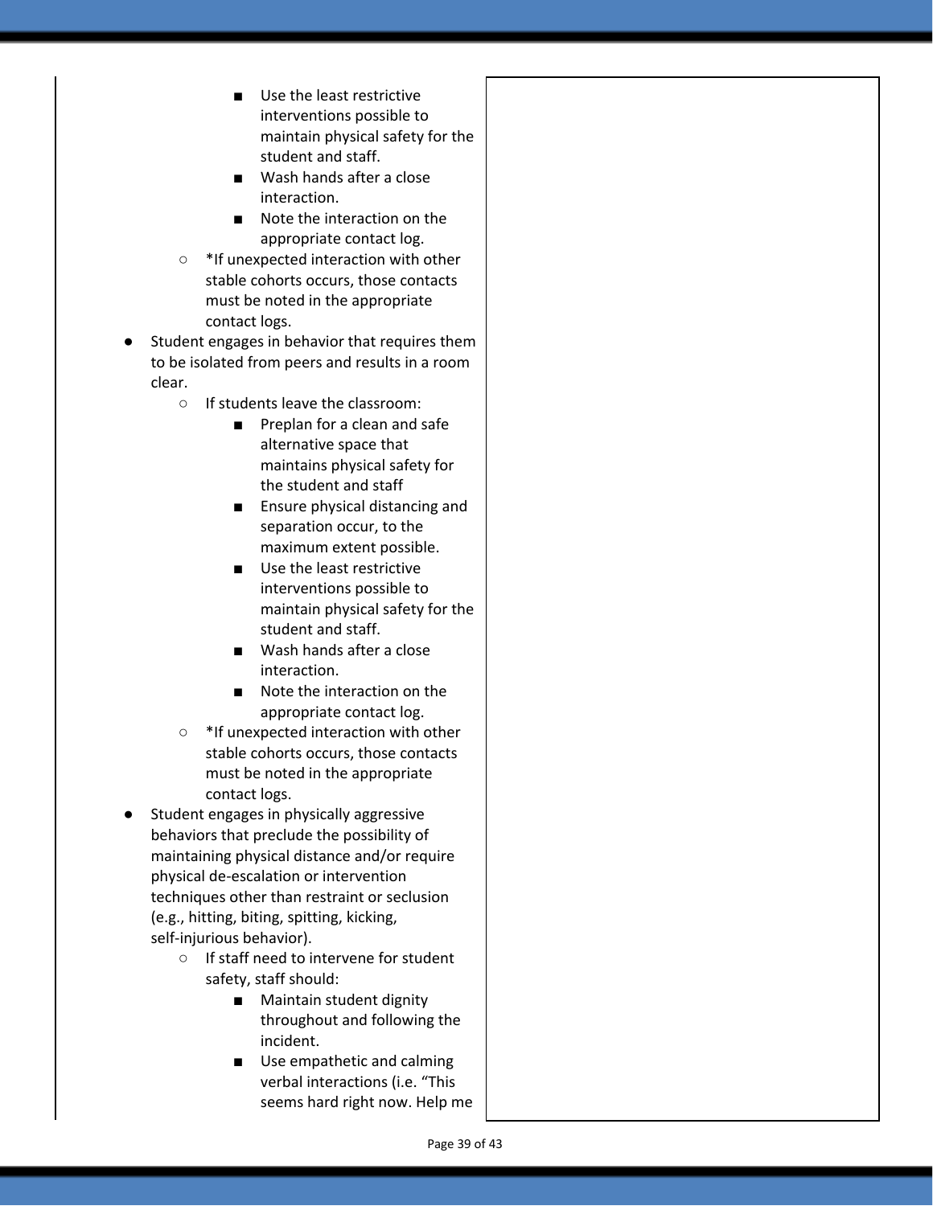- Use the least restrictive interventions possible to maintain physical safety for the student and staff.
        - Wash hands after a close interaction.
        - Note the interaction on the appropriate contact log.
    - *If unexpected interaction with other stable cohorts occurs, those contacts must be noted in the appropriate contact logs.
- Student engages in behavior that requires them to be isolated from peers and results in a room clear.
    - If students leave the classroom:
        - Preplan for a clean and safe alternative space that maintains physical safety for the student and staff
        - Ensure physical distancing and separation occur, to the maximum extent possible.
        - Use the least restrictive interventions possible to maintain physical safety for the student and staff.
        - Wash hands after a close interaction.
        - Note the interaction on the appropriate contact log.
    - *If unexpected interaction with other stable cohorts occurs, those contacts must be noted in the appropriate contact logs.
- Student engages in physically aggressive behaviors that preclude the possibility of maintaining physical distance and/or require physical de-escalation or intervention techniques other than restraint or seclusion (e.g., hitting, biting, spitting, kicking, self-injurious behavior).
    - If staff need to intervene for student safety, staff should:
        - Maintain student dignity throughout and following the incident.
        - Use empathetic and calming verbal interactions (i.e. "This seems hard right now. Help me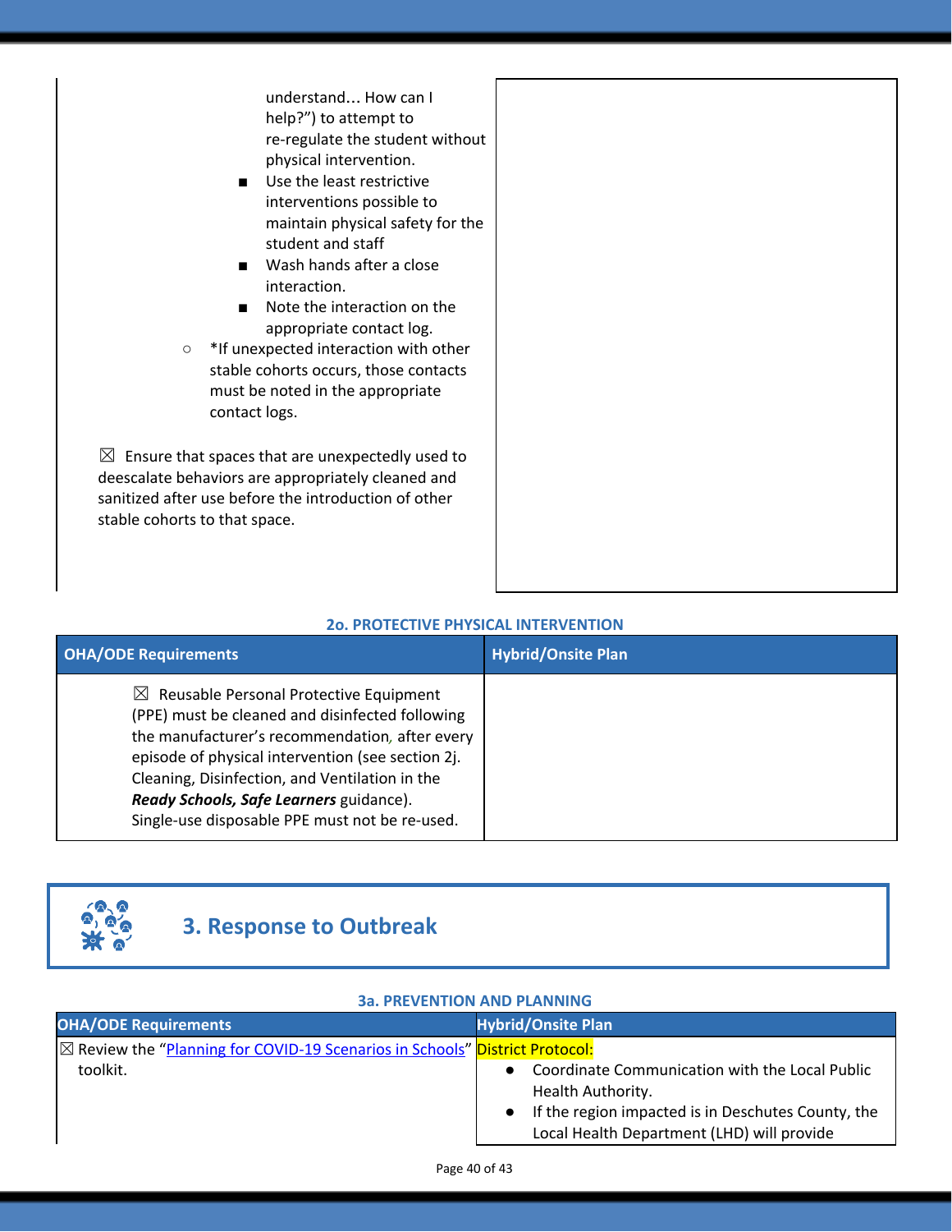| | |
|---|---|
| understand… How can I help?") to attempt to re-regulate the student without physical intervention.<br>■ Use the least restrictive interventions possible to maintain physical safety for the student and staff<br>■ Wash hands after a close interaction.<br>■ Note the interaction on the appropriate contact log.<br>○ *If unexpected interaction with other stable cohorts occurs, those contacts must be noted in the appropriate contact logs.<br><br>☒ Ensure that spaces that are unexpectedly used to deescalate behaviors are appropriately cleaned and sanitized after use before the introduction of other stable cohorts to that space. | |

### 2o. PROTECTIVE PHYSICAL INTERVENTION

| OHA/ODE Requirements | Hybrid/Onsite Plan |
|---|---|
| ☒ Reusable Personal Protective Equipment (PPE) must be cleaned and disinfected following the manufacturer's recommendation, after every episode of physical intervention (see section 2j. Cleaning, Disinfection, and Ventilation in the ***Ready Schools, Safe Learners*** guidance). Single-use disposable PPE must not be re-used. | |

## 3. Response to Outbreak

### 3a. PREVENTION AND PLANNING

| OHA/ODE Requirements | Hybrid/Onsite Plan |
|---|---|
| ☒ Review the "Planning for COVID-19 Scenarios in Schools" toolkit. | District Protocol:<br>● Coordinate Communication with the Local Public Health Authority.<br>● If the region impacted is in Deschutes County, the Local Health Department (LHD) will provide |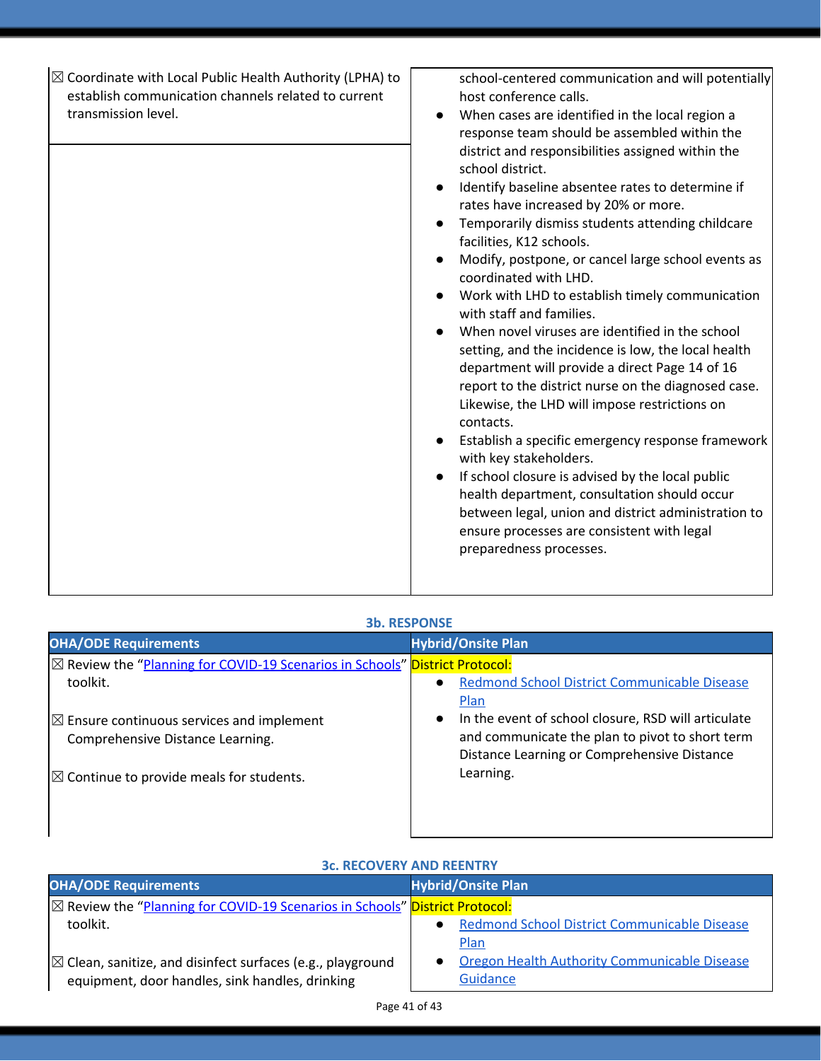| | |
|---|---|
| ☒ Coordinate with Local Public Health Authority (LPHA) to establish communication channels related to current transmission level. | school-centered communication and will potentially host conference calls.<br>• When cases are identified in the local region a response team should be assembled within the district and responsibilities assigned within the school district.<br>• Identify baseline absentee rates to determine if rates have increased by 20% or more.<br>• Temporarily dismiss students attending childcare facilities, K12 schools.<br>• Modify, postpone, or cancel large school events as coordinated with LHD.<br>• Work with LHD to establish timely communication with staff and families.<br>• When novel viruses are identified in the school setting, and the incidence is low, the local health department will provide a direct Page 14 of 16 report to the district nurse on the diagnosed case. Likewise, the LHD will impose restrictions on contacts.<br>• Establish a specific emergency response framework with key stakeholders.<br>• If school closure is advised by the local public health department, consultation should occur between legal, union and district administration to ensure processes are consistent with legal preparedness processes. |

### 3b. RESPONSE

| OHA/ODE Requirements | Hybrid/Onsite Plan |
|---|---|
| ☒ Review the "[Planning for COVID-19 Scenarios in Schools]()" toolkit.<br><br>☒ Ensure continuous services and implement Comprehensive Distance Learning.<br><br>☒ Continue to provide meals for students. | District Protocol:<br>• [Redmond School District Communicable Disease Plan]()<br>• In the event of school closure, RSD will articulate and communicate the plan to pivot to short term Distance Learning or Comprehensive Distance Learning. |

### 3c. RECOVERY AND REENTRY

| OHA/ODE Requirements | Hybrid/Onsite Plan |
|---|---|
| ☒ Review the "[Planning for COVID-19 Scenarios in Schools]()" toolkit.<br><br>☒ Clean, sanitize, and disinfect surfaces (e.g., playground equipment, door handles, sink handles, drinking | District Protocol:<br>• [Redmond School District Communicable Disease Plan]()<br>• [Oregon Health Authority Communicable Disease Guidance]() |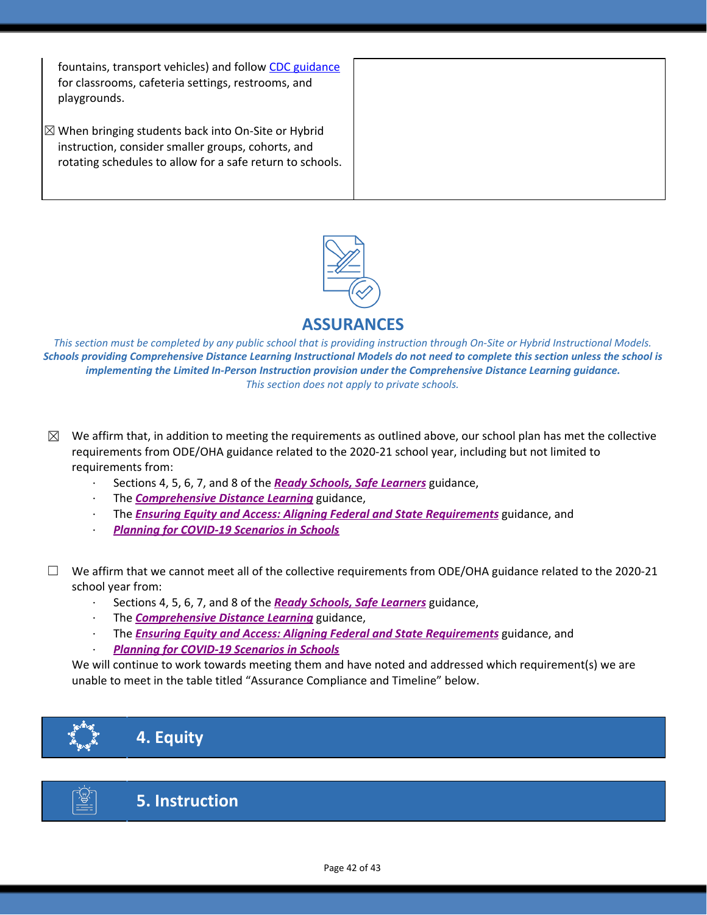| | |
|---|---|
| fountains, transport vehicles) and follow CDC guidance for classrooms, cafeteria settings, restrooms, and playgrounds.<br><br>☒ When bringing students back into On-Site or Hybrid instruction, consider smaller groups, cohorts, and rotating schedules to allow for a safe return to schools. | |

## ASSURANCES

*This section must be completed by any public school that is providing instruction through On-Site or Hybrid Instructional Models.*
***Schools providing Comprehensive Distance Learning Instructional Models do not need to complete this section unless the school is implementing the Limited In-Person Instruction provision under the Comprehensive Distance Learning guidance.***
*This section does not apply to private schools.*

☒ We affirm that, in addition to meeting the requirements as outlined above, our school plan has met the collective requirements from ODE/OHA guidance related to the 2020-21 school year, including but not limited to requirements from:

- Sections 4, 5, 6, 7, and 8 of the ***Ready Schools, Safe Learners*** guidance,
- The ***Comprehensive Distance Learning*** guidance,
- The ***Ensuring Equity and Access: Aligning Federal and State Requirements*** guidance, and
- ***Planning for COVID-19 Scenarios in Schools***

☐ We affirm that we cannot meet all of the collective requirements from ODE/OHA guidance related to the 2020-21 school year from:

- Sections 4, 5, 6, 7, and 8 of the ***Ready Schools, Safe Learners*** guidance,
- The ***Comprehensive Distance Learning*** guidance,
- The ***Ensuring Equity and Access: Aligning Federal and State Requirements*** guidance, and
- ***Planning for COVID-19 Scenarios in Schools***

We will continue to work towards meeting them and have noted and addressed which requirement(s) we are unable to meet in the table titled "Assurance Compliance and Timeline" below.

## 4. Equity

## 5. Instruction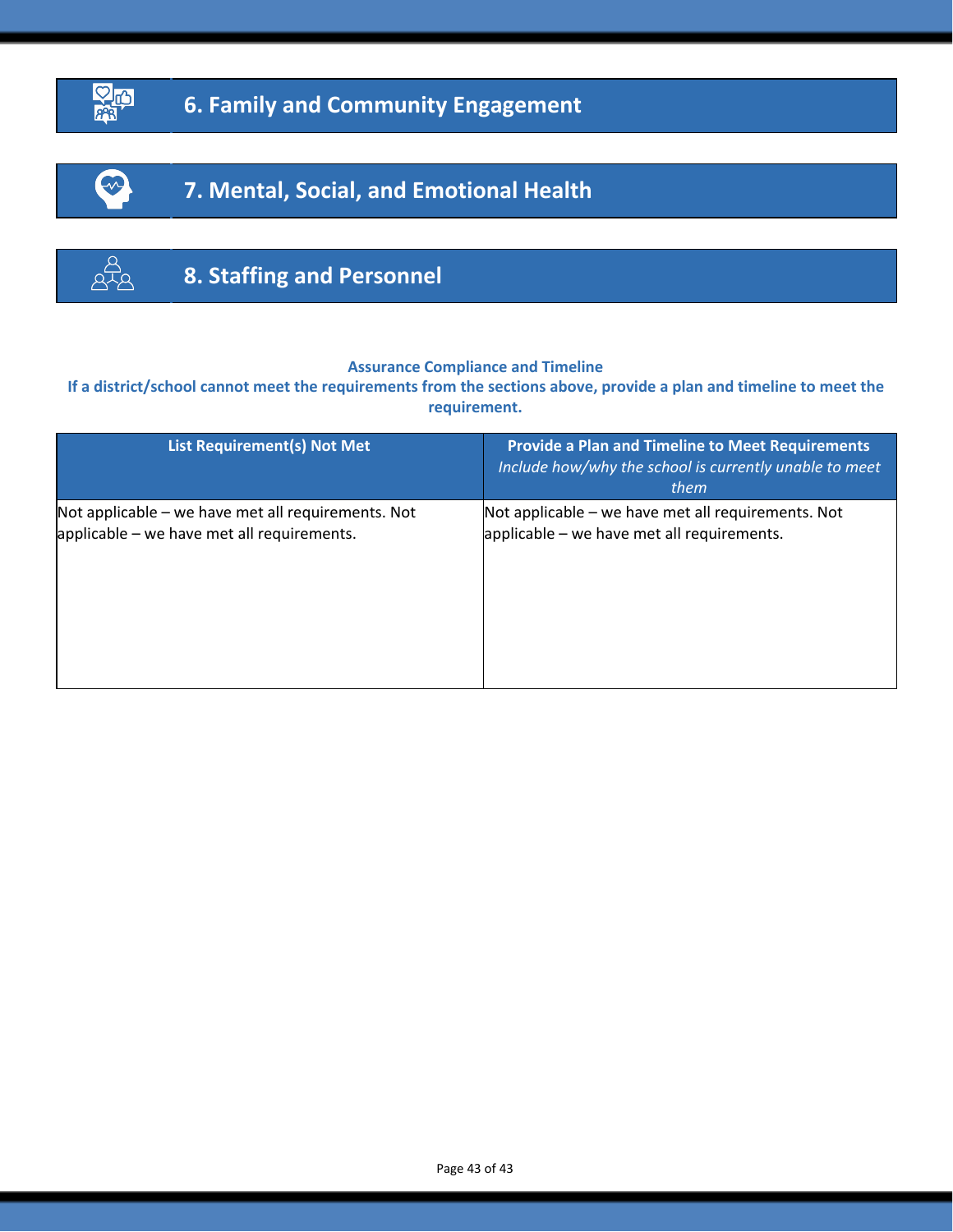## 6. Family and Community Engagement

## 7. Mental, Social, and Emotional Health

## 8. Staffing and Personnel

**Assurance Compliance and Timeline**

**If a district/school cannot meet the requirements from the sections above, provide a plan and timeline to meet the requirement.**

| List Requirement(s) Not Met | Provide a Plan and Timeline to Meet Requirements *Include how/why the school is currently unable to meet them* |
|---|---|
| Not applicable – we have met all requirements. Not applicable – we have met all requirements. | Not applicable – we have met all requirements. Not applicable – we have met all requirements. |